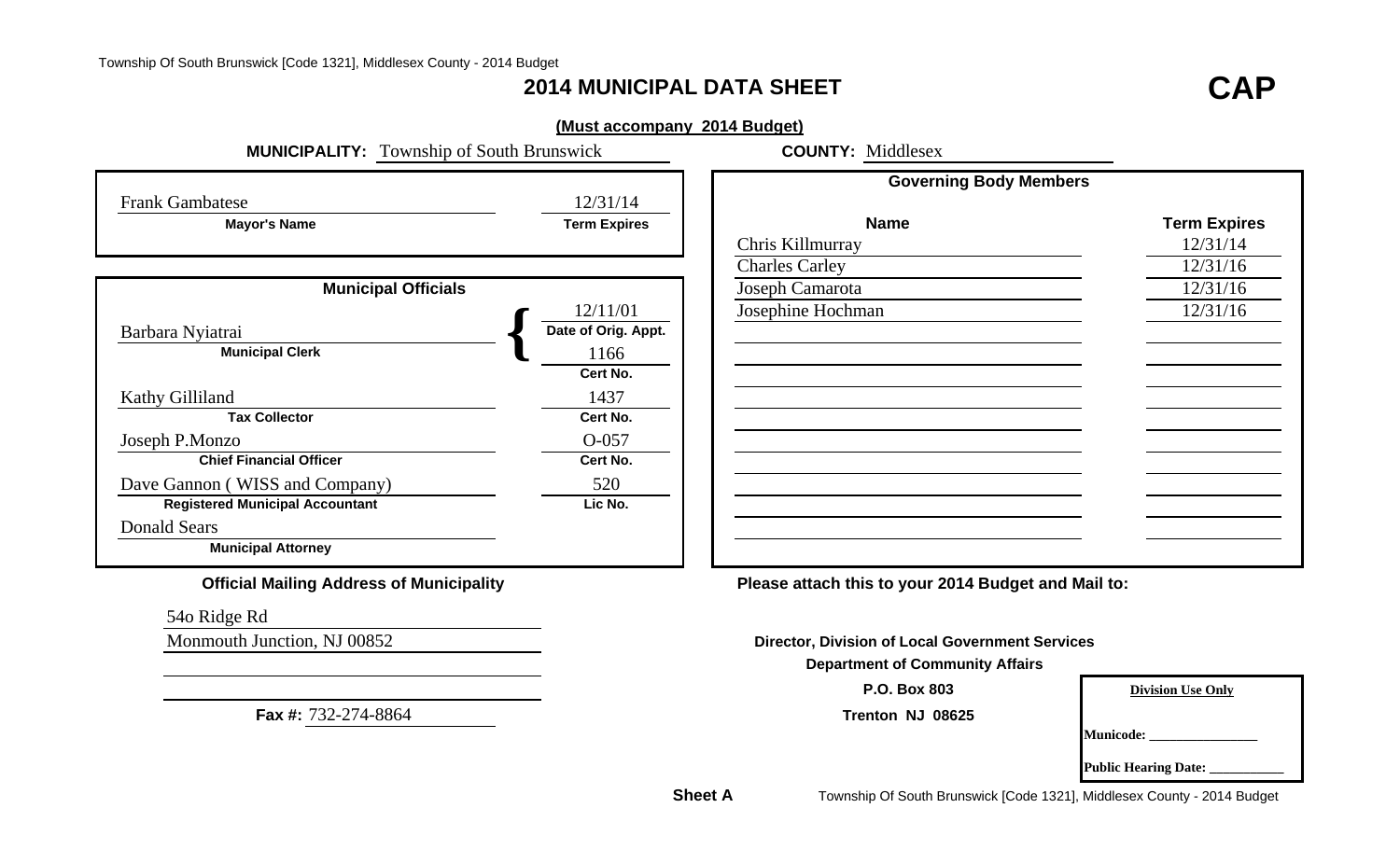# 2014 MUNICIPAL DATA SHEET

**CAP**

**(Must accompany 2014 Budget)**

**MUNICIPALITY:** Township of South Brunswick **COUNTY:** Middlesex

| Mayor's Name | Term Expires |
| --- | --- |
| Frank Gambatese | 12/31/14 |

**Municipal Officials**

| Official | Name | Date of Orig. Appt. / Cert No. / Lic No. |
| --- | --- | --- |
| Municipal Clerk | Barbara Nyiatrai | Date of Orig. Appt.: 12/11/01; Cert No.: 1166 |
| Tax Collector | Kathy Gilliland | Cert No.: 1437 |
| Chief Financial Officer | Joseph P.Monzo | Cert No.: O-057 |
| Registered Municipal Accountant | Dave Gannon ( WISS and Company) | Lic No.: 520 |
| Municipal Attorney | Donald Sears | |

**Governing Body Members**

| Name | Term Expires |
| --- | --- |
| Chris Killmurray | 12/31/14 |
| Charles Carley | 12/31/16 |
| Joseph Camarota | 12/31/16 |
| Josephine Hochman | 12/31/16 |

**Official Mailing Address of Municipality**

54o Ridge Rd
Monmouth Junction, NJ 00852

**Fax #:** 732-274-8864

**Please attach this to your 2014 Budget and Mail to:**

**Director, Division of Local Government Services**
**Department of Community Affairs**
**P.O. Box 803**
**Trenton NJ 08625**

| Division Use Only |
| --- |
| Municode: _______________ |
| Public Hearing Date: ___________ |

**Sheet A**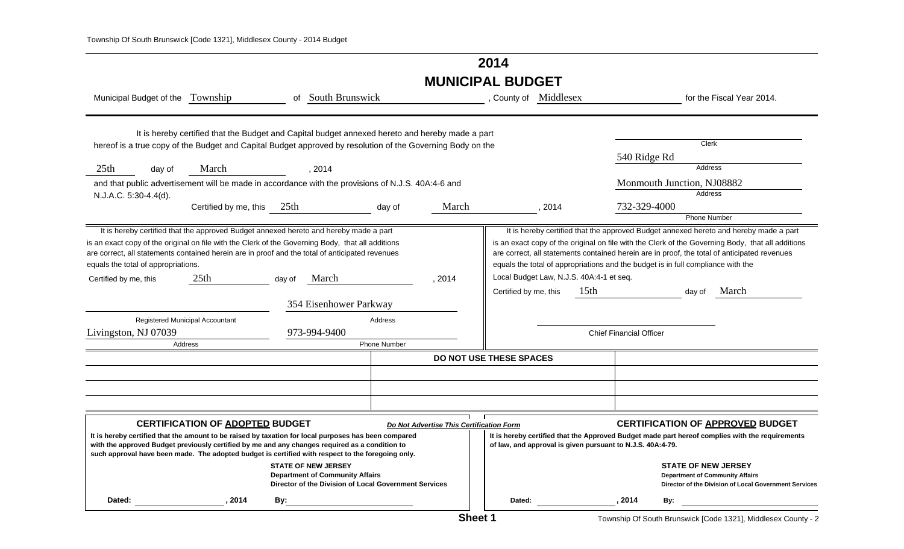# 2014

# MUNICIPAL BUDGET

Municipal Budget of the Township of South Brunswick, County of Middlesex for the Fiscal Year 2014.

It is hereby certified that the Budget and Capital budget annexed hereto and hereby made a part hereof is a true copy of the Budget and Capital Budget approved by resolution of the Governing Body on the 25th day of March, 2014

and that public advertisement will be made in accordance with the provisions of N.J.S. 40A:4-6 and N.J.A.C. 5:30-4.4(d).

Certified by me, this 25th day of March, 2014

Clerk

540 Ridge Rd
Address

Monmouth Junction, NJ08882
Address

732-329-4000
Phone Number

It is hereby certified that the approved Budget annexed hereto and hereby made a part is an exact copy of the original on file with the Clerk of the Governing Body, that all additions are correct, all statements contained herein are in proof and the total of anticipated revenues equals the total of appropriations.

Certified by me, this 25th day of March, 2014

Registered Municipal Accountant

354 Eisenhower Parkway
Address

Livingston, NJ 07039
Address

973-994-9400
Phone Number

It is hereby certified that the approved Budget annexed hereto and hereby made a part is an exact copy of the original on file with the Clerk of the Governing Body, that all additions are correct, all statements contained herein are in proof, the total of anticipated revenues equals the total of appropriations and the budget is in full compliance with the Local Budget Law, N.J.S. 40A:4-1 et seq.

Certified by me, this 15th day of March

Chief Financial Officer

**DO NOT USE THESE SPACES**

**CERTIFICATION OF ADOPTED BUDGET**

*Do Not Advertise This Certification Form*

**It is hereby certified that the amount to be raised by taxation for local purposes has been compared with the approved Budget previously certified by me and any changes required as a condition to such approval have been made. The adopted budget is certified with respect to the foregoing only.**

**STATE OF NEW JERSEY**
**Department of Community Affairs**
**Director of the Division of Local Government Services**

**Dated:** __________, 2014 **By:** __________

**CERTIFICATION OF APPROVED BUDGET**

**It is hereby certified that the Approved Budget made part hereof complies with the requirements of law, and approval is given pursuant to N.J.S. 40A:4-79.**

**STATE OF NEW JERSEY**
**Department of Community Affairs**
**Director of the Division of Local Government Services**

**Dated:** __________, 2014 **By:** __________

**Sheet 1**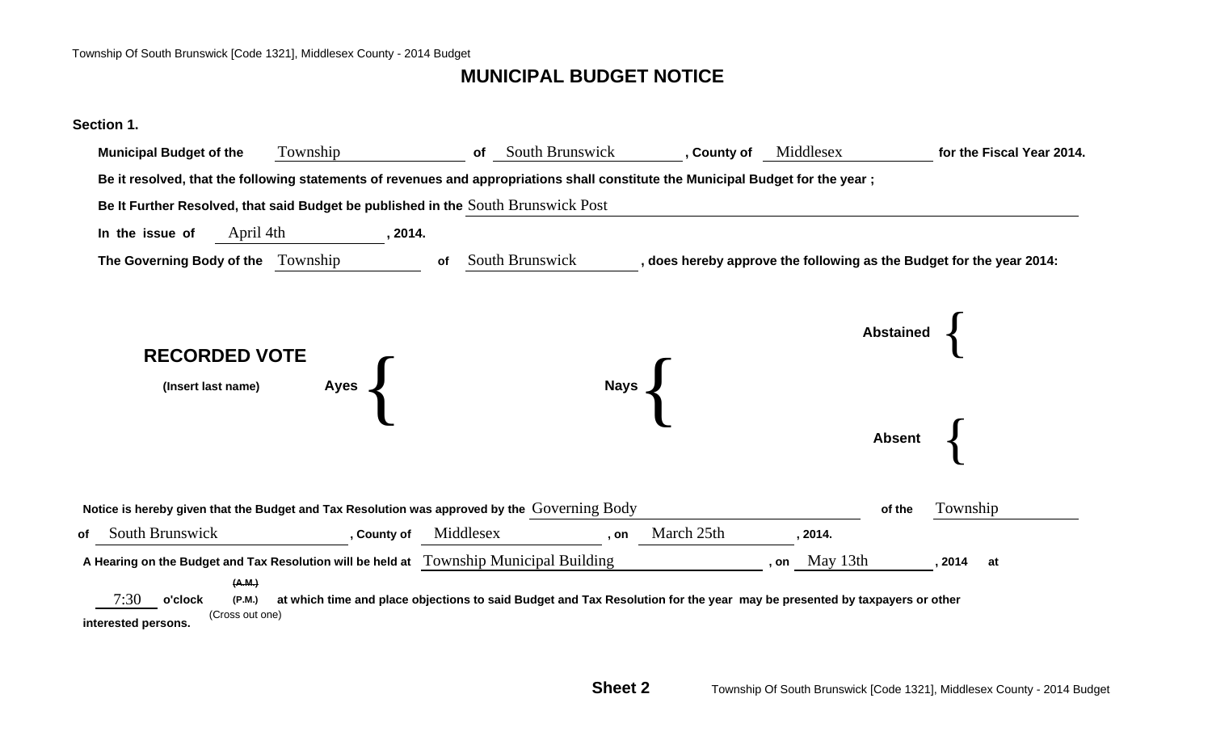# MUNICIPAL BUDGET NOTICE

**Section 1.**

**Municipal Budget of the** Township **of** South Brunswick **, County of** Middlesex **for the Fiscal Year 2014.**

**Be it resolved, that the following statements of revenues and appropriations shall constitute the Municipal Budget for the year ;**

**Be It Further Resolved, that said Budget be published in the** South Brunswick Post

**In the issue of** April 4th **, 2014.**

**The Governing Body of the** Township **of** South Brunswick **, does hereby approve the following as the Budget for the year 2014:**

**RECORDED VOTE**

**(Insert last name)**

**Ayes** {

**Nays** {

**Abstained** {

**Absent** {

**Notice is hereby given that the Budget and Tax Resolution was approved by the** Governing Body **of the** Township **of** South Brunswick **, County of** Middlesex **, on** March 25th **, 2014.**

**A Hearing on the Budget and Tax Resolution will be held at** Township Municipal Building **, on** May 13th **, 2014 at** 7:30 **o'clock** ~~(A.M.)~~ **(P.M.)** (Cross out one) **at which time and place objections to said Budget and Tax Resolution for the year may be presented by taxpayers or other interested persons.**

**Sheet 2**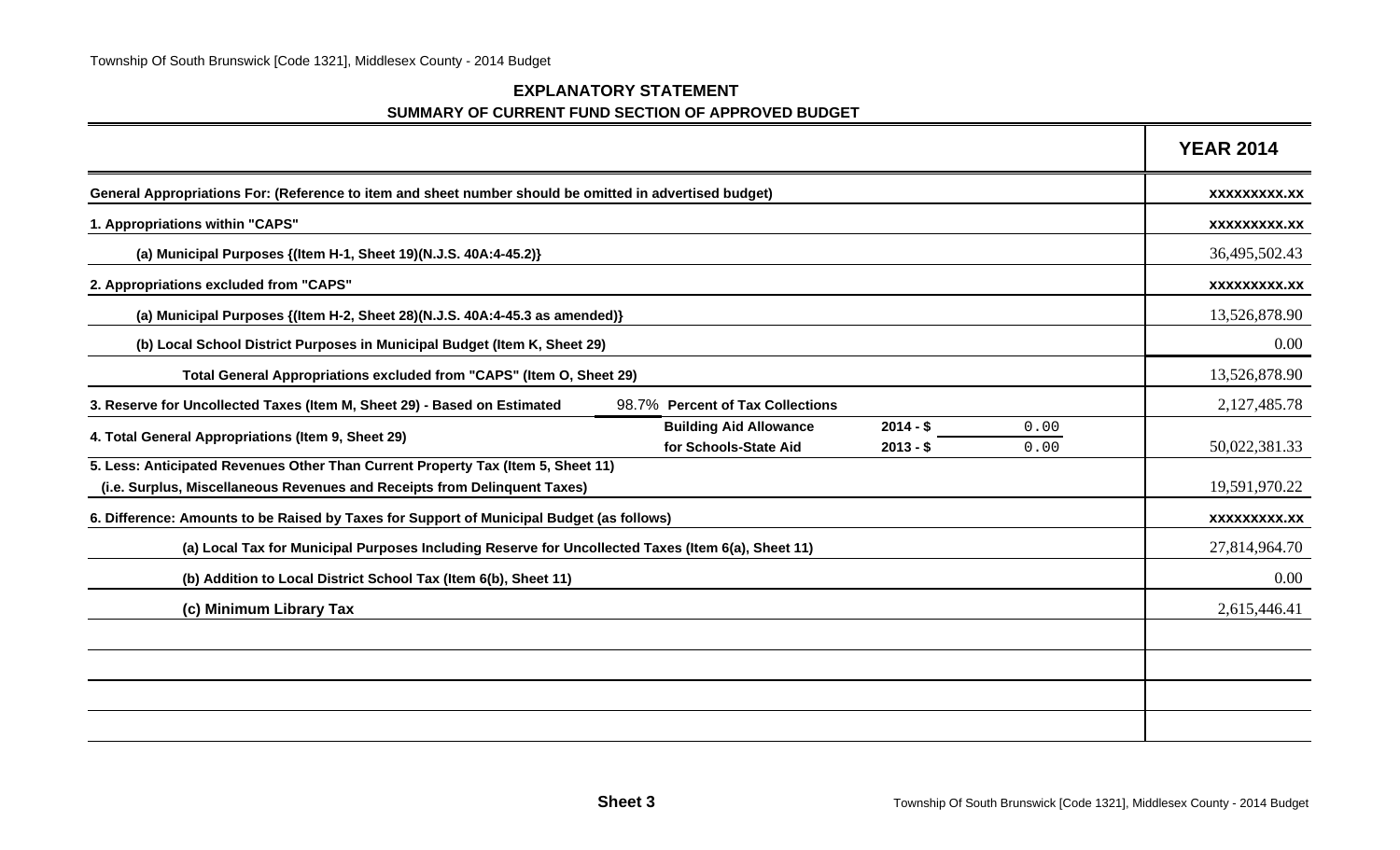## EXPLANATORY STATEMENT

### SUMMARY OF CURRENT FUND SECTION OF APPROVED BUDGET

| | | | | YEAR 2014 |
|---|---|---|---|---|
| General Appropriations For: (Reference to item and sheet number should be omitted in advertised budget) | | | | xxxxxxxxx.xx |
| 1. Appropriations within "CAPS" | | | | xxxxxxxxx.xx |
| (a) Municipal Purposes {(Item H-1, Sheet 19)(N.J.S. 40A:4-45.2)} | | | | 36,495,502.43 |
| 2. Appropriations excluded from "CAPS" | | | | xxxxxxxxx.xx |
| (a) Municipal Purposes {(Item H-2, Sheet 28)(N.J.S. 40A:4-45.3 as amended)} | | | | 13,526,878.90 |
| (b) Local School District Purposes in Municipal Budget (Item K, Sheet 29) | | | | 0.00 |
| Total General Appropriations excluded from "CAPS" (Item O, Sheet 29) | | | | 13,526,878.90 |
| 3. Reserve for Uncollected Taxes (Item M, Sheet 29) - Based on Estimated | 98.7% Percent of Tax Collections | | | 2,127,485.78 |
| 4. Total General Appropriations (Item 9, Sheet 29) | Building Aid Allowance for Schools-State Aid | 2014 - $<br>2013 - $ | 0.00<br>0.00 | 50,022,381.33 |
| 5. Less: Anticipated Revenues Other Than Current Property Tax (Item 5, Sheet 11) (i.e. Surplus, Miscellaneous Revenues and Receipts from Delinquent Taxes) | | | | 19,591,970.22 |
| 6. Difference: Amounts to be Raised by Taxes for Support of Municipal Budget (as follows) | | | | xxxxxxxxx.xx |
| (a) Local Tax for Municipal Purposes Including Reserve for Uncollected Taxes (Item 6(a), Sheet 11) | | | | 27,814,964.70 |
| (b) Addition to Local District School Tax (Item 6(b), Sheet 11) | | | | 0.00 |
| (c) Minimum Library Tax | | | | 2,615,446.41 |

Sheet 3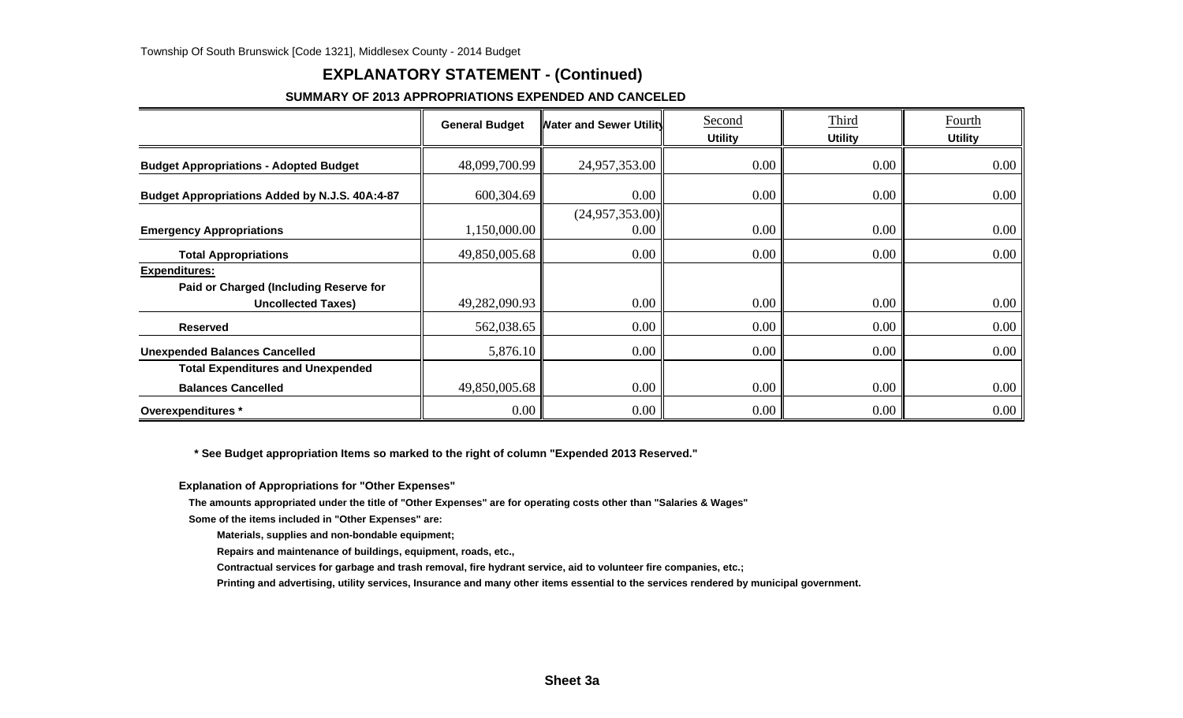# EXPLANATORY STATEMENT - (Continued)

## SUMMARY OF 2013 APPROPRIATIONS EXPENDED AND CANCELED

| | General Budget | Water and Sewer Utility | Second Utility | Third Utility | Fourth Utility |
|---|---|---|---|---|---|
| **Budget Appropriations - Adopted Budget** | 48,099,700.99 | 24,957,353.00 | 0.00 | 0.00 | 0.00 |
| **Budget Appropriations Added by N.J.S. 40A:4-87** | 600,304.69 | 0.00 | 0.00 | 0.00 | 0.00 |
| **Emergency Appropriations** | 1,150,000.00 | (24,957,353.00) 0.00 | 0.00 | 0.00 | 0.00 |
| **Total Appropriations** | 49,850,005.68 | 0.00 | 0.00 | 0.00 | 0.00 |
| **Expenditures:** | | | | | |
| **Paid or Charged (Including Reserve for Uncollected Taxes)** | 49,282,090.93 | 0.00 | 0.00 | 0.00 | 0.00 |
| **Reserved** | 562,038.65 | 0.00 | 0.00 | 0.00 | 0.00 |
| **Unexpended Balances Cancelled** | 5,876.10 | 0.00 | 0.00 | 0.00 | 0.00 |
| **Total Expenditures and Unexpended Balances Cancelled** | 49,850,005.68 | 0.00 | 0.00 | 0.00 | 0.00 |
| **Overexpenditures *** | 0.00 | 0.00 | 0.00 | 0.00 | 0.00 |

**\* See Budget appropriation Items so marked to the right of column "Expended 2013 Reserved."**

**Explanation of Appropriations for "Other Expenses"**

**The amounts appropriated under the title of "Other Expenses" are for operating costs other than "Salaries & Wages"**

**Some of the items included in "Other Expenses" are:**

**Materials, supplies and non-bondable equipment;**

**Repairs and maintenance of buildings, equipment, roads, etc.,**

**Contractual services for garbage and trash removal, fire hydrant service, aid to volunteer fire companies, etc.;**

**Printing and advertising, utility services, Insurance and many other items essential to the services rendered by municipal government.**

**Sheet 3a**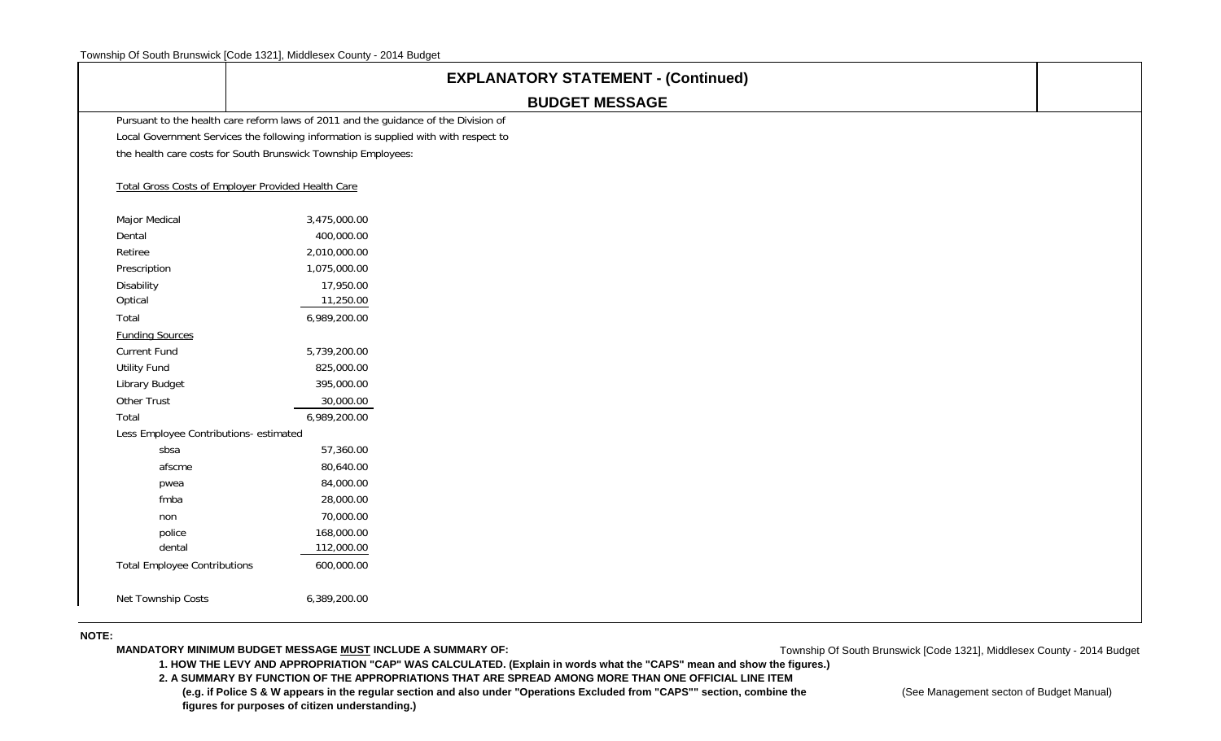# EXPLANATORY STATEMENT - (Continued)

## BUDGET MESSAGE

Pursuant to the health care reform laws of 2011 and the guidance of the Division of Local Government Services the following information is supplied with with respect to the health care costs for South Brunswick Township Employees:

Total Gross Costs of Employer Provided Health Care

| | |
|---|---|
| Major Medical | 3,475,000.00 |
| Dental | 400,000.00 |
| Retiree | 2,010,000.00 |
| Prescription | 1,075,000.00 |
| Disability | 17,950.00 |
| Optical | 11,250.00 |
| Total | 6,989,200.00 |
| Funding Sources | |
| Current Fund | 5,739,200.00 |
| Utility Fund | 825,000.00 |
| Library Budget | 395,000.00 |
| Other Trust | 30,000.00 |
| Total | 6,989,200.00 |
| Less Employee Contributions- estimated | |
| sbsa | 57,360.00 |
| afscme | 80,640.00 |
| pwea | 84,000.00 |
| fmba | 28,000.00 |
| non | 70,000.00 |
| police | 168,000.00 |
| dental | 112,000.00 |
| Total Employee Contributions | 600,000.00 |
| Net Township Costs | 6,389,200.00 |

**NOTE:**

**MANDATORY MINIMUM BUDGET MESSAGE MUST INCLUDE A SUMMARY OF:**

**1. HOW THE LEVY AND APPROPRIATION "CAP" WAS CALCULATED. (Explain in words what the "CAPS" mean and show the figures.)**

**2. A SUMMARY BY FUNCTION OF THE APPROPRIATIONS THAT ARE SPREAD AMONG MORE THAN ONE OFFICIAL LINE ITEM (e.g. if Police S & W appears in the regular section and also under "Operations Excluded from "CAPS"" section, combine the figures for purposes of citizen understanding.)**

(See Management secton of Budget Manual)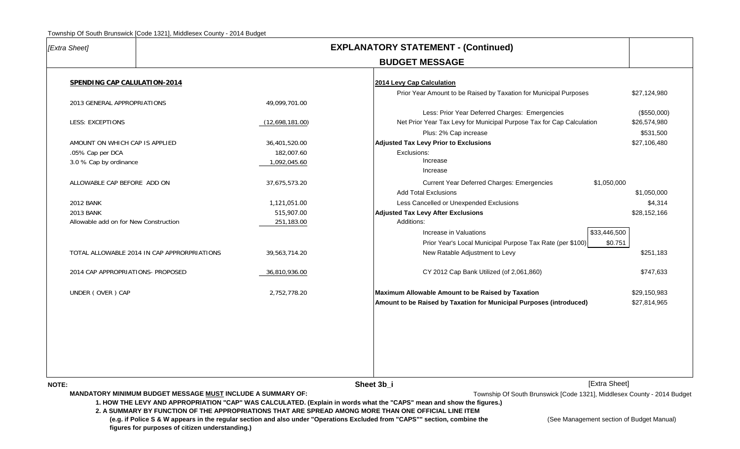*[Extra Sheet]*

# EXPLANATORY STATEMENT - (Continued)

## BUDGET MESSAGE

**SPENDING CAP CALULATION-2014**

| | |
|---|---|
| 2013 GENERAL APPROPRIATIONS | 49,099,701.00 |
| LESS: EXCEPTIONS | (12,698,181.00) |
| AMOUNT ON WHICH CAP IS APPLIED | 36,401,520.00 |
| .05% Cap per DCA | 182,007.60 |
| 3.0 % Cap by ordinance | 1,092,045.60 |
| ALLOWABLE CAP BEFORE ADD ON | 37,675,573.20 |
| 2012 BANK | 1,121,051.00 |
| 2013 BANK | 515,907.00 |
| Allowable add on for New Construction | 251,183.00 |
| TOTAL ALLOWABLE 2014 IN CAP APPRORPRIATIONS | 39,563,714.20 |
| 2014 CAP APPROPRIATIONS- PROPOSED | 36,810,936.00 |
| UNDER ( OVER ) CAP | 2,752,778.20 |

**2014 Levy Cap Calculation**

| | | |
|---|---|---|
| Prior Year Amount to be Raised by Taxation for Municipal Purposes | | $27,124,980 |
| Less: Prior Year Deferred Charges: Emergencies | | ($550,000) |
| Net Prior Year Tax Levy for Municipal Purpose Tax for Cap Calculation | | $26,574,980 |
| Plus: 2% Cap increase | | $531,500 |
| **Adjusted Tax Levy Prior to Exclusions** | | $27,106,480 |
| Exclusions: | | |
| Increase | | |
| Increase | | |
| Current Year Deferred Charges: Emergencies | $1,050,000 | |
| Add Total Exclusions | | $1,050,000 |
| Less Cancelled or Unexpended Exclusions | | $4,314 |
| **Adjusted Tax Levy After Exclusions** | | $28,152,166 |
| Additions: | | |
| Increase in Valuations | $33,446,500 | |
| Prior Year's Local Municipal Purpose Tax Rate (per $100) | $0.751 | |
| New Ratable Adjustment to Levy | | $251,183 |
| CY 2012 Cap Bank Utilized (of 2,061,860) | | $747,633 |
| **Maximum Allowable Amount to be Raised by Taxation** | | $29,150,983 |
| **Amount to be Raised by Taxation for Municipal Purposes (introduced)** | | $27,814,965 |

**NOTE:**

**MANDATORY MINIMUM BUDGET MESSAGE MUST INCLUDE A SUMMARY OF:**

**1. HOW THE LEVY AND APPROPRIATION "CAP" WAS CALCULATED. (Explain in words what the "CAPS" mean and show the figures.)**

**2. A SUMMARY BY FUNCTION OF THE APPROPRIATIONS THAT ARE SPREAD AMONG MORE THAN ONE OFFICIAL LINE ITEM (e.g. if Police S & W appears in the regular section and also under "Operations Excluded from "CAPS"" section, combine the figures for purposes of citizen understanding.)**

(See Management section of Budget Manual)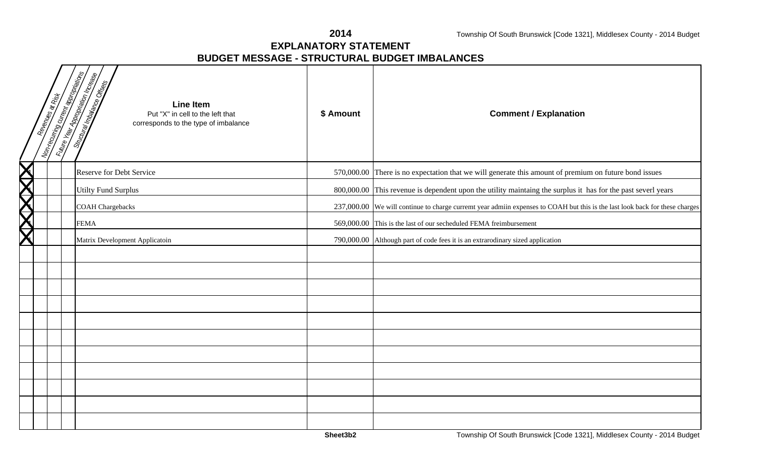# 2014

## EXPLANATORY STATEMENT

## BUDGET MESSAGE - STRUCTURAL BUDGET IMBALANCES

| Revenues at Risk | Non-recurring current appropriations | Future Year Appropriation Increase | Structural Imbalance Offsets | Line Item<br>Put "X" in cell to the left that corresponds to the type of imbalance | $ Amount | Comment / Explanation |
|---|---|---|---|---|---|---|
| X | | | | Reserve for Debt Service | 570,000.00 | There is no expectation that we will generate this amount of premium on future bond issues |
| X | | | | Utilty Fund Surplus | 800,000.00 | This revenue is dependent upon the utility maintaing the surplus it has for the past severl years |
| X | | | | COAH Chargebacks | 237,000.00 | We will continue to charge curremt year admiin expenses to COAH but this is the last look back for these charges |
| X | | | | FEMA | 569,000.00 | This is the last of our secheduled FEMA freimbursement |
| X | | | | Matrix Development Applicatoin | 790,000.00 | Although part of code fees it is an extrarodinary sized application |
| | | | | | | |
| | | | | | | |
| | | | | | | |
| | | | | | | |
| | | | | | | |
| | | | | | | |
| | | | | | | |
| | | | | | | |
| | | | | | | |
| | | | | | | |
| | | | | | | |

Sheet3b2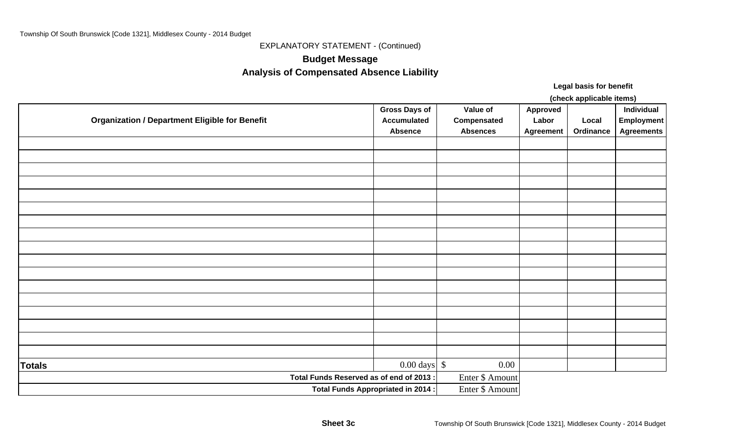EXPLANATORY STATEMENT - (Continued)

## Budget Message

## Analysis of Compensated Absence Liability

| Organization / Department Eligible for Benefit | Gross Days of Accumulated Absence | Value of Compensated Absences | Legal basis for benefit (check applicable items) Approved Labor Agreement | Local Ordinance | Individual Employment Agreements |
|---|---|---|---|---|---|
| | | | | | |
| | | | | | |
| | | | | | |
| | | | | | |
| | | | | | |
| | | | | | |
| | | | | | |
| | | | | | |
| | | | | | |
| | | | | | |
| | | | | | |
| | | | | | |
| | | | | | |
| | | | | | |
| | | | | | |
| | | | | | |
| | | | | | |
| **Totals** | 0.00 days | $ 0.00 | | | |
| **Total Funds Reserved as of end of 2013 :** | | Enter $ Amount | | | |
| **Total Funds Appropriated in 2014 :** | | Enter $ Amount | | | |

**Sheet 3c**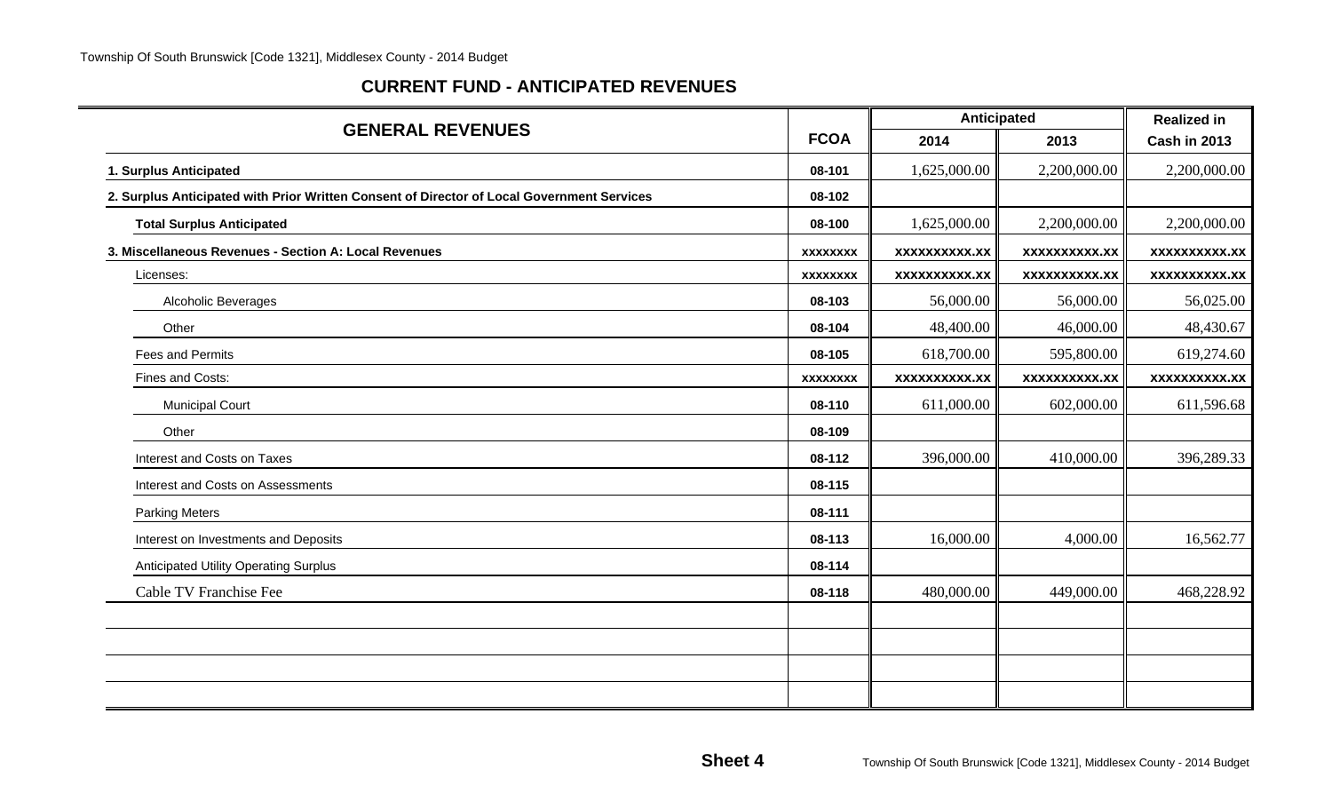## CURRENT FUND - ANTICIPATED REVENUES

| GENERAL REVENUES | FCOA | Anticipated 2014 | Anticipated 2013 | Realized in Cash in 2013 |
|---|---|---|---|---|
| **1. Surplus Anticipated** | 08-101 | 1,625,000.00 | 2,200,000.00 | 2,200,000.00 |
| **2. Surplus Anticipated with Prior Written Consent of Director of Local Government Services** | 08-102 | | | |
| **Total Surplus Anticipated** | 08-100 | 1,625,000.00 | 2,200,000.00 | 2,200,000.00 |
| **3. Miscellaneous Revenues - Section A: Local Revenues** | xxxxxxxx | xxxxxxxxxx.xx | xxxxxxxxxx.xx | xxxxxxxxxx.xx |
| Licenses: | xxxxxxxx | xxxxxxxxxx.xx | xxxxxxxxxx.xx | xxxxxxxxxx.xx |
| Alcoholic Beverages | 08-103 | 56,000.00 | 56,000.00 | 56,025.00 |
| Other | 08-104 | 48,400.00 | 46,000.00 | 48,430.67 |
| Fees and Permits | 08-105 | 618,700.00 | 595,800.00 | 619,274.60 |
| Fines and Costs: | xxxxxxxx | xxxxxxxxxx.xx | xxxxxxxxxx.xx | xxxxxxxxxx.xx |
| Municipal Court | 08-110 | 611,000.00 | 602,000.00 | 611,596.68 |
| Other | 08-109 | | | |
| Interest and Costs on Taxes | 08-112 | 396,000.00 | 410,000.00 | 396,289.33 |
| Interest and Costs on Assessments | 08-115 | | | |
| Parking Meters | 08-111 | | | |
| Interest on Investments and Deposits | 08-113 | 16,000.00 | 4,000.00 | 16,562.77 |
| Anticipated Utility Operating Surplus | 08-114 | | | |
| Cable TV Franchise Fee | 08-118 | 480,000.00 | 449,000.00 | 468,228.92 |
| | | | | |
| | | | | |
| | | | | |
| | | | | |

**Sheet 4**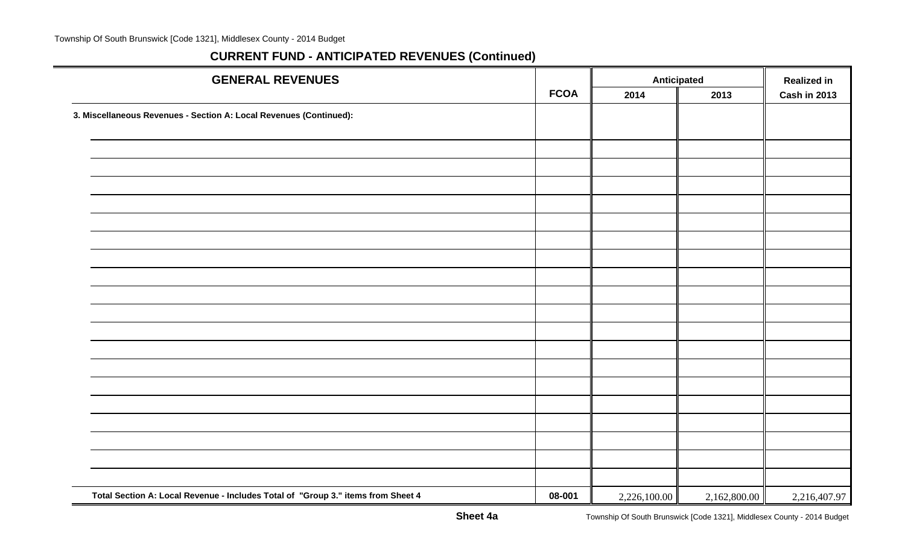## CURRENT FUND - ANTICIPATED REVENUES (Continued)

| GENERAL REVENUES | FCOA | Anticipated 2014 | Anticipated 2013 | Realized in Cash in 2013 |
|---|---|---|---|---|
| **3. Miscellaneous Revenues - Section A: Local Revenues (Continued):** | | | | |
| | | | | |
| | | | | |
| | | | | |
| | | | | |
| | | | | |
| | | | | |
| | | | | |
| | | | | |
| | | | | |
| | | | | |
| | | | | |
| | | | | |
| | | | | |
| | | | | |
| | | | | |
| | | | | |
| | | | | |
| | | | | |
| | | | | |
| **Total Section A: Local Revenue - Includes Total of "Group 3." items from Sheet 4** | **08-001** | 2,226,100.00 | 2,162,800.00 | 2,216,407.97 |

**Sheet 4a**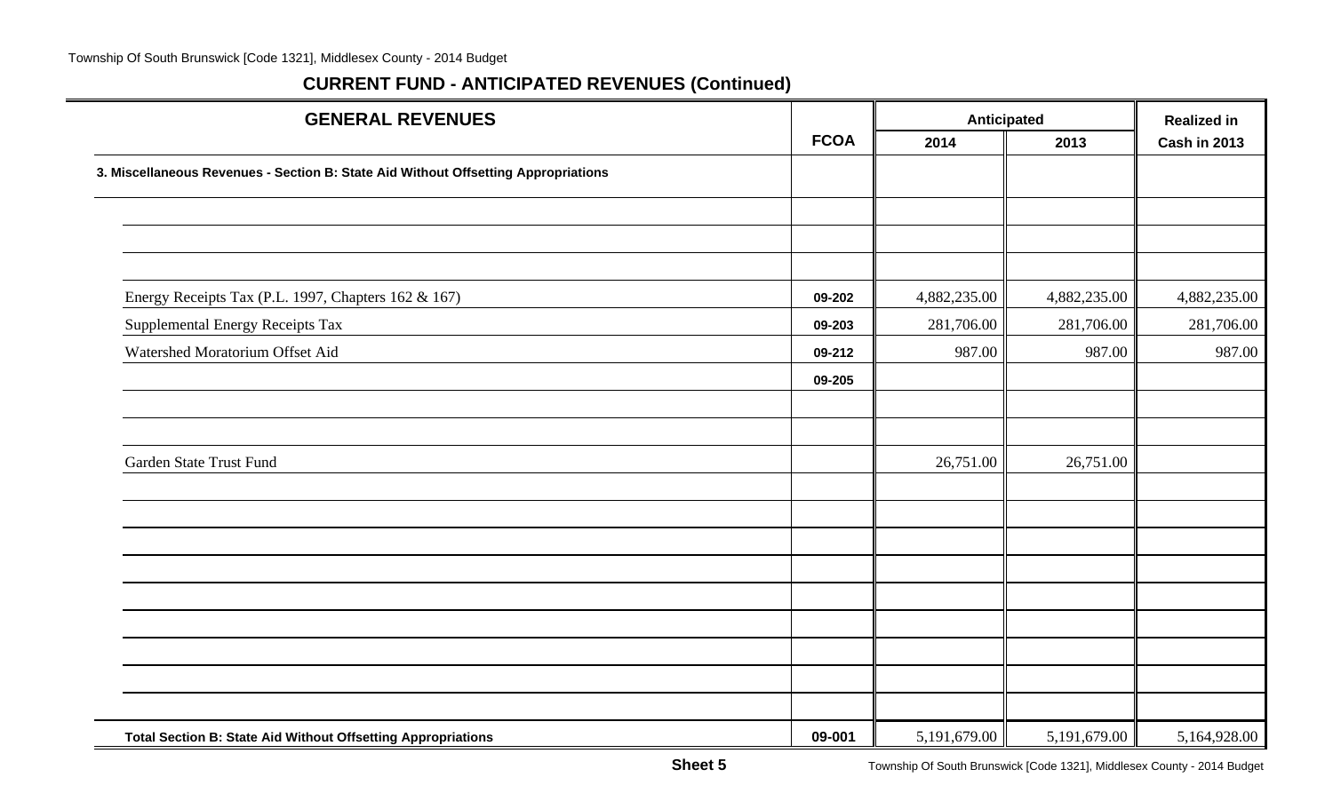## CURRENT FUND - ANTICIPATED REVENUES (Continued)

| GENERAL REVENUES | FCOA | Anticipated 2014 | Anticipated 2013 | Realized in Cash in 2013 |
|---|---|---|---|---|
| **3. Miscellaneous Revenues - Section B: State Aid Without Offsetting Appropriations** | | | | |
| | | | | |
| | | | | |
| | | | | |
| Energy Receipts Tax (P.L. 1997, Chapters 162 & 167) | 09-202 | 4,882,235.00 | 4,882,235.00 | 4,882,235.00 |
| Supplemental Energy Receipts Tax | 09-203 | 281,706.00 | 281,706.00 | 281,706.00 |
| Watershed Moratorium Offset Aid | 09-212 | 987.00 | 987.00 | 987.00 |
| | 09-205 | | | |
| | | | | |
| | | | | |
| Garden State Trust Fund | | 26,751.00 | 26,751.00 | |
| | | | | |
| | | | | |
| | | | | |
| | | | | |
| | | | | |
| | | | | |
| | | | | |
| | | | | |
| | | | | |
| **Total Section B: State Aid Without Offsetting Appropriations** | 09-001 | 5,191,679.00 | 5,191,679.00 | 5,164,928.00 |

**Sheet 5**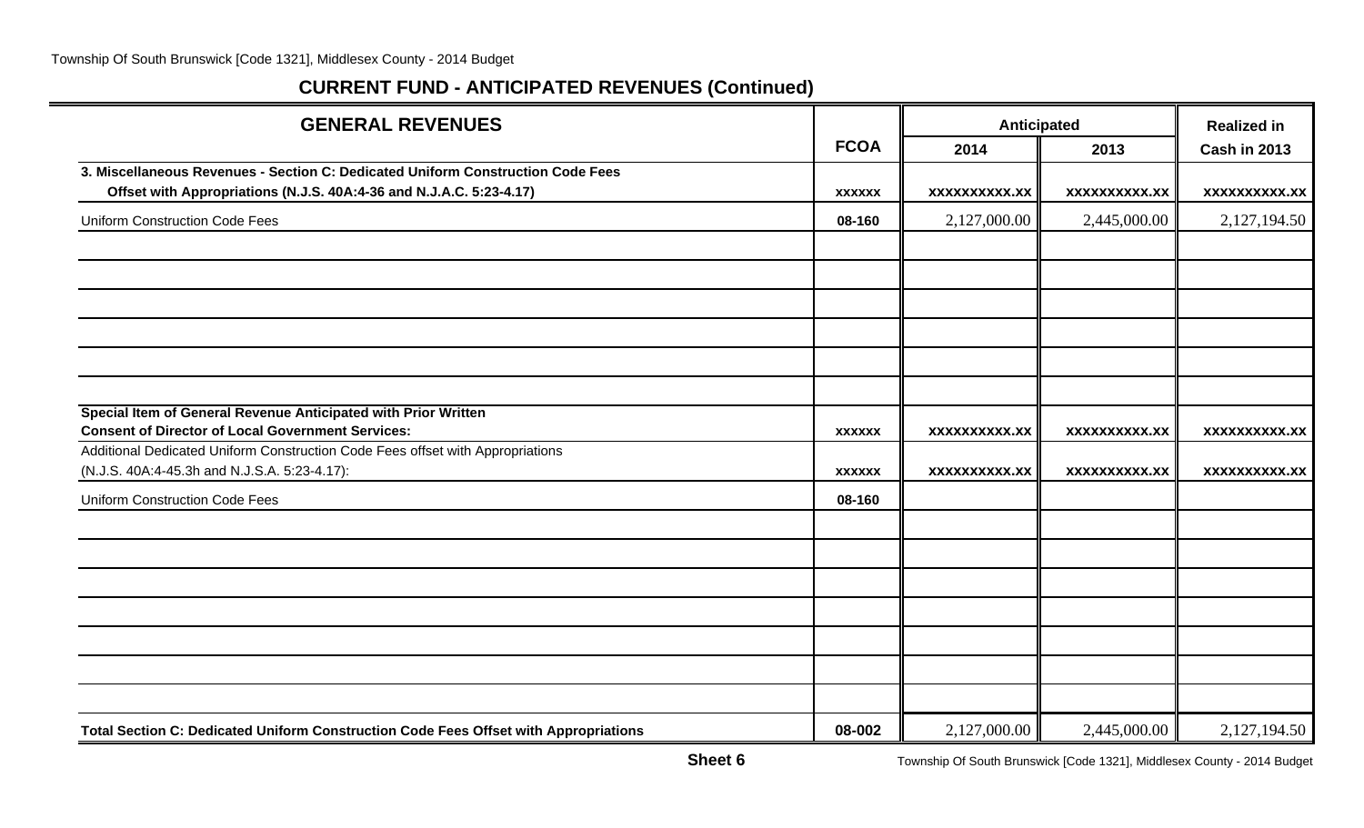## CURRENT FUND - ANTICIPATED REVENUES (Continued)

| GENERAL REVENUES | FCOA | Anticipated 2014 | Anticipated 2013 | Realized in Cash in 2013 |
|---|---|---|---|---|
| **3. Miscellaneous Revenues - Section C: Dedicated Uniform Construction Code Fees Offset with Appropriations (N.J.S. 40A:4-36 and N.J.A.C. 5:23-4.17)** | xxxxxx | xxxxxxxxxx.xx | xxxxxxxxxx.xx | xxxxxxxxxx.xx |
| Uniform Construction Code Fees | 08-160 | 2,127,000.00 | 2,445,000.00 | 2,127,194.50 |
| | | | | |
| | | | | |
| | | | | |
| | | | | |
| | | | | |
| | | | | |
| **Special Item of General Revenue Anticipated with Prior Written Consent of Director of Local Government Services:** | xxxxxx | xxxxxxxxxx.xx | xxxxxxxxxx.xx | xxxxxxxxxx.xx |
| Additional Dedicated Uniform Construction Code Fees offset with Appropriations (N.J.S. 40A:4-45.3h and N.J.S.A. 5:23-4.17): | xxxxxx | xxxxxxxxxx.xx | xxxxxxxxxx.xx | xxxxxxxxxx.xx |
| Uniform Construction Code Fees | 08-160 | | | |
| | | | | |
| | | | | |
| | | | | |
| | | | | |
| | | | | |
| | | | | |
| | | | | |
| **Total Section C: Dedicated Uniform Construction Code Fees Offset with Appropriations** | 08-002 | 2,127,000.00 | 2,445,000.00 | 2,127,194.50 |

**Sheet 6**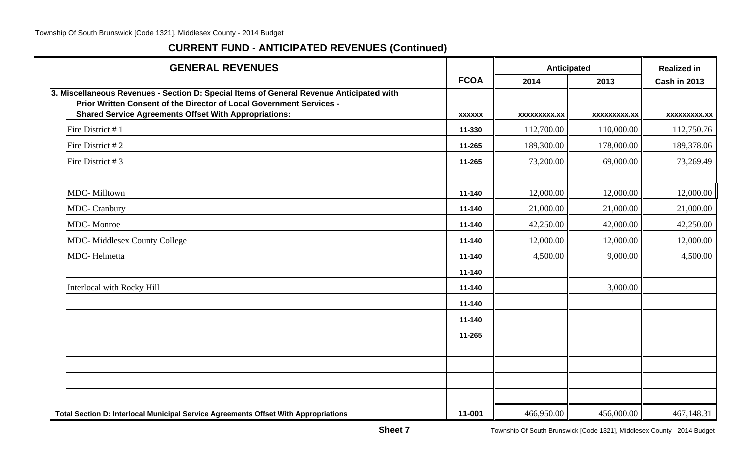## CURRENT FUND - ANTICIPATED REVENUES (Continued)

| GENERAL REVENUES | FCOA | Anticipated | | Realized in |
|---|---|---|---|---|
| | | 2014 | 2013 | Cash in 2013 |
| **3. Miscellaneous Revenues - Section D: Special Items of General Revenue Anticipated with Prior Written Consent of the Director of Local Government Services - Shared Service Agreements Offset With Appropriations:** | xxxxxx | xxxxxxxxx.xx | xxxxxxxxx.xx | xxxxxxxxx.xx |
| Fire District # 1 | 11-330 | 112,700.00 | 110,000.00 | 112,750.76 |
| Fire District # 2 | 11-265 | 189,300.00 | 178,000.00 | 189,378.06 |
| Fire District # 3 | 11-265 | 73,200.00 | 69,000.00 | 73,269.49 |
| | | | | |
| MDC- Milltown | 11-140 | 12,000.00 | 12,000.00 | 12,000.00 |
| MDC- Cranbury | 11-140 | 21,000.00 | 21,000.00 | 21,000.00 |
| MDC- Monroe | 11-140 | 42,250.00 | 42,000.00 | 42,250.00 |
| MDC- Middlesex County College | 11-140 | 12,000.00 | 12,000.00 | 12,000.00 |
| MDC- Helmetta | 11-140 | 4,500.00 | 9,000.00 | 4,500.00 |
| | 11-140 | | | |
| Interlocal with Rocky Hill | 11-140 | | 3,000.00 | |
| | 11-140 | | | |
| | 11-140 | | | |
| | 11-265 | | | |
| | | | | |
| | | | | |
| | | | | |
| | | | | |
| **Total Section D: Interlocal Municipal Service Agreements Offset With Appropriations** | 11-001 | 466,950.00 | 456,000.00 | 467,148.31 |

**Sheet 7**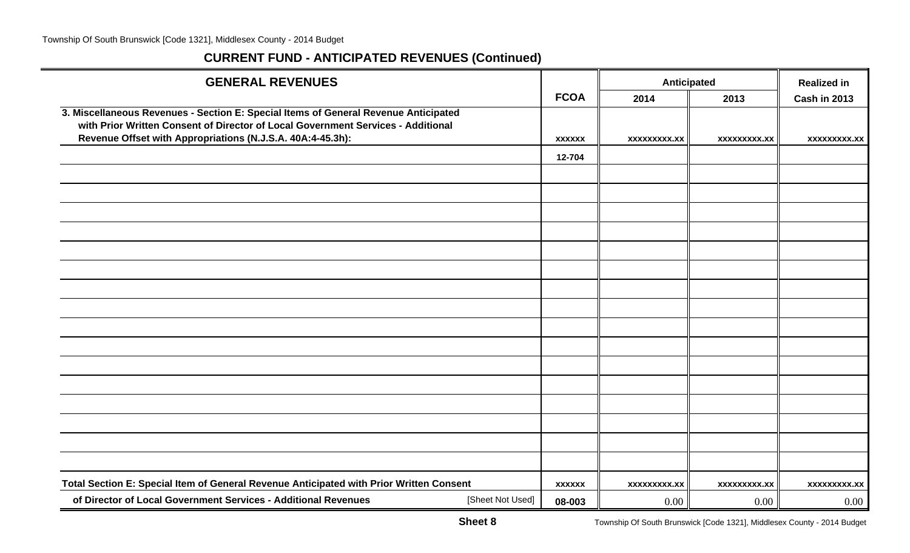## CURRENT FUND - ANTICIPATED REVENUES (Continued)

| GENERAL REVENUES | FCOA | Anticipated | | Realized in |
|---|---|---|---|---|
| | | 2014 | 2013 | Cash in 2013 |
| **3. Miscellaneous Revenues - Section E: Special Items of General Revenue Anticipated with Prior Written Consent of Director of Local Government Services - Additional Revenue Offset with Appropriations (N.J.S.A. 40A:4-45.3h):** | xxxxxx | xxxxxxxxx.xx | xxxxxxxxx.xx | xxxxxxxxx.xx |
| | 12-704 | | | |
| | | | | |
| | | | | |
| | | | | |
| | | | | |
| | | | | |
| | | | | |
| | | | | |
| | | | | |
| | | | | |
| | | | | |
| | | | | |
| | | | | |
| | | | | |
| | | | | |
| | | | | |
| | | | | |
| | | | | |
| **Total Section E: Special Item of General Revenue Anticipated with Prior Written Consent** | xxxxxx | xxxxxxxxx.xx | xxxxxxxxx.xx | xxxxxxxxx.xx |
| **of Director of Local Government Services - Additional Revenues** [Sheet Not Used] | 08-003 | 0.00 | 0.00 | 0.00 |

**Sheet 8**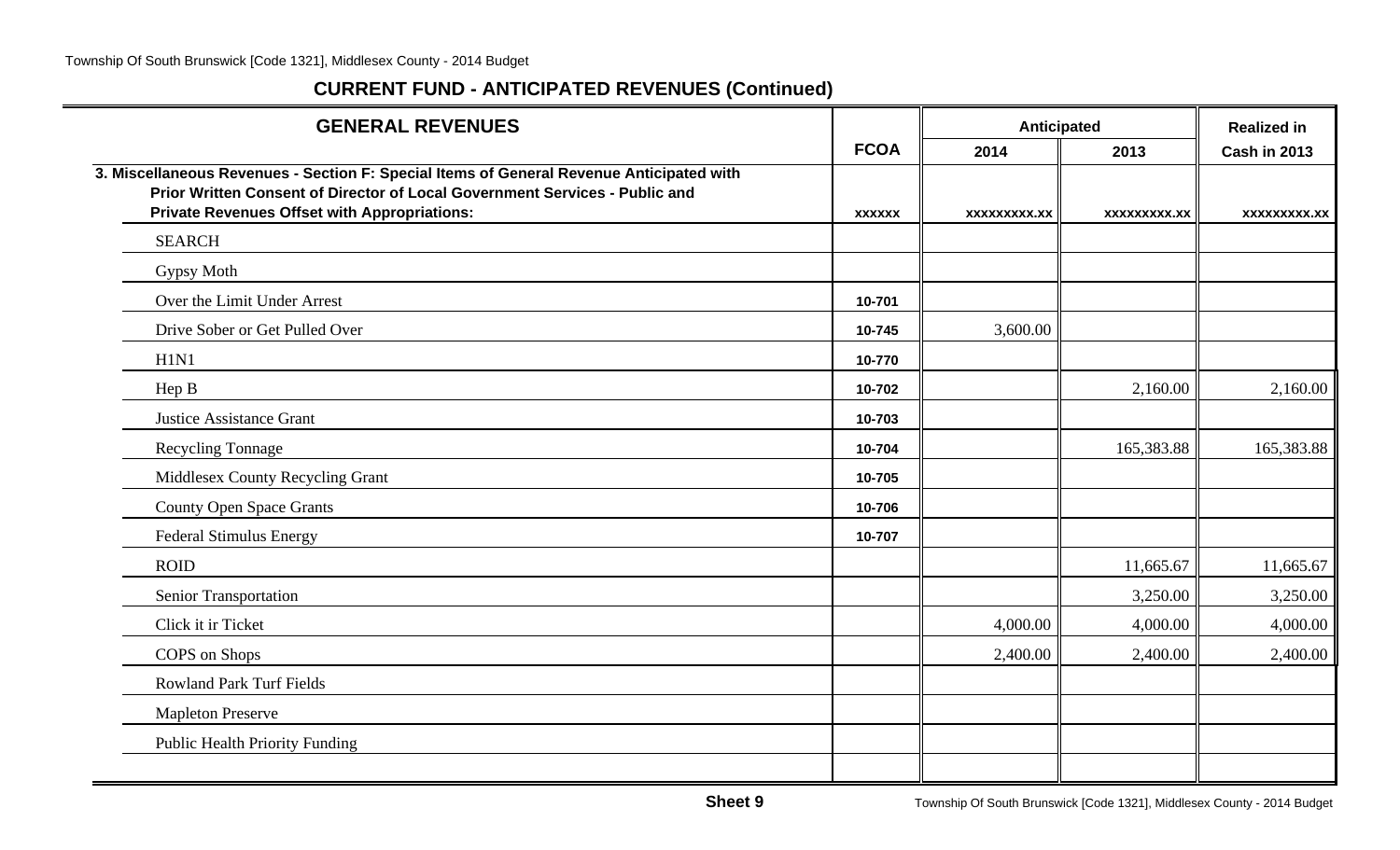## CURRENT FUND - ANTICIPATED REVENUES (Continued)

| GENERAL REVENUES | FCOA | Anticipated | | Realized in |
|---|---|---|---|---|
| | | 2014 | 2013 | Cash in 2013 |
| **3. Miscellaneous Revenues - Section F: Special Items of General Revenue Anticipated with Prior Written Consent of Director of Local Government Services - Public and Private Revenues Offset with Appropriations:** | xxxxxx | xxxxxxxxx.xx | xxxxxxxxx.xx | xxxxxxxxx.xx |
| SEARCH | | | | |
| Gypsy Moth | | | | |
| Over the Limit Under Arrest | 10-701 | | | |
| Drive Sober or Get Pulled Over | 10-745 | 3,600.00 | | |
| H1N1 | 10-770 | | | |
| Hep B | 10-702 | | 2,160.00 | 2,160.00 |
| Justice Assistance Grant | 10-703 | | | |
| Recycling Tonnage | 10-704 | | 165,383.88 | 165,383.88 |
| Middlesex County Recycling Grant | 10-705 | | | |
| County Open Space Grants | 10-706 | | | |
| Federal Stimulus Energy | 10-707 | | | |
| ROID | | | 11,665.67 | 11,665.67 |
| Senior Transportation | | | 3,250.00 | 3,250.00 |
| Click it ir Ticket | | 4,000.00 | 4,000.00 | 4,000.00 |
| COPS on Shops | | 2,400.00 | 2,400.00 | 2,400.00 |
| Rowland Park Turf Fields | | | | |
| Mapleton Preserve | | | | |
| Public Health Priority Funding | | | | |
| | | | | |

**Sheet 9**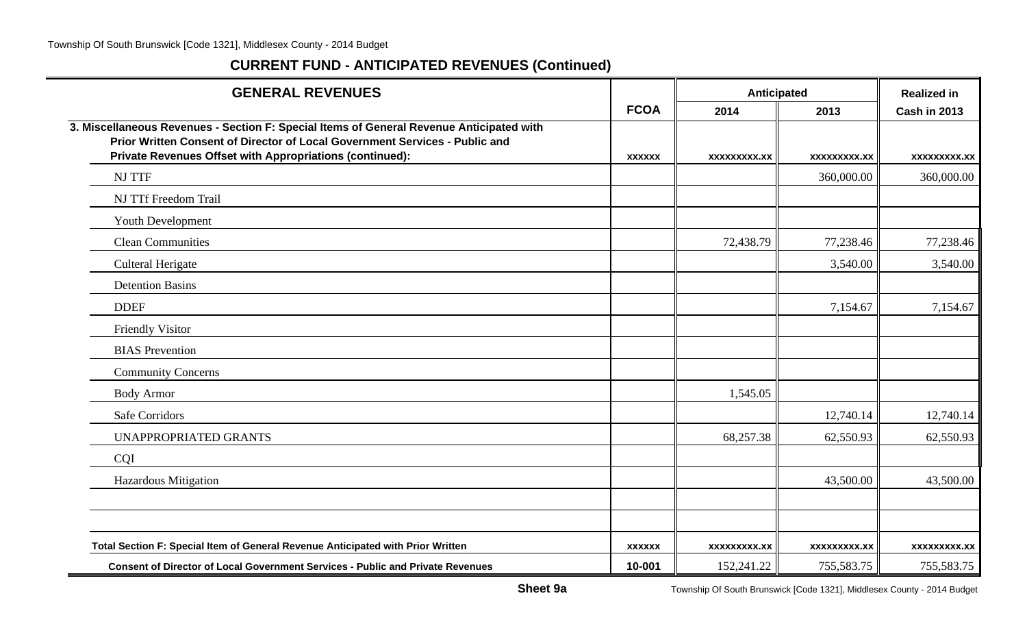## CURRENT FUND - ANTICIPATED REVENUES (Continued)

| GENERAL REVENUES | FCOA | Anticipated 2014 | Anticipated 2013 | Realized in Cash in 2013 |
|---|---|---|---|---|
| **3. Miscellaneous Revenues - Section F: Special Items of General Revenue Anticipated with Prior Written Consent of Director of Local Government Services - Public and Private Revenues Offset with Appropriations (continued):** | xxxxxx | xxxxxxxxx.xx | xxxxxxxxx.xx | xxxxxxxxx.xx |
| NJ TTF | | | 360,000.00 | 360,000.00 |
| NJ TTf Freedom Trail | | | | |
| Youth Development | | | | |
| Clean Communities | | 72,438.79 | 77,238.46 | 77,238.46 |
| Culteral Herigate | | | 3,540.00 | 3,540.00 |
| Detention Basins | | | | |
| DDEF | | | 7,154.67 | 7,154.67 |
| Friendly Visitor | | | | |
| BIAS Prevention | | | | |
| Community Concerns | | | | |
| Body Armor | | 1,545.05 | | |
| Safe Corridors | | | 12,740.14 | 12,740.14 |
| UNAPPROPRIATED GRANTS | | 68,257.38 | 62,550.93 | 62,550.93 |
| CQI | | | | |
| Hazardous Mitigation | | | 43,500.00 | 43,500.00 |
| | | | | |
| | | | | |
| **Total Section F: Special Item of General Revenue Anticipated with Prior Written** | xxxxxx | xxxxxxxxx.xx | xxxxxxxxx.xx | xxxxxxxxx.xx |
| **Consent of Director of Local Government Services - Public and Private Revenues** | 10-001 | 152,241.22 | 755,583.75 | 755,583.75 |

**Sheet 9a**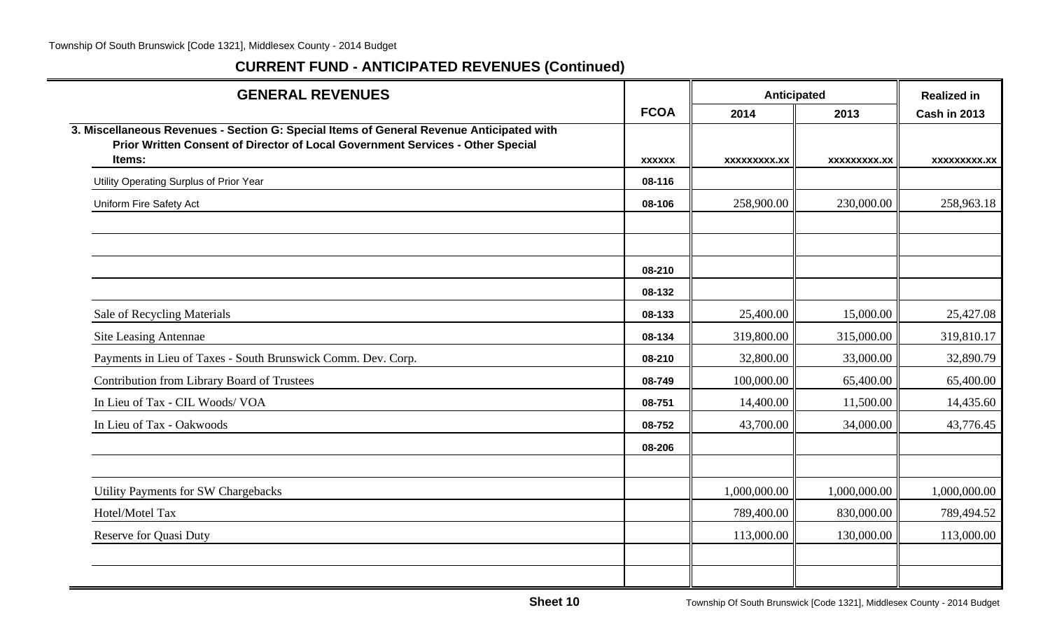## CURRENT FUND - ANTICIPATED REVENUES (Continued)

| GENERAL REVENUES | FCOA | Anticipated 2014 | Anticipated 2013 | Realized in Cash in 2013 |
|---|---|---|---|---|
| **3. Miscellaneous Revenues - Section G: Special Items of General Revenue Anticipated with Prior Written Consent of Director of Local Government Services - Other Special Items:** | **xxxxxx** | **xxxxxxxxx.xx** | **xxxxxxxxx.xx** | **xxxxxxxxx.xx** |
| Utility Operating Surplus of Prior Year | 08-116 | | | |
| Uniform Fire Safety Act | 08-106 | 258,900.00 | 230,000.00 | 258,963.18 |
| | | | | |
| | | | | |
| | 08-210 | | | |
| | 08-132 | | | |
| Sale of Recycling Materials | 08-133 | 25,400.00 | 15,000.00 | 25,427.08 |
| Site Leasing Antennae | 08-134 | 319,800.00 | 315,000.00 | 319,810.17 |
| Payments in Lieu of Taxes - South Brunswick Comm. Dev. Corp. | 08-210 | 32,800.00 | 33,000.00 | 32,890.79 |
| Contribution from Library Board of Trustees | 08-749 | 100,000.00 | 65,400.00 | 65,400.00 |
| In Lieu of Tax - CIL Woods/ VOA | 08-751 | 14,400.00 | 11,500.00 | 14,435.60 |
| In Lieu of Tax - Oakwoods | 08-752 | 43,700.00 | 34,000.00 | 43,776.45 |
| | 08-206 | | | |
| | | | | |
| Utility Payments for SW Chargebacks | | 1,000,000.00 | 1,000,000.00 | 1,000,000.00 |
| Hotel/Motel Tax | | 789,400.00 | 830,000.00 | 789,494.52 |
| Reserve for Quasi Duty | | 113,000.00 | 130,000.00 | 113,000.00 |
| | | | | |
| | | | | |

**Sheet 10**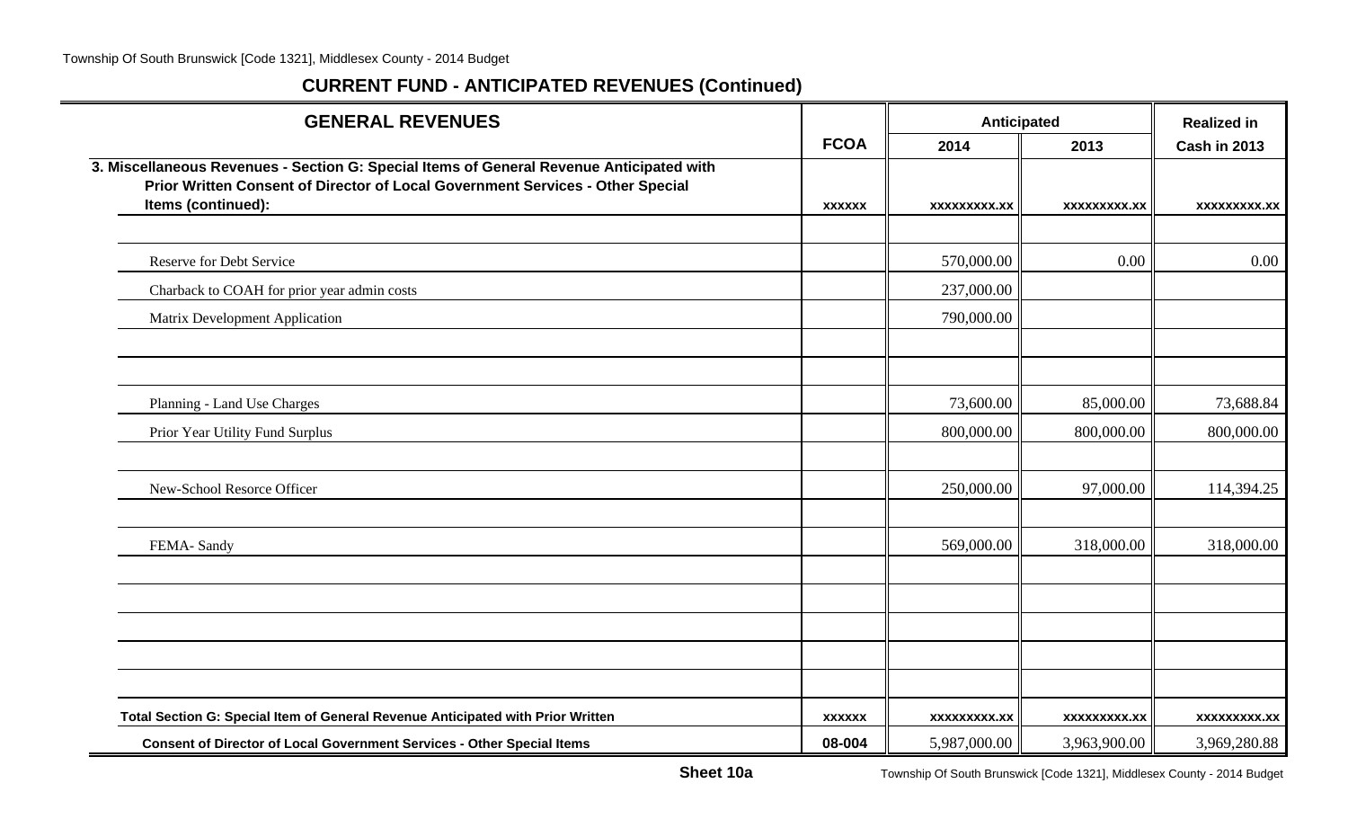## CURRENT FUND - ANTICIPATED REVENUES (Continued)

| GENERAL REVENUES | FCOA | Anticipated 2014 | Anticipated 2013 | Realized in Cash in 2013 |
|---|---|---|---|---|
| **3. Miscellaneous Revenues - Section G: Special Items of General Revenue Anticipated with Prior Written Consent of Director of Local Government Services - Other Special Items (continued):** | xxxxxx | xxxxxxxxx.xx | xxxxxxxxx.xx | xxxxxxxxx.xx |
| | | | | |
| Reserve for Debt Service | | 570,000.00 | 0.00 | 0.00 |
| Charback to COAH for prior year admin costs | | 237,000.00 | | |
| Matrix Development Application | | 790,000.00 | | |
| | | | | |
| | | | | |
| Planning - Land Use Charges | | 73,600.00 | 85,000.00 | 73,688.84 |
| Prior Year Utility Fund Surplus | | 800,000.00 | 800,000.00 | 800,000.00 |
| | | | | |
| New-School Resorce Officer | | 250,000.00 | 97,000.00 | 114,394.25 |
| | | | | |
| FEMA- Sandy | | 569,000.00 | 318,000.00 | 318,000.00 |
| | | | | |
| | | | | |
| | | | | |
| | | | | |
| | | | | |
| **Total Section G: Special Item of General Revenue Anticipated with Prior Written** | xxxxxx | xxxxxxxxx.xx | xxxxxxxxx.xx | xxxxxxxxx.xx |
| **Consent of Director of Local Government Services - Other Special Items** | 08-004 | 5,987,000.00 | 3,963,900.00 | 3,969,280.88 |

**Sheet 10a**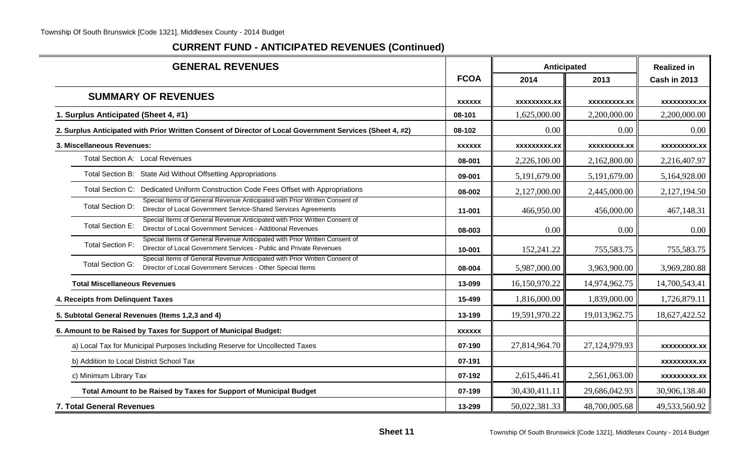## CURRENT FUND - ANTICIPATED REVENUES (Continued)

| GENERAL REVENUES | FCOA | Anticipated 2014 | Anticipated 2013 | Realized in Cash in 2013 |
|---|---|---|---|---|
| **SUMMARY OF REVENUES** | xxxxxx | xxxxxxxxx.xx | xxxxxxxxx.xx | xxxxxxxxx.xx |
| **1. Surplus Anticipated (Sheet 4, #1)** | 08-101 | 1,625,000.00 | 2,200,000.00 | 2,200,000.00 |
| **2. Surplus Anticipated with Prior Written Consent of Director of Local Government Services (Sheet 4, #2)** | 08-102 | 0.00 | 0.00 | 0.00 |
| **3. Miscellaneous Revenues:** | xxxxxx | xxxxxxxxx.xx | xxxxxxxxx.xx | xxxxxxxxx.xx |
| Total Section A: Local Revenues | 08-001 | 2,226,100.00 | 2,162,800.00 | 2,216,407.97 |
| Total Section B: State Aid Without Offsetting Appropriations | 09-001 | 5,191,679.00 | 5,191,679.00 | 5,164,928.00 |
| Total Section C: Dedicated Uniform Construction Code Fees Offset with Appropriations | 08-002 | 2,127,000.00 | 2,445,000.00 | 2,127,194.50 |
| Total Section D: Special Items of General Revenue Anticipated with Prior Written Consent of Director of Local Government Service-Shared Services Agreements | 11-001 | 466,950.00 | 456,000.00 | 467,148.31 |
| Total Section E: Special Items of General Revenue Anticipated with Prior Written Consent of Director of Local Government Services - Additional Revenues | 08-003 | 0.00 | 0.00 | 0.00 |
| Total Section F: Special Items of General Revenue Anticipated with Prior Written Consent of Director of Local Government Services - Public and Private Revenues | 10-001 | 152,241.22 | 755,583.75 | 755,583.75 |
| Total Section G: Special Items of General Revenue Anticipated with Prior Written Consent of Director of Local Government Services - Other Special Items | 08-004 | 5,987,000.00 | 3,963,900.00 | 3,969,280.88 |
| **Total Miscellaneous Revenues** | 13-099 | 16,150,970.22 | 14,974,962.75 | 14,700,543.41 |
| **4. Receipts from Delinquent Taxes** | 15-499 | 1,816,000.00 | 1,839,000.00 | 1,726,879.11 |
| **5. Subtotal General Revenues (Items 1,2,3 and 4)** | 13-199 | 19,591,970.22 | 19,013,962.75 | 18,627,422.52 |
| **6. Amount to be Raised by Taxes for Support of Municipal Budget:** | xxxxxx | | | |
| a) Local Tax for Municipal Purposes Including Reserve for Uncollected Taxes | 07-190 | 27,814,964.70 | 27,124,979.93 | xxxxxxxxx.xx |
| b) Addition to Local District School Tax | 07-191 | | | xxxxxxxxx.xx |
| c) Minimum Library Tax | 07-192 | 2,615,446.41 | 2,561,063.00 | xxxxxxxxx.xx |
| **Total Amount to be Raised by Taxes for Support of Municipal Budget** | 07-199 | 30,430,411.11 | 29,686,042.93 | 30,906,138.40 |
| **7. Total General Revenues** | 13-299 | 50,022,381.33 | 48,700,005.68 | 49,533,560.92 |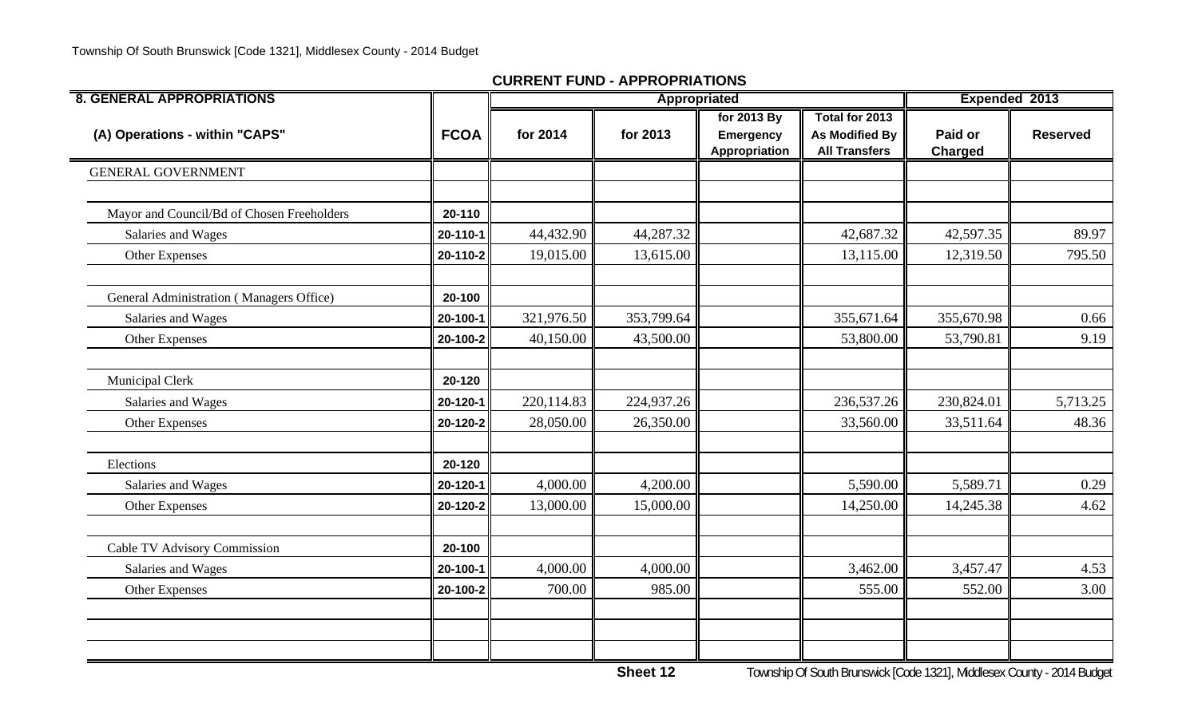## CURRENT FUND - APPROPRIATIONS

| 8. GENERAL APPROPRIATIONS | | Appropriated | | | | Expended 2013 | |
|---|---|---|---|---|---|---|---|
| (A) Operations - within "CAPS" | FCOA | for 2014 | for 2013 | for 2013 By Emergency Appropriation | Total for 2013 As Modified By All Transfers | Paid or Charged | Reserved |
| GENERAL GOVERNMENT | | | | | | | |
| | | | | | | | |
| Mayor and Council/Bd of Chosen Freeholders | 20-110 | | | | | | |
| Salaries and Wages | 20-110-1 | 44,432.90 | 44,287.32 | | 42,687.32 | 42,597.35 | 89.97 |
| Other Expenses | 20-110-2 | 19,015.00 | 13,615.00 | | 13,115.00 | 12,319.50 | 795.50 |
| | | | | | | | |
| General Administration ( Managers Office) | 20-100 | | | | | | |
| Salaries and Wages | 20-100-1 | 321,976.50 | 353,799.64 | | 355,671.64 | 355,670.98 | 0.66 |
| Other Expenses | 20-100-2 | 40,150.00 | 43,500.00 | | 53,800.00 | 53,790.81 | 9.19 |
| | | | | | | | |
| Municipal Clerk | 20-120 | | | | | | |
| Salaries and Wages | 20-120-1 | 220,114.83 | 224,937.26 | | 236,537.26 | 230,824.01 | 5,713.25 |
| Other Expenses | 20-120-2 | 28,050.00 | 26,350.00 | | 33,560.00 | 33,511.64 | 48.36 |
| | | | | | | | |
| Elections | 20-120 | | | | | | |
| Salaries and Wages | 20-120-1 | 4,000.00 | 4,200.00 | | 5,590.00 | 5,589.71 | 0.29 |
| Other Expenses | 20-120-2 | 13,000.00 | 15,000.00 | | 14,250.00 | 14,245.38 | 4.62 |
| | | | | | | | |
| Cable TV Advisory Commission | 20-100 | | | | | | |
| Salaries and Wages | 20-100-1 | 4,000.00 | 4,000.00 | | 3,462.00 | 3,457.47 | 4.53 |
| Other Expenses | 20-100-2 | 700.00 | 985.00 | | 555.00 | 552.00 | 3.00 |

Sheet 12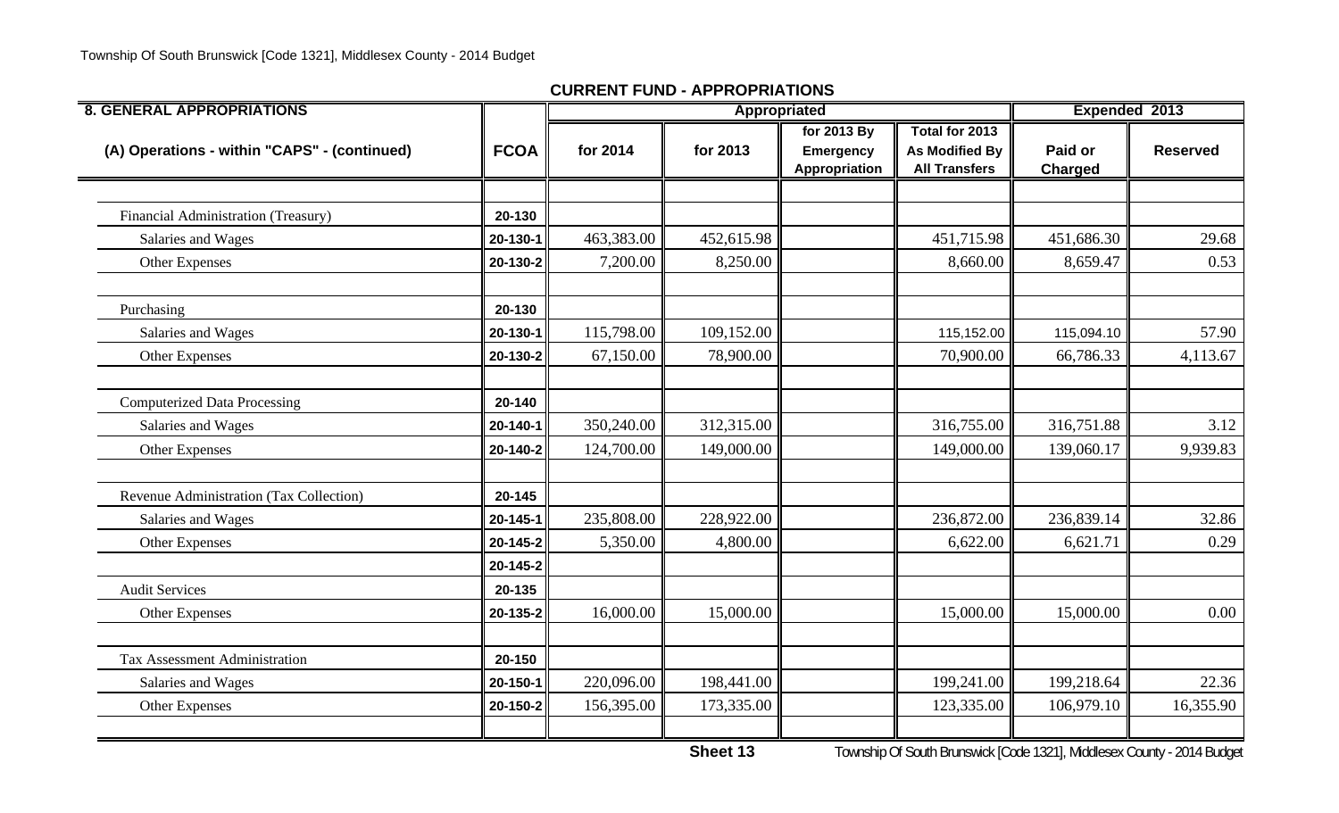## CURRENT FUND - APPROPRIATIONS

| 8. GENERAL APPROPRIATIONS | | Appropriated | | | | Expended 2013 | |
|---|---|---|---|---|---|---|---|
| (A) Operations - within "CAPS" - (continued) | FCOA | for 2014 | for 2013 | for 2013 By Emergency Appropriation | Total for 2013 As Modified By All Transfers | Paid or Charged | Reserved |
| | | | | | | | |
| Financial Administration (Treasury) | 20-130 | | | | | | |
| Salaries and Wages | 20-130-1 | 463,383.00 | 452,615.98 | | 451,715.98 | 451,686.30 | 29.68 |
| Other Expenses | 20-130-2 | 7,200.00 | 8,250.00 | | 8,660.00 | 8,659.47 | 0.53 |
| | | | | | | | |
| Purchasing | 20-130 | | | | | | |
| Salaries and Wages | 20-130-1 | 115,798.00 | 109,152.00 | | 115,152.00 | 115,094.10 | 57.90 |
| Other Expenses | 20-130-2 | 67,150.00 | 78,900.00 | | 70,900.00 | 66,786.33 | 4,113.67 |
| | | | | | | | |
| Computerized Data Processing | 20-140 | | | | | | |
| Salaries and Wages | 20-140-1 | 350,240.00 | 312,315.00 | | 316,755.00 | 316,751.88 | 3.12 |
| Other Expenses | 20-140-2 | 124,700.00 | 149,000.00 | | 149,000.00 | 139,060.17 | 9,939.83 |
| | | | | | | | |
| Revenue Administration (Tax Collection) | 20-145 | | | | | | |
| Salaries and Wages | 20-145-1 | 235,808.00 | 228,922.00 | | 236,872.00 | 236,839.14 | 32.86 |
| Other Expenses | 20-145-2 | 5,350.00 | 4,800.00 | | 6,622.00 | 6,621.71 | 0.29 |
| | 20-145-2 | | | | | | |
| Audit Services | 20-135 | | | | | | |
| Other Expenses | 20-135-2 | 16,000.00 | 15,000.00 | | 15,000.00 | 15,000.00 | 0.00 |
| | | | | | | | |
| Tax Assessment Administration | 20-150 | | | | | | |
| Salaries and Wages | 20-150-1 | 220,096.00 | 198,441.00 | | 199,241.00 | 199,218.64 | 22.36 |
| Other Expenses | 20-150-2 | 156,395.00 | 173,335.00 | | 123,335.00 | 106,979.10 | 16,355.90 |

Sheet 13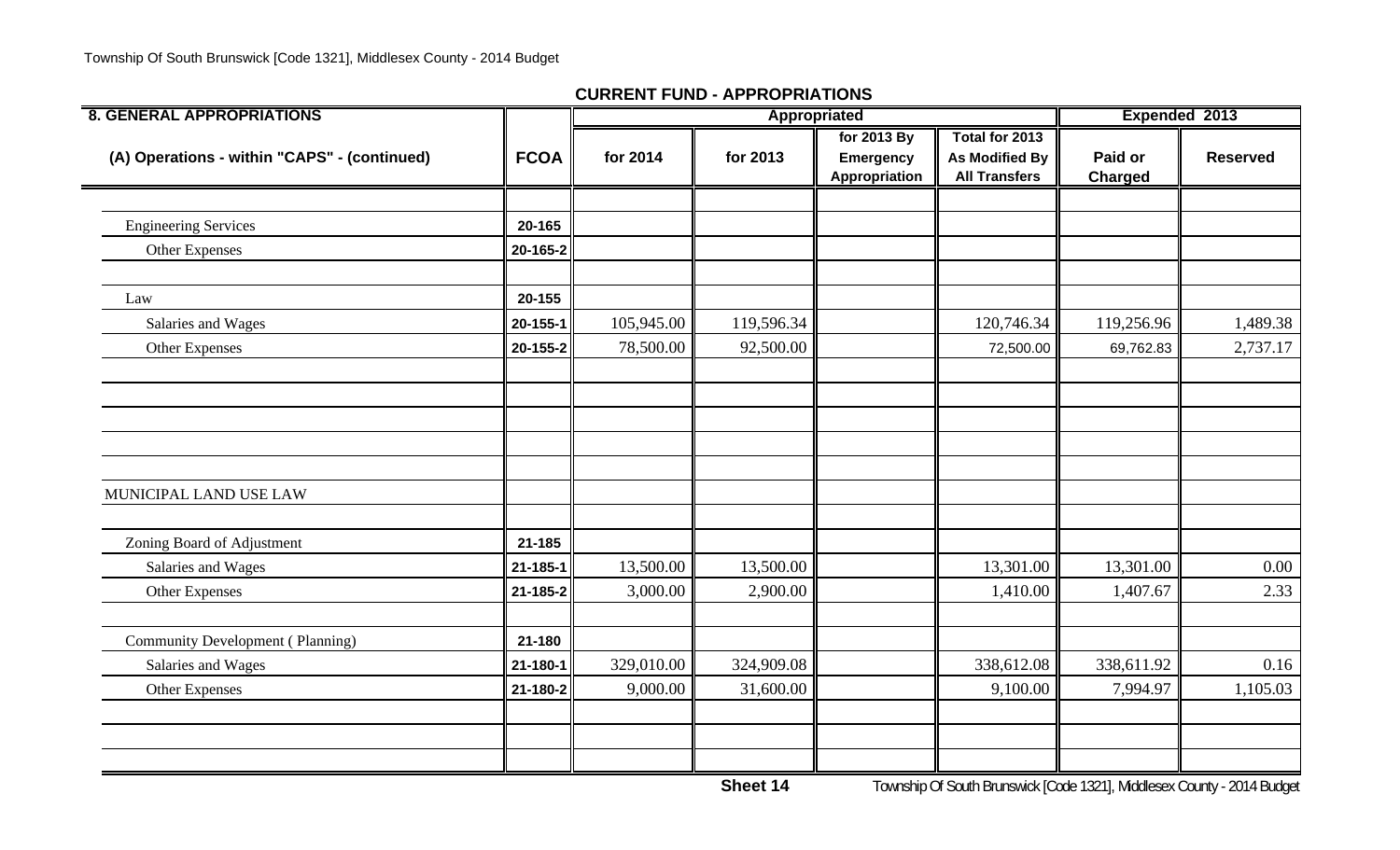## CURRENT FUND - APPROPRIATIONS

| 8. GENERAL APPROPRIATIONS | | Appropriated | | | | Expended 2013 | |
|---|---|---|---|---|---|---|---|
| (A) Operations - within "CAPS" - (continued) | FCOA | for 2014 | for 2013 | for 2013 By Emergency Appropriation | Total for 2013 As Modified By All Transfers | Paid or Charged | Reserved |
| | | | | | | | |
| Engineering Services | 20-165 | | | | | | |
| Other Expenses | 20-165-2 | | | | | | |
| | | | | | | | |
| Law | 20-155 | | | | | | |
| Salaries and Wages | 20-155-1 | 105,945.00 | 119,596.34 | | 120,746.34 | 119,256.96 | 1,489.38 |
| Other Expenses | 20-155-2 | 78,500.00 | 92,500.00 | | 72,500.00 | 69,762.83 | 2,737.17 |
| | | | | | | | |
| | | | | | | | |
| | | | | | | | |
| | | | | | | | |
| MUNICIPAL LAND USE LAW | | | | | | | |
| | | | | | | | |
| Zoning Board of Adjustment | 21-185 | | | | | | |
| Salaries and Wages | 21-185-1 | 13,500.00 | 13,500.00 | | 13,301.00 | 13,301.00 | 0.00 |
| Other Expenses | 21-185-2 | 3,000.00 | 2,900.00 | | 1,410.00 | 1,407.67 | 2.33 |
| | | | | | | | |
| Community Development ( Planning) | 21-180 | | | | | | |
| Salaries and Wages | 21-180-1 | 329,010.00 | 324,909.08 | | 338,612.08 | 338,611.92 | 0.16 |
| Other Expenses | 21-180-2 | 9,000.00 | 31,600.00 | | 9,100.00 | 7,994.97 | 1,105.03 |
| | | | | | | | |
| | | | | | | | |

Sheet 14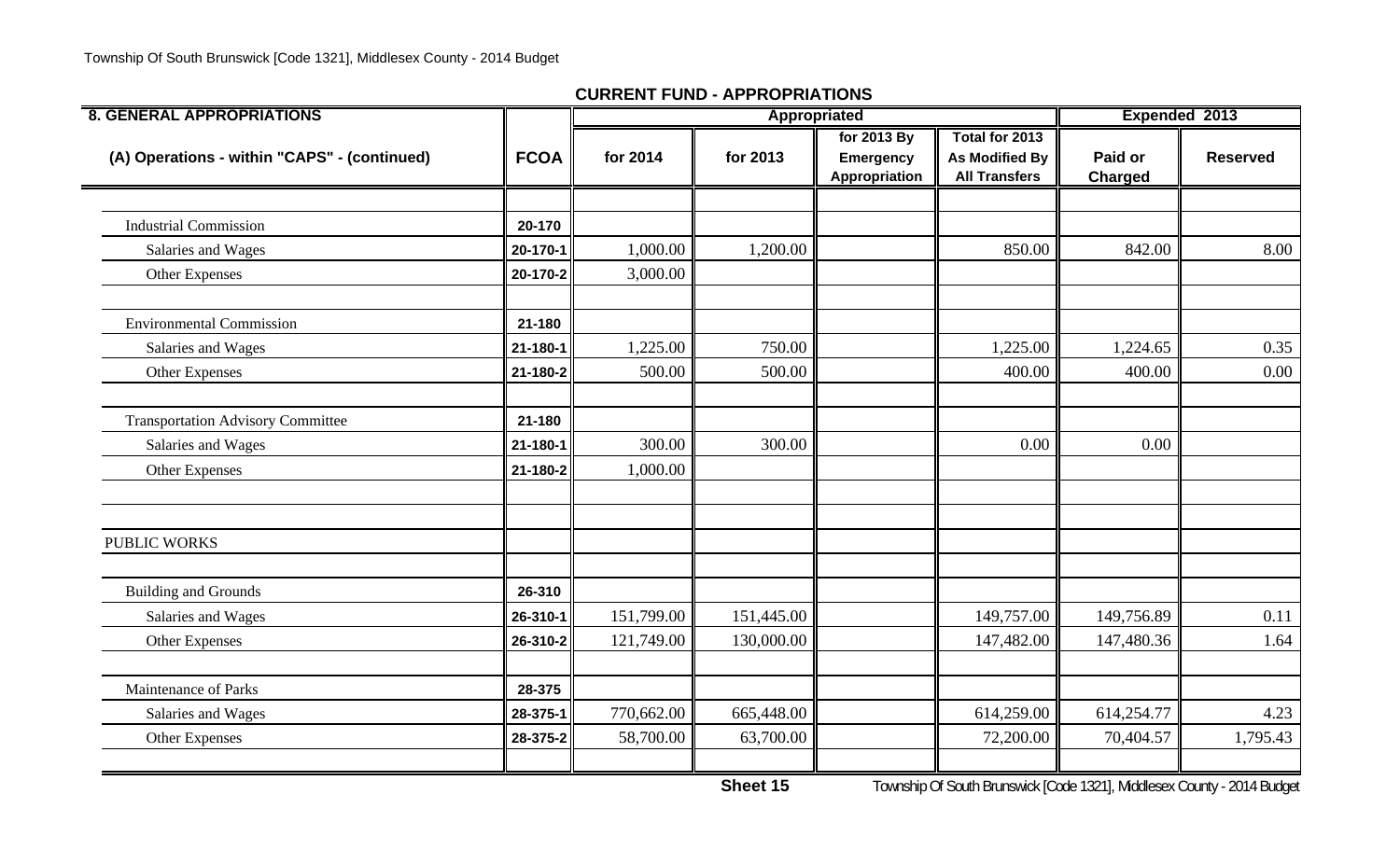**CURRENT FUND - APPROPRIATIONS**

| 8. GENERAL APPROPRIATIONS | | Appropriated | | | | Expended 2013 | |
|---|---|---|---|---|---|---|---|
| (A) Operations - within "CAPS" - (continued) | FCOA | for 2014 | for 2013 | for 2013 By Emergency Appropriation | Total for 2013 As Modified By All Transfers | Paid or Charged | Reserved |
| | | | | | | | |
| Industrial Commission | 20-170 | | | | | | |
| Salaries and Wages | 20-170-1 | 1,000.00 | 1,200.00 | | 850.00 | 842.00 | 8.00 |
| Other Expenses | 20-170-2 | 3,000.00 | | | | | |
| | | | | | | | |
| Environmental Commission | 21-180 | | | | | | |
| Salaries and Wages | 21-180-1 | 1,225.00 | 750.00 | | 1,225.00 | 1,224.65 | 0.35 |
| Other Expenses | 21-180-2 | 500.00 | 500.00 | | 400.00 | 400.00 | 0.00 |
| | | | | | | | |
| Transportation Advisory Committee | 21-180 | | | | | | |
| Salaries and Wages | 21-180-1 | 300.00 | 300.00 | | 0.00 | 0.00 | |
| Other Expenses | 21-180-2 | 1,000.00 | | | | | |
| | | | | | | | |
| | | | | | | | |
| PUBLIC WORKS | | | | | | | |
| | | | | | | | |
| Building and Grounds | 26-310 | | | | | | |
| Salaries and Wages | 26-310-1 | 151,799.00 | 151,445.00 | | 149,757.00 | 149,756.89 | 0.11 |
| Other Expenses | 26-310-2 | 121,749.00 | 130,000.00 | | 147,482.00 | 147,480.36 | 1.64 |
| | | | | | | | |
| Maintenance of Parks | 28-375 | | | | | | |
| Salaries and Wages | 28-375-1 | 770,662.00 | 665,448.00 | | 614,259.00 | 614,254.77 | 4.23 |
| Other Expenses | 28-375-2 | 58,700.00 | 63,700.00 | | 72,200.00 | 70,404.57 | 1,795.43 |

Sheet 15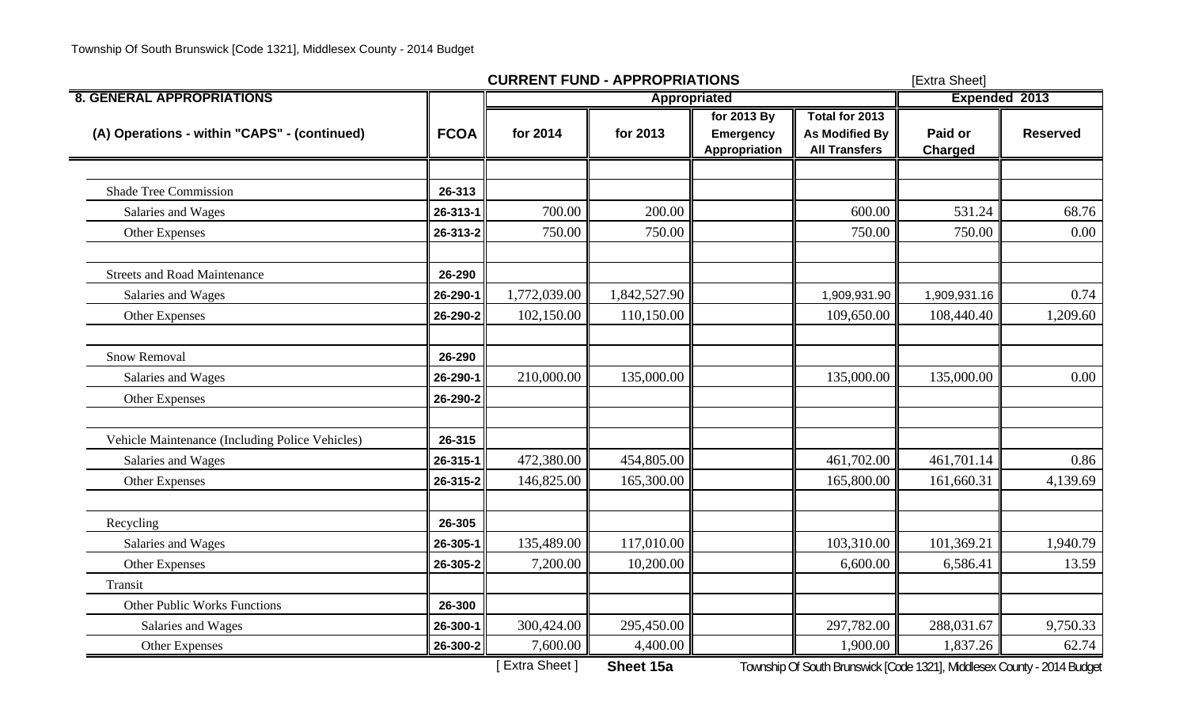**CURRENT FUND - APPROPRIATIONS** [Extra Sheet]

| 8. GENERAL APPROPRIATIONS | | Appropriated | | | | Expended 2013 | |
|---|---|---|---|---|---|---|---|
| (A) Operations - within "CAPS" - (continued) | FCOA | for 2014 | for 2013 | for 2013 By Emergency Appropriation | Total for 2013 As Modified By All Transfers | Paid or Charged | Reserved |
| | | | | | | | |
| Shade Tree Commission | 26-313 | | | | | | |
| Salaries and Wages | 26-313-1 | 700.00 | 200.00 | | 600.00 | 531.24 | 68.76 |
| Other Expenses | 26-313-2 | 750.00 | 750.00 | | 750.00 | 750.00 | 0.00 |
| | | | | | | | |
| Streets and Road Maintenance | 26-290 | | | | | | |
| Salaries and Wages | 26-290-1 | 1,772,039.00 | 1,842,527.90 | | 1,909,931.90 | 1,909,931.16 | 0.74 |
| Other Expenses | 26-290-2 | 102,150.00 | 110,150.00 | | 109,650.00 | 108,440.40 | 1,209.60 |
| | | | | | | | |
| Snow Removal | 26-290 | | | | | | |
| Salaries and Wages | 26-290-1 | 210,000.00 | 135,000.00 | | 135,000.00 | 135,000.00 | 0.00 |
| Other Expenses | 26-290-2 | | | | | | |
| | | | | | | | |
| Vehicle Maintenance (Including Police Vehicles) | 26-315 | | | | | | |
| Salaries and Wages | 26-315-1 | 472,380.00 | 454,805.00 | | 461,702.00 | 461,701.14 | 0.86 |
| Other Expenses | 26-315-2 | 146,825.00 | 165,300.00 | | 165,800.00 | 161,660.31 | 4,139.69 |
| | | | | | | | |
| Recycling | 26-305 | | | | | | |
| Salaries and Wages | 26-305-1 | 135,489.00 | 117,010.00 | | 103,310.00 | 101,369.21 | 1,940.79 |
| Other Expenses | 26-305-2 | 7,200.00 | 10,200.00 | | 6,600.00 | 6,586.41 | 13.59 |
| Transit | | | | | | | |
| Other Public Works Functions | 26-300 | | | | | | |
| Salaries and Wages | 26-300-1 | 300,424.00 | 295,450.00 | | 297,782.00 | 288,031.67 | 9,750.33 |
| Other Expenses | 26-300-2 | 7,600.00 | 4,400.00 | | 1,900.00 | 1,837.26 | 62.74 |

[ Extra Sheet ] **Sheet 15a**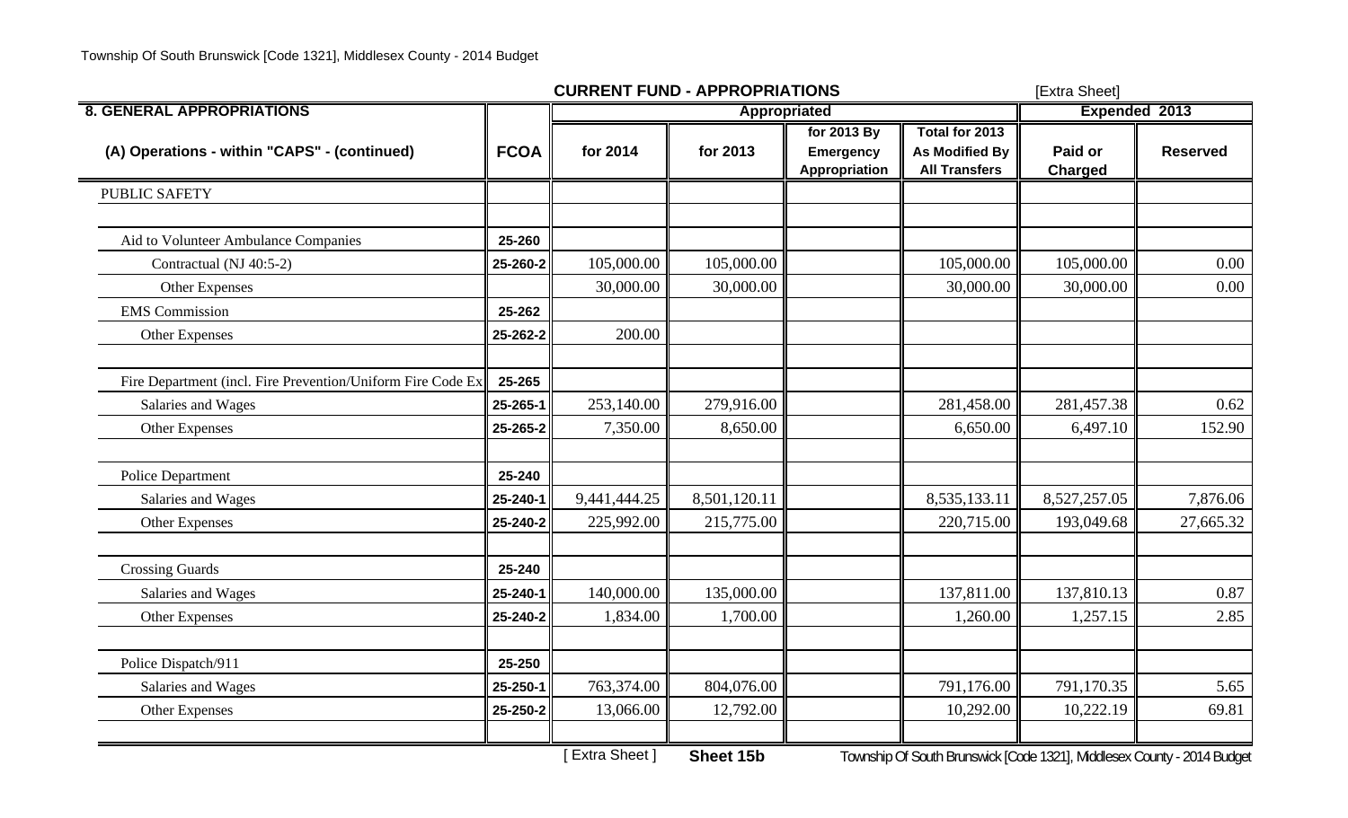## CURRENT FUND - APPROPRIATIONS

[Extra Sheet]

| 8. GENERAL APPROPRIATIONS | | Appropriated | | | | Expended 2013 | |
|---|---|---|---|---|---|---|---|
| (A) Operations - within "CAPS" - (continued) | FCOA | for 2014 | for 2013 | for 2013 By Emergency Appropriation | Total for 2013 As Modified By All Transfers | Paid or Charged | Reserved |
| PUBLIC SAFETY | | | | | | | |
| | | | | | | | |
| Aid to Volunteer Ambulance Companies | 25-260 | | | | | | |
| Contractual (NJ 40:5-2) | 25-260-2 | 105,000.00 | 105,000.00 | | 105,000.00 | 105,000.00 | 0.00 |
| Other Expenses | | 30,000.00 | 30,000.00 | | 30,000.00 | 30,000.00 | 0.00 |
| EMS Commission | 25-262 | | | | | | |
| Other Expenses | 25-262-2 | 200.00 | | | | | |
| | | | | | | | |
| Fire Department (incl. Fire Prevention/Uniform Fire Code Ex | 25-265 | | | | | | |
| Salaries and Wages | 25-265-1 | 253,140.00 | 279,916.00 | | 281,458.00 | 281,457.38 | 0.62 |
| Other Expenses | 25-265-2 | 7,350.00 | 8,650.00 | | 6,650.00 | 6,497.10 | 152.90 |
| | | | | | | | |
| Police Department | 25-240 | | | | | | |
| Salaries and Wages | 25-240-1 | 9,441,444.25 | 8,501,120.11 | | 8,535,133.11 | 8,527,257.05 | 7,876.06 |
| Other Expenses | 25-240-2 | 225,992.00 | 215,775.00 | | 220,715.00 | 193,049.68 | 27,665.32 |
| | | | | | | | |
| Crossing Guards | 25-240 | | | | | | |
| Salaries and Wages | 25-240-1 | 140,000.00 | 135,000.00 | | 137,811.00 | 137,810.13 | 0.87 |
| Other Expenses | 25-240-2 | 1,834.00 | 1,700.00 | | 1,260.00 | 1,257.15 | 2.85 |
| | | | | | | | |
| Police Dispatch/911 | 25-250 | | | | | | |
| Salaries and Wages | 25-250-1 | 763,374.00 | 804,076.00 | | 791,176.00 | 791,170.35 | 5.65 |
| Other Expenses | 25-250-2 | 13,066.00 | 12,792.00 | | 10,292.00 | 10,222.19 | 69.81 |

[ Extra Sheet ] **Sheet 15b**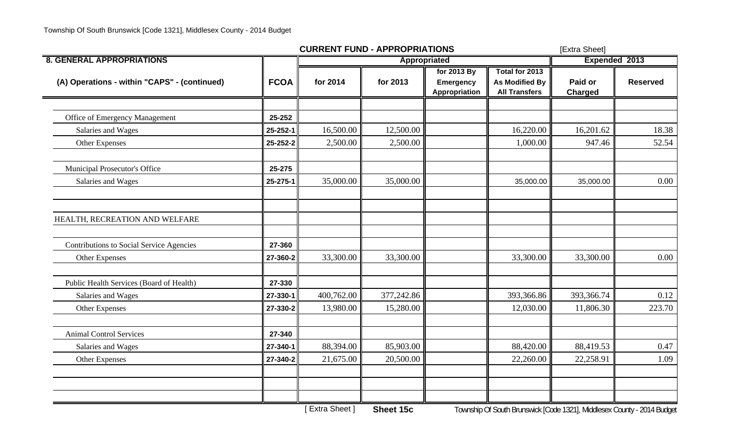## CURRENT FUND - APPROPRIATIONS

[Extra Sheet]

| 8. GENERAL APPROPRIATIONS | | Appropriated | | | | Expended 2013 | |
|---|---|---|---|---|---|---|---|
| (A) Operations - within "CAPS" - (continued) | FCOA | for 2014 | for 2013 | for 2013 By Emergency Appropriation | Total for 2013 As Modified By All Transfers | Paid or Charged | Reserved |
| | | | | | | | |
| Office of Emergency Management | 25-252 | | | | | | |
| Salaries and Wages | 25-252-1 | 16,500.00 | 12,500.00 | | 16,220.00 | 16,201.62 | 18.38 |
| Other Expenses | 25-252-2 | 2,500.00 | 2,500.00 | | 1,000.00 | 947.46 | 52.54 |
| | | | | | | | |
| Municipal Prosecutor's Office | 25-275 | | | | | | |
| Salaries and Wages | 25-275-1 | 35,000.00 | 35,000.00 | | 35,000.00 | 35,000.00 | 0.00 |
| | | | | | | | |
| | | | | | | | |
| HEALTH, RECREATION AND WELFARE | | | | | | | |
| | | | | | | | |
| Contributions to Social Service Agencies | 27-360 | | | | | | |
| Other Expenses | 27-360-2 | 33,300.00 | 33,300.00 | | 33,300.00 | 33,300.00 | 0.00 |
| | | | | | | | |
| Public Health Services (Board of Health) | 27-330 | | | | | | |
| Salaries and Wages | 27-330-1 | 400,762.00 | 377,242.86 | | 393,366.86 | 393,366.74 | 0.12 |
| Other Expenses | 27-330-2 | 13,980.00 | 15,280.00 | | 12,030.00 | 11,806.30 | 223.70 |
| | | | | | | | |
| Animal Control Services | 27-340 | | | | | | |
| Salaries and Wages | 27-340-1 | 88,394.00 | 85,903.00 | | 88,420.00 | 88,419.53 | 0.47 |
| Other Expenses | 27-340-2 | 21,675.00 | 20,500.00 | | 22,260.00 | 22,258.91 | 1.09 |

[ Extra Sheet ] **Sheet 15c**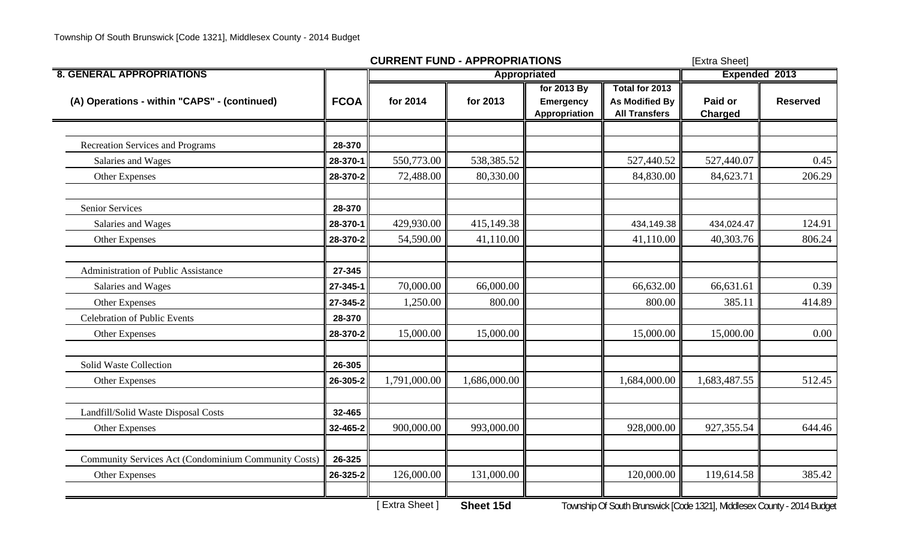## CURRENT FUND - APPROPRIATIONS

[Extra Sheet]

| 8. GENERAL APPROPRIATIONS | | Appropriated | | | | Expended 2013 | |
|---|---|---|---|---|---|---|---|
| (A) Operations - within "CAPS" - (continued) | FCOA | for 2014 | for 2013 | for 2013 By Emergency Appropriation | Total for 2013 As Modified By All Transfers | Paid or Charged | Reserved |
| | | | | | | | |
| Recreation Services and Programs | 28-370 | | | | | | |
| Salaries and Wages | 28-370-1 | 550,773.00 | 538,385.52 | | 527,440.52 | 527,440.07 | 0.45 |
| Other Expenses | 28-370-2 | 72,488.00 | 80,330.00 | | 84,830.00 | 84,623.71 | 206.29 |
| | | | | | | | |
| Senior Services | 28-370 | | | | | | |
| Salaries and Wages | 28-370-1 | 429,930.00 | 415,149.38 | | 434,149.38 | 434,024.47 | 124.91 |
| Other Expenses | 28-370-2 | 54,590.00 | 41,110.00 | | 41,110.00 | 40,303.76 | 806.24 |
| | | | | | | | |
| Administration of Public Assistance | 27-345 | | | | | | |
| Salaries and Wages | 27-345-1 | 70,000.00 | 66,000.00 | | 66,632.00 | 66,631.61 | 0.39 |
| Other Expenses | 27-345-2 | 1,250.00 | 800.00 | | 800.00 | 385.11 | 414.89 |
| Celebration of Public Events | 28-370 | | | | | | |
| Other Expenses | 28-370-2 | 15,000.00 | 15,000.00 | | 15,000.00 | 15,000.00 | 0.00 |
| | | | | | | | |
| Solid Waste Collection | 26-305 | | | | | | |
| Other Expenses | 26-305-2 | 1,791,000.00 | 1,686,000.00 | | 1,684,000.00 | 1,683,487.55 | 512.45 |
| | | | | | | | |
| Landfill/Solid Waste Disposal Costs | 32-465 | | | | | | |
| Other Expenses | 32-465-2 | 900,000.00 | 993,000.00 | | 928,000.00 | 927,355.54 | 644.46 |
| | | | | | | | |
| Community Services Act (Condominium Community Costs) | 26-325 | | | | | | |
| Other Expenses | 26-325-2 | 126,000.00 | 131,000.00 | | 120,000.00 | 119,614.58 | 385.42 |

[ Extra Sheet ] **Sheet 15d**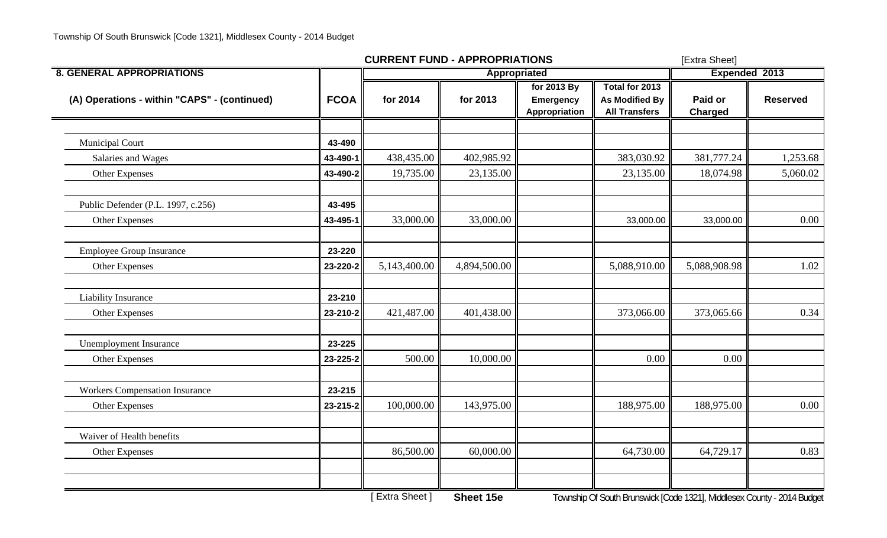Township Of South Brunswick [Code 1321], Middlesex County - 2014 Budget

## CURRENT FUND - APPROPRIATIONS

[Extra Sheet]

| 8. GENERAL APPROPRIATIONS | | Appropriated | | | | Expended 2013 | |
|---|---|---|---|---|---|---|---|
| (A) Operations - within "CAPS" - (continued) | FCOA | for 2014 | for 2013 | for 2013 By Emergency Appropriation | Total for 2013 As Modified By All Transfers | Paid or Charged | Reserved |
| | | | | | | | |
| Municipal Court | 43-490 | | | | | | |
| Salaries and Wages | 43-490-1 | 438,435.00 | 402,985.92 | | 383,030.92 | 381,777.24 | 1,253.68 |
| Other Expenses | 43-490-2 | 19,735.00 | 23,135.00 | | 23,135.00 | 18,074.98 | 5,060.02 |
| | | | | | | | |
| Public Defender (P.L. 1997, c.256) | 43-495 | | | | | | |
| Other Expenses | 43-495-1 | 33,000.00 | 33,000.00 | | 33,000.00 | 33,000.00 | 0.00 |
| | | | | | | | |
| Employee Group Insurance | 23-220 | | | | | | |
| Other Expenses | 23-220-2 | 5,143,400.00 | 4,894,500.00 | | 5,088,910.00 | 5,088,908.98 | 1.02 |
| | | | | | | | |
| Liability Insurance | 23-210 | | | | | | |
| Other Expenses | 23-210-2 | 421,487.00 | 401,438.00 | | 373,066.00 | 373,065.66 | 0.34 |
| | | | | | | | |
| Unemployment Insurance | 23-225 | | | | | | |
| Other Expenses | 23-225-2 | 500.00 | 10,000.00 | | 0.00 | 0.00 | |
| | | | | | | | |
| Workers Compensation Insurance | 23-215 | | | | | | |
| Other Expenses | 23-215-2 | 100,000.00 | 143,975.00 | | 188,975.00 | 188,975.00 | 0.00 |
| | | | | | | | |
| Waiver of Health benefits | | | | | | | |
| Other Expenses | | 86,500.00 | 60,000.00 | | 64,730.00 | 64,729.17 | 0.83 |

[ Extra Sheet ] **Sheet 15e**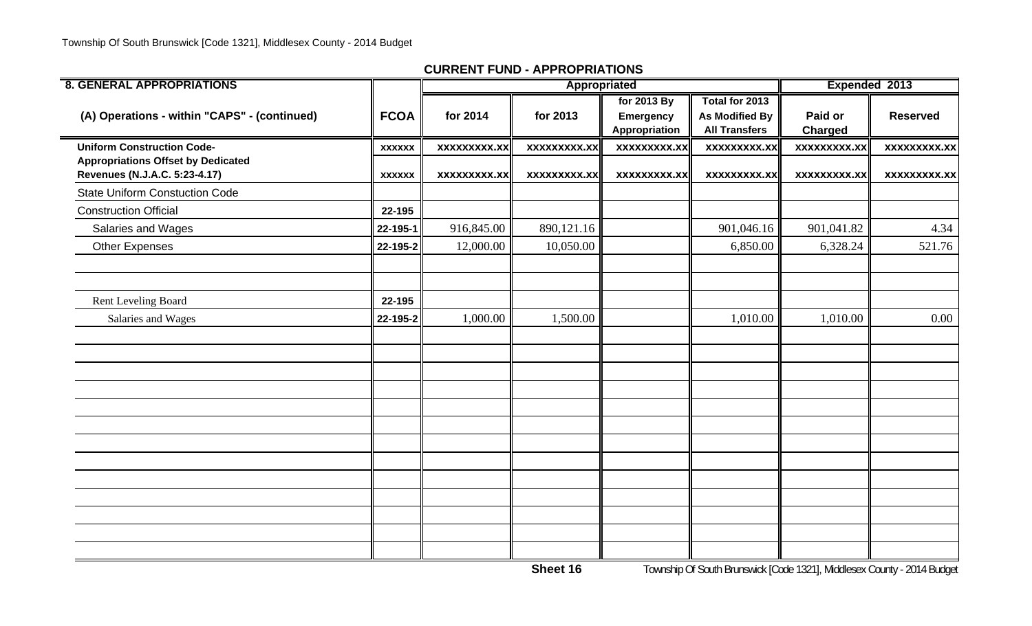## CURRENT FUND - APPROPRIATIONS

| 8. GENERAL APPROPRIATIONS | | Appropriated | | | | Expended 2013 | |
|---|---|---|---|---|---|---|---|
| (A) Operations - within "CAPS" - (continued) | FCOA | for 2014 | for 2013 | for 2013 By Emergency Appropriation | Total for 2013 As Modified By All Transfers | Paid or Charged | Reserved |
| **Uniform Construction Code-** | xxxxxx | xxxxxxxxx.xx | xxxxxxxxx.xx | xxxxxxxxx.xx | xxxxxxxxx.xx | xxxxxxxxx.xx | xxxxxxxxx.xx |
| **Appropriations Offset by Dedicated Revenues (N.J.A.C. 5:23-4.17)** | xxxxxx | xxxxxxxxx.xx | xxxxxxxxx.xx | xxxxxxxxx.xx | xxxxxxxxx.xx | xxxxxxxxx.xx | xxxxxxxxx.xx |
| State Uniform Constuction Code | | | | | | | |
| Construction Official | 22-195 | | | | | | |
| Salaries and Wages | 22-195-1 | 916,845.00 | 890,121.16 | | 901,046.16 | 901,041.82 | 4.34 |
| Other Expenses | 22-195-2 | 12,000.00 | 10,050.00 | | 6,850.00 | 6,328.24 | 521.76 |
| | | | | | | | |
| | | | | | | | |
| Rent Leveling Board | 22-195 | | | | | | |
| Salaries and Wages | 22-195-2 | 1,000.00 | 1,500.00 | | 1,010.00 | 1,010.00 | 0.00 |

Sheet 16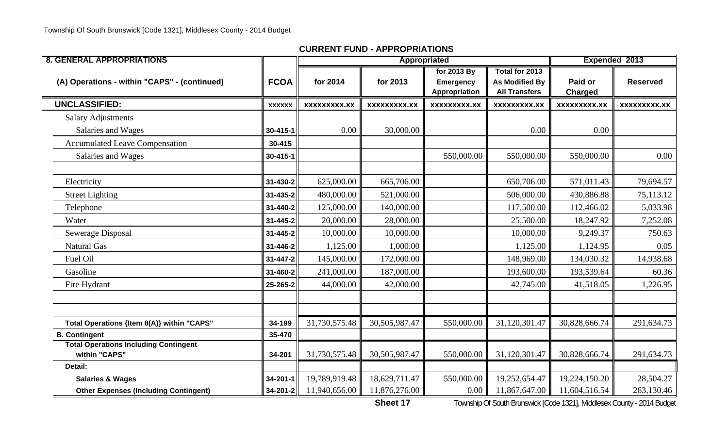## CURRENT FUND - APPROPRIATIONS

| 8. GENERAL APPROPRIATIONS | | Appropriated | | | | Expended 2013 | |
|---|---|---|---|---|---|---|---|
| (A) Operations - within "CAPS" - (continued) | FCOA | for 2014 | for 2013 | for 2013 By Emergency Appropriation | Total for 2013 As Modified By All Transfers | Paid or Charged | Reserved |
| **UNCLASSIFIED:** | XXXXXX | XXXXXXXXX.XX | XXXXXXXXX.XX | XXXXXXXXX.XX | XXXXXXXXX.XX | XXXXXXXXX.XX | XXXXXXXXX.XX |
| Salary Adjustments | | | | | | | |
| Salaries and Wages | 30-415-1 | 0.00 | 30,000.00 | | 0.00 | 0.00 | |
| Accumulated Leave Compensation | 30-415 | | | | | | |
| Salaries and Wages | 30-415-1 | | | 550,000.00 | 550,000.00 | 550,000.00 | 0.00 |
| | | | | | | | |
| Electricity | 31-430-2 | 625,000.00 | 665,706.00 | | 650,706.00 | 571,011.43 | 79,694.57 |
| Street Lighting | 31-435-2 | 480,000.00 | 521,000.00 | | 506,000.00 | 430,886.88 | 75,113.12 |
| Telephone | 31-440-2 | 125,000.00 | 140,000.00 | | 117,500.00 | 112,466.02 | 5,033.98 |
| Water | 31-445-2 | 20,000.00 | 28,000.00 | | 25,500.00 | 18,247.92 | 7,252.08 |
| Sewerage Disposal | 31-445-2 | 10,000.00 | 10,000.00 | | 10,000.00 | 9,249.37 | 750.63 |
| Natural Gas | 31-446-2 | 1,125.00 | 1,000.00 | | 1,125.00 | 1,124.95 | 0.05 |
| Fuel Oil | 31-447-2 | 145,000.00 | 172,000.00 | | 148,969.00 | 134,030.32 | 14,938.68 |
| Gasoline | 31-460-2 | 241,000.00 | 187,000.00 | | 193,600.00 | 193,539.64 | 60.36 |
| Fire Hydrant | 25-265-2 | 44,000.00 | 42,000.00 | | 42,745.00 | 41,518.05 | 1,226.95 |
| | | | | | | | |
| | | | | | | | |
| **Total Operations {Item 8(A)} within "CAPS"** | 34-199 | 31,730,575.48 | 30,505,987.47 | 550,000.00 | 31,120,301.47 | 30,828,666.74 | 291,634.73 |
| **B. Contingent** | 35-470 | | | | | | |
| **Total Operations Including Contingent within "CAPS"** | 34-201 | 31,730,575.48 | 30,505,987.47 | 550,000.00 | 31,120,301.47 | 30,828,666.74 | 291,634.73 |
| **Detail:** | | | | | | | |
| **Salaries & Wages** | 34-201-1 | 19,789,919.48 | 18,629,711.47 | 550,000.00 | 19,252,654.47 | 19,224,150.20 | 28,504.27 |
| **Other Expenses (Including Contingent)** | 34-201-2 | 11,940,656.00 | 11,876,276.00 | 0.00 | 11,867,647.00 | 11,604,516.54 | 263,130.46 |

Sheet 17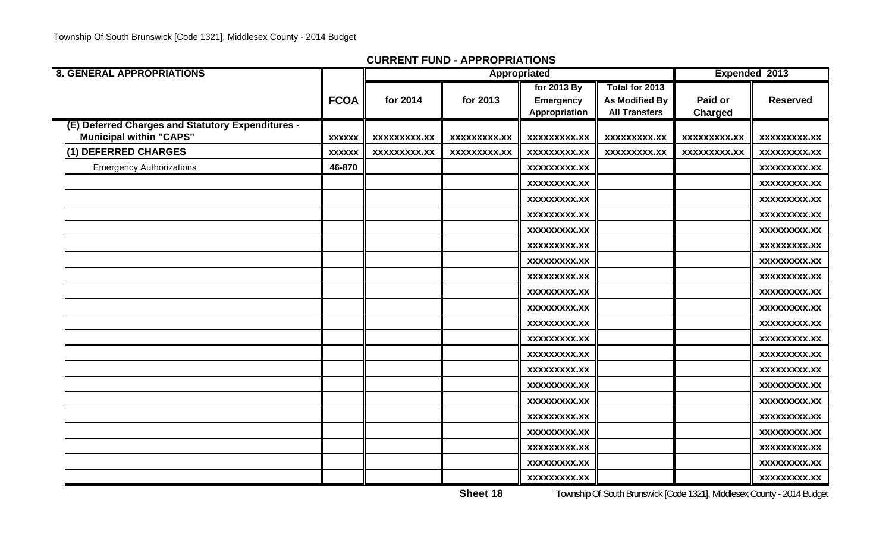## CURRENT FUND - APPROPRIATIONS

| 8. GENERAL APPROPRIATIONS | FCOA | Appropriated | | | | Expended 2013 | |
|---|---|---|---|---|---|---|---|
| | | for 2014 | for 2013 | for 2013 By Emergency Appropriation | Total for 2013 As Modified By All Transfers | Paid or Charged | Reserved |
| **(E) Deferred Charges and Statutory Expenditures - Municipal within "CAPS"** | xxxxxx | xxxxxxxxx.xx | xxxxxxxxx.xx | xxxxxxxxx.xx | xxxxxxxxx.xx | xxxxxxxxx.xx | xxxxxxxxx.xx |
| **(1) DEFERRED CHARGES** | xxxxxx | xxxxxxxxx.xx | xxxxxxxxx.xx | xxxxxxxxx.xx | xxxxxxxxx.xx | xxxxxxxxx.xx | xxxxxxxxx.xx |
| Emergency Authorizations | 46-870 | | | xxxxxxxxx.xx | | | xxxxxxxxx.xx |
| | | | | xxxxxxxxx.xx | | | xxxxxxxxx.xx |
| | | | | xxxxxxxxx.xx | | | xxxxxxxxx.xx |
| | | | | xxxxxxxxx.xx | | | xxxxxxxxx.xx |
| | | | | xxxxxxxxx.xx | | | xxxxxxxxx.xx |
| | | | | xxxxxxxxx.xx | | | xxxxxxxxx.xx |
| | | | | xxxxxxxxx.xx | | | xxxxxxxxx.xx |
| | | | | xxxxxxxxx.xx | | | xxxxxxxxx.xx |
| | | | | xxxxxxxxx.xx | | | xxxxxxxxx.xx |
| | | | | xxxxxxxxx.xx | | | xxxxxxxxx.xx |
| | | | | xxxxxxxxx.xx | | | xxxxxxxxx.xx |
| | | | | xxxxxxxxx.xx | | | xxxxxxxxx.xx |
| | | | | xxxxxxxxx.xx | | | xxxxxxxxx.xx |
| | | | | xxxxxxxxx.xx | | | xxxxxxxxx.xx |
| | | | | xxxxxxxxx.xx | | | xxxxxxxxx.xx |
| | | | | xxxxxxxxx.xx | | | xxxxxxxxx.xx |
| | | | | xxxxxxxxx.xx | | | xxxxxxxxx.xx |
| | | | | xxxxxxxxx.xx | | | xxxxxxxxx.xx |
| | | | | xxxxxxxxx.xx | | | xxxxxxxxx.xx |
| | | | | xxxxxxxxx.xx | | | xxxxxxxxx.xx |
| | | | | xxxxxxxxx.xx | | | xxxxxxxxx.xx |

**Sheet 18**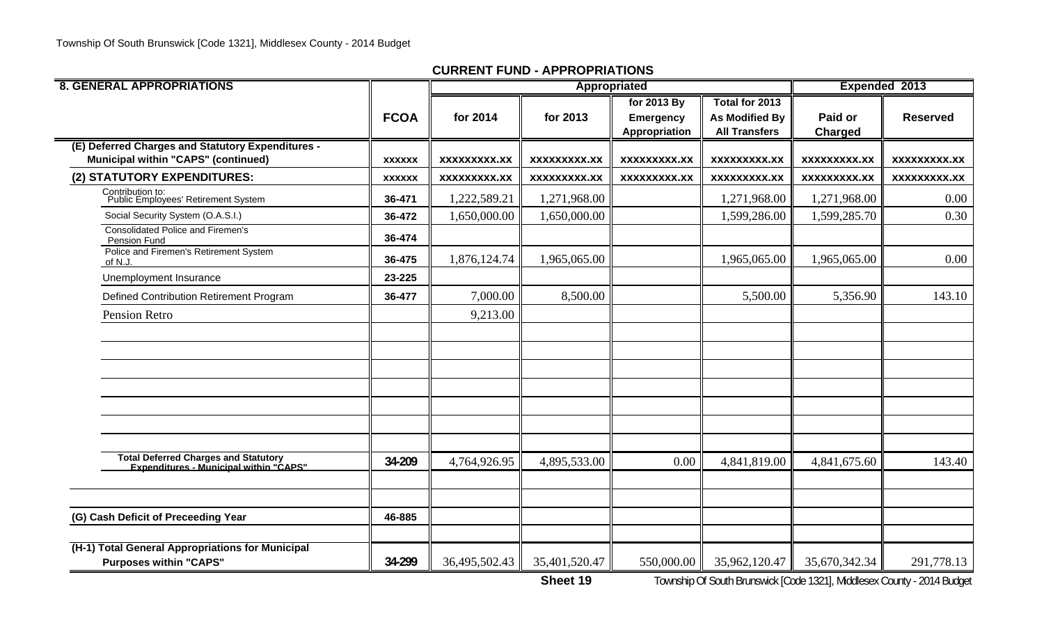## CURRENT FUND - APPROPRIATIONS

| 8. GENERAL APPROPRIATIONS | FCOA | Appropriated | | | | Expended 2013 | |
|---|---|---|---|---|---|---|---|
| | | for 2014 | for 2013 | for 2013 By Emergency Appropriation | Total for 2013 As Modified By All Transfers | Paid or Charged | Reserved |
| **(E) Deferred Charges and Statutory Expenditures - Municipal within "CAPS" (continued)** | xxxxxx | xxxxxxxxx.xx | xxxxxxxxx.xx | xxxxxxxxx.xx | xxxxxxxxx.xx | xxxxxxxxx.xx | xxxxxxxxx.xx |
| **(2) STATUTORY EXPENDITURES:** | xxxxxx | xxxxxxxxx.xx | xxxxxxxxx.xx | xxxxxxxxx.xx | xxxxxxxxx.xx | xxxxxxxxx.xx | xxxxxxxxx.xx |
| Contribution to: Public Employees' Retirement System | 36-471 | 1,222,589.21 | 1,271,968.00 | | 1,271,968.00 | 1,271,968.00 | 0.00 |
| Social Security System (O.A.S.I.) | 36-472 | 1,650,000.00 | 1,650,000.00 | | 1,599,286.00 | 1,599,285.70 | 0.30 |
| Consolidated Police and Firemen's Pension Fund | 36-474 | | | | | | |
| Police and Firemen's Retirement System of N.J. | 36-475 | 1,876,124.74 | 1,965,065.00 | | 1,965,065.00 | 1,965,065.00 | 0.00 |
| Unemployment Insurance | 23-225 | | | | | | |
| Defined Contribution Retirement Program | 36-477 | 7,000.00 | 8,500.00 | | 5,500.00 | 5,356.90 | 143.10 |
| Pension Retro | | 9,213.00 | | | | | |
| **Total Deferred Charges and Statutory Expenditures - Municipal within "CAPS"** | 34-209 | 4,764,926.95 | 4,895,533.00 | 0.00 | 4,841,819.00 | 4,841,675.60 | 143.40 |
| **(G) Cash Deficit of Preceeding Year** | 46-885 | | | | | | |
| **(H-1) Total General Appropriations for Municipal Purposes within "CAPS"** | 34-299 | 36,495,502.43 | 35,401,520.47 | 550,000.00 | 35,962,120.47 | 35,670,342.34 | 291,778.13 |

Sheet 19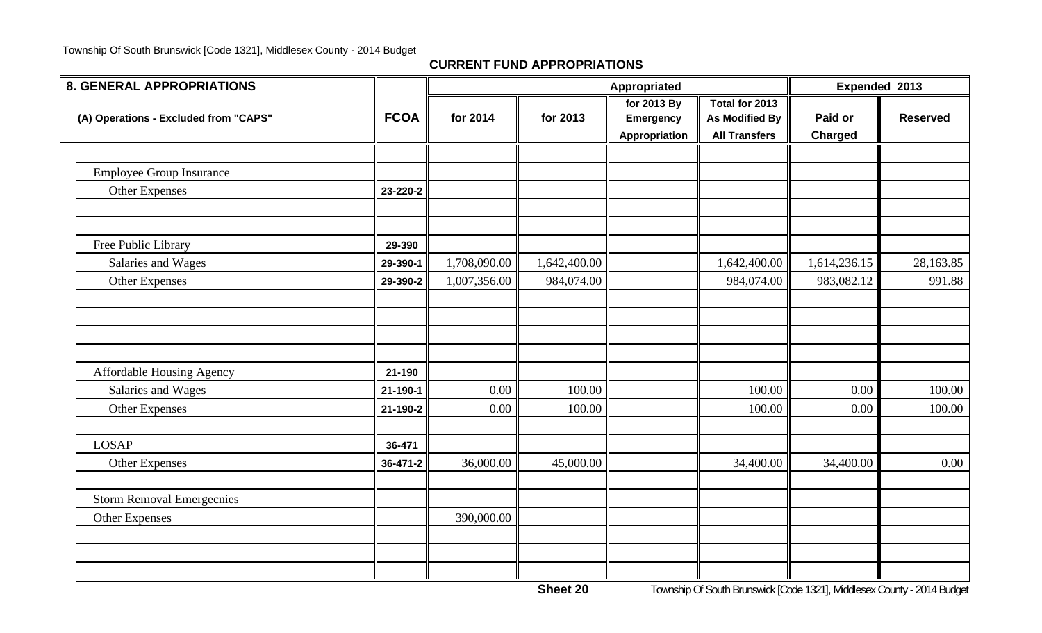## CURRENT FUND APPROPRIATIONS

| 8. GENERAL APPROPRIATIONS | | Appropriated | | | | Expended 2013 | |
|---|---|---|---|---|---|---|---|
| (A) Operations - Excluded from "CAPS" | FCOA | for 2014 | for 2013 | for 2013 By Emergency Appropriation | Total for 2013 As Modified By All Transfers | Paid or Charged | Reserved |
| | | | | | | | |
| Employee Group Insurance | | | | | | | |
| Other Expenses | 23-220-2 | | | | | | |
| | | | | | | | |
| | | | | | | | |
| Free Public Library | 29-390 | | | | | | |
| Salaries and Wages | 29-390-1 | 1,708,090.00 | 1,642,400.00 | | 1,642,400.00 | 1,614,236.15 | 28,163.85 |
| Other Expenses | 29-390-2 | 1,007,356.00 | 984,074.00 | | 984,074.00 | 983,082.12 | 991.88 |
| | | | | | | | |
| | | | | | | | |
| | | | | | | | |
| Affordable Housing Agency | 21-190 | | | | | | |
| Salaries and Wages | 21-190-1 | 0.00 | 100.00 | | 100.00 | 0.00 | 100.00 |
| Other Expenses | 21-190-2 | 0.00 | 100.00 | | 100.00 | 0.00 | 100.00 |
| | | | | | | | |
| LOSAP | 36-471 | | | | | | |
| Other Expenses | 36-471-2 | 36,000.00 | 45,000.00 | | 34,400.00 | 34,400.00 | 0.00 |
| | | | | | | | |
| Storm Removal Emergecnies | | | | | | | |
| Other Expenses | | 390,000.00 | | | | | |
| | | | | | | | |
| | | | | | | | |
| | | | | | | | |

Sheet 20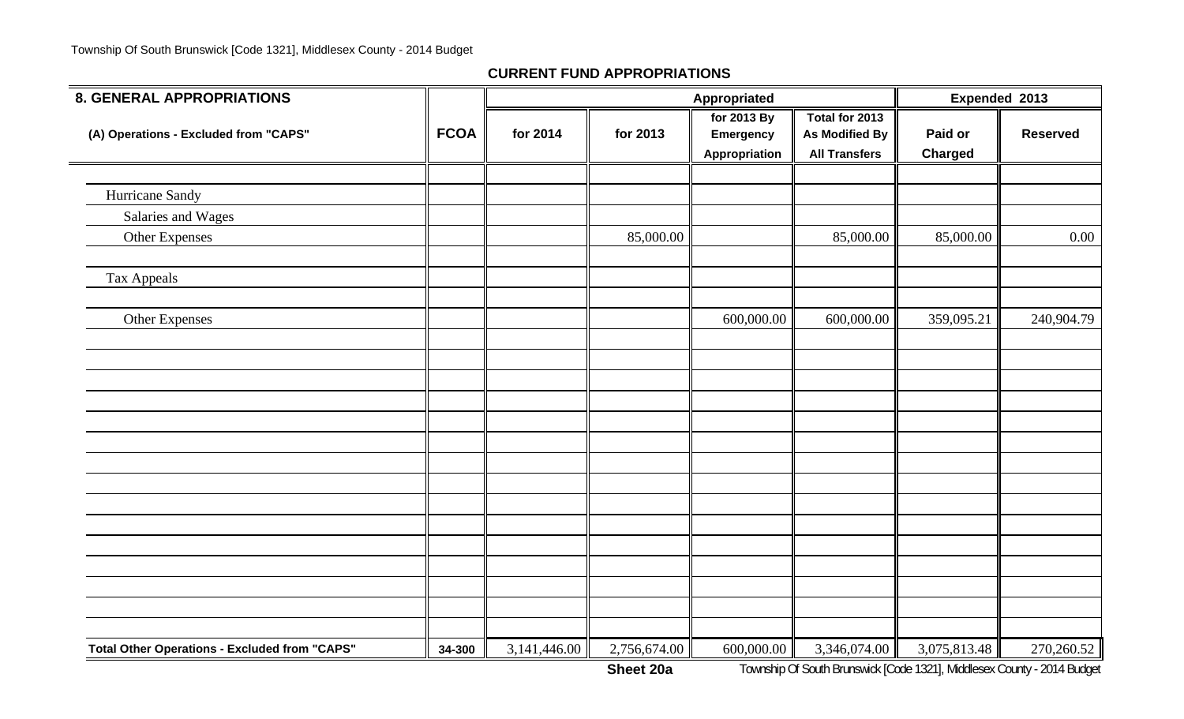## CURRENT FUND APPROPRIATIONS

| 8. GENERAL APPROPRIATIONS | | Appropriated | | | | Expended 2013 | |
|---|---|---|---|---|---|---|---|
| (A) Operations - Excluded from "CAPS" | FCOA | for 2014 | for 2013 | for 2013 By Emergency Appropriation | Total for 2013 As Modified By All Transfers | Paid or Charged | Reserved |
| | | | | | | | |
| Hurricane Sandy | | | | | | | |
| Salaries and Wages | | | | | | | |
| Other Expenses | | | 85,000.00 | | 85,000.00 | 85,000.00 | 0.00 |
| | | | | | | | |
| Tax Appeals | | | | | | | |
| | | | | | | | |
| Other Expenses | | | | 600,000.00 | 600,000.00 | 359,095.21 | 240,904.79 |
| **Total Other Operations - Excluded from "CAPS"** | 34-300 | 3,141,446.00 | 2,756,674.00 | 600,000.00 | 3,346,074.00 | 3,075,813.48 | 270,260.52 |

**Sheet 20a**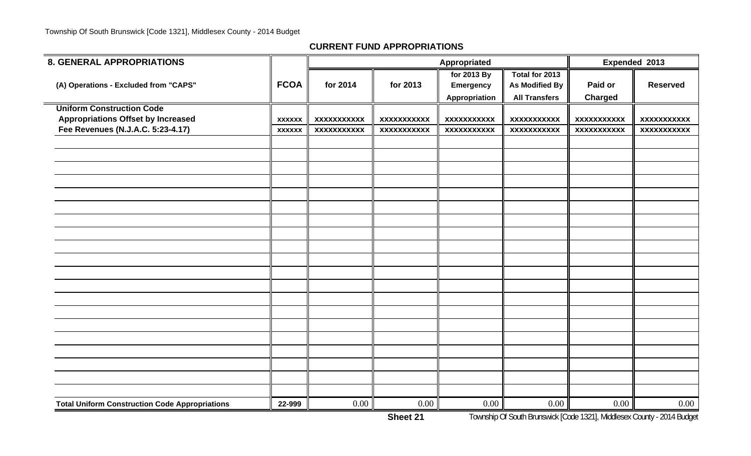## CURRENT FUND APPROPRIATIONS

| 8. GENERAL APPROPRIATIONS | | Appropriated | | | | Expended 2013 | |
|---|---|---|---|---|---|---|---|
| (A) Operations - Excluded from "CAPS" | FCOA | for 2014 | for 2013 | for 2013 By Emergency Appropriation | Total for 2013 As Modified By All Transfers | Paid or Charged | Reserved |
| **Uniform Construction Code** | | | | | | | |
| **Appropriations Offset by Increased** | xxxxxx | xxxxxxxxxxx | xxxxxxxxxxx | xxxxxxxxxxx | xxxxxxxxxxx | xxxxxxxxxxx | xxxxxxxxxxx |
| **Fee Revenues (N.J.A.C. 5:23-4.17)** | xxxxxx | xxxxxxxxxxx | xxxxxxxxxxx | xxxxxxxxxxx | xxxxxxxxxxx | xxxxxxxxxxx | xxxxxxxxxxx |
| | | | | | | | |
| | | | | | | | |
| | | | | | | | |
| | | | | | | | |
| | | | | | | | |
| | | | | | | | |
| | | | | | | | |
| | | | | | | | |
| | | | | | | | |
| | | | | | | | |
| | | | | | | | |
| | | | | | | | |
| | | | | | | | |
| | | | | | | | |
| | | | | | | | |
| | | | | | | | |
| | | | | | | | |
| | | | | | | | |
| | | | | | | | |
| | | | | | | | |
| **Total Uniform Construction Code Appropriations** | 22-999 | 0.00 | 0.00 | 0.00 | 0.00 | 0.00 | 0.00 |

**Sheet 21**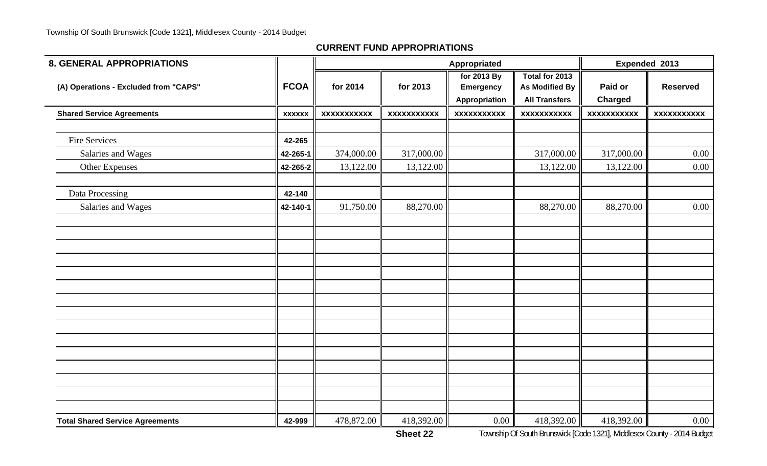## CURRENT FUND APPROPRIATIONS

| 8. GENERAL APPROPRIATIONS | | Appropriated | | | | Expended 2013 | |
|---|---|---|---|---|---|---|---|
| (A) Operations - Excluded from "CAPS" | FCOA | for 2014 | for 2013 | for 2013 By Emergency Appropriation | Total for 2013 As Modified By All Transfers | Paid or Charged | Reserved |
| **Shared Service Agreements** | XXXXXX | XXXXXXXXXXX | XXXXXXXXXXX | XXXXXXXXXXX | XXXXXXXXXXX | XXXXXXXXXXX | XXXXXXXXXXX |
| | | | | | | | |
| Fire Services | 42-265 | | | | | | |
| Salaries and Wages | 42-265-1 | 374,000.00 | 317,000.00 | | 317,000.00 | 317,000.00 | 0.00 |
| Other Expenses | 42-265-2 | 13,122.00 | 13,122.00 | | 13,122.00 | 13,122.00 | 0.00 |
| | | | | | | | |
| Data Processing | 42-140 | | | | | | |
| Salaries and Wages | 42-140-1 | 91,750.00 | 88,270.00 | | 88,270.00 | 88,270.00 | 0.00 |
| **Total Shared Service Agreements** | 42-999 | 478,872.00 | 418,392.00 | 0.00 | 418,392.00 | 418,392.00 | 0.00 |

Sheet 22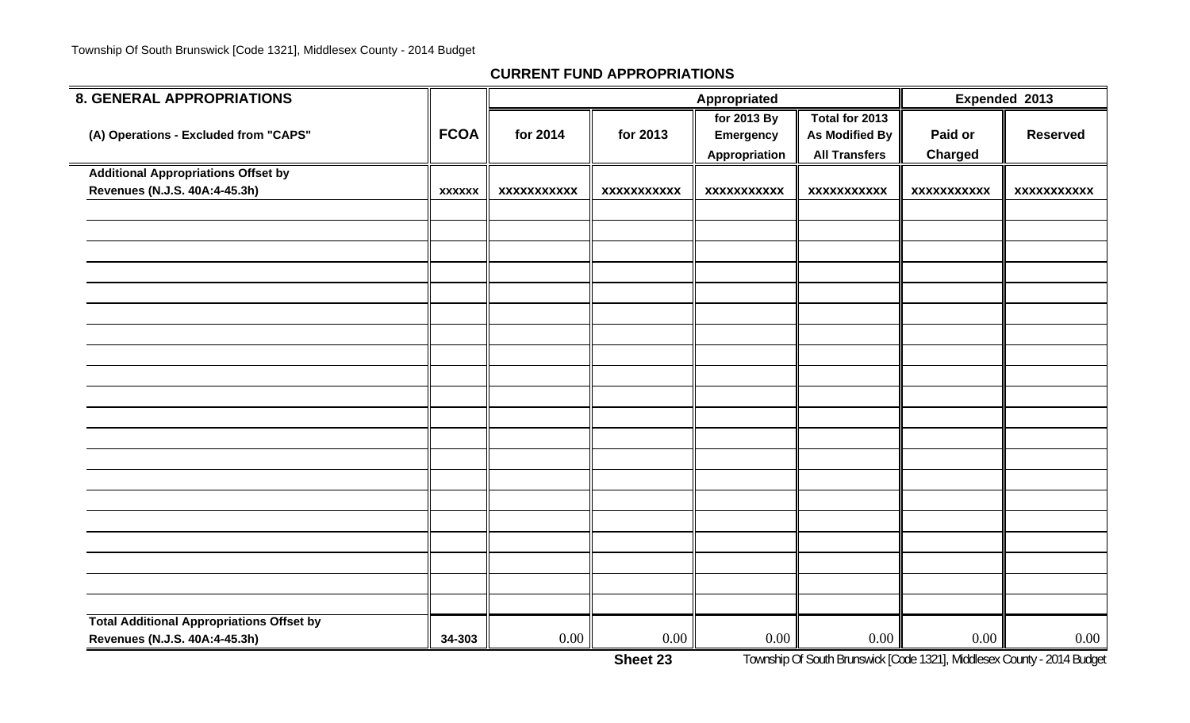## CURRENT FUND APPROPRIATIONS

| 8. GENERAL APPROPRIATIONS | | Appropriated | | | | Expended 2013 | |
|---|---|---|---|---|---|---|---|
| (A) Operations - Excluded from "CAPS" | FCOA | for 2014 | for 2013 | for 2013 By Emergency Appropriation | Total for 2013 As Modified By All Transfers | Paid or Charged | Reserved |
| Additional Appropriations Offset by Revenues (N.J.S. 40A:4-45.3h) | xxxxxx | xxxxxxxxxxx | xxxxxxxxxxx | xxxxxxxxxxx | xxxxxxxxxxx | xxxxxxxxxxx | xxxxxxxxxxx |
| | | | | | | | |
| | | | | | | | |
| | | | | | | | |
| | | | | | | | |
| | | | | | | | |
| | | | | | | | |
| | | | | | | | |
| | | | | | | | |
| | | | | | | | |
| | | | | | | | |
| | | | | | | | |
| | | | | | | | |
| | | | | | | | |
| | | | | | | | |
| | | | | | | | |
| | | | | | | | |
| | | | | | | | |
| | | | | | | | |
| | | | | | | | |
| | | | | | | | |
| Total Additional Appropriations Offset by Revenues (N.J.S. 40A:4-45.3h) | 34-303 | 0.00 | 0.00 | 0.00 | 0.00 | 0.00 | 0.00 |

Sheet 23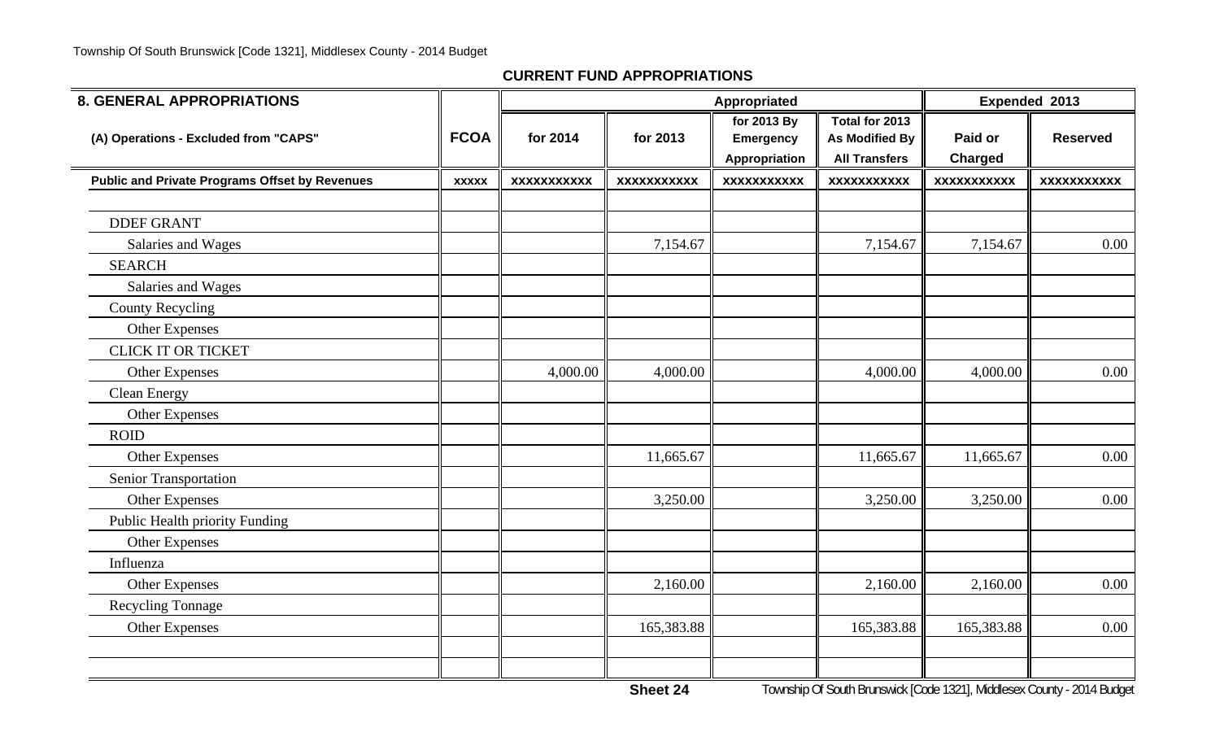## CURRENT FUND APPROPRIATIONS

| 8. GENERAL APPROPRIATIONS | | Appropriated | | | | Expended 2013 | |
|---|---|---|---|---|---|---|---|
| (A) Operations - Excluded from "CAPS" | FCOA | for 2014 | for 2013 | for 2013 By Emergency Appropriation | Total for 2013 As Modified By All Transfers | Paid or Charged | Reserved |
| **Public and Private Programs Offset by Revenues** | xxxxx | xxxxxxxxxxx | xxxxxxxxxxx | xxxxxxxxxxx | xxxxxxxxxxx | xxxxxxxxxxx | xxxxxxxxxxx |
| | | | | | | | |
| DDEF GRANT | | | | | | | |
| Salaries and Wages | | | 7,154.67 | | 7,154.67 | 7,154.67 | 0.00 |
| SEARCH | | | | | | | |
| Salaries and Wages | | | | | | | |
| County Recycling | | | | | | | |
| Other Expenses | | | | | | | |
| CLICK IT OR TICKET | | | | | | | |
| Other Expenses | | 4,000.00 | 4,000.00 | | 4,000.00 | 4,000.00 | 0.00 |
| Clean Energy | | | | | | | |
| Other Expenses | | | | | | | |
| ROID | | | | | | | |
| Other Expenses | | | 11,665.67 | | 11,665.67 | 11,665.67 | 0.00 |
| Senior Transportation | | | | | | | |
| Other Expenses | | | 3,250.00 | | 3,250.00 | 3,250.00 | 0.00 |
| Public Health priority Funding | | | | | | | |
| Other Expenses | | | | | | | |
| Influenza | | | | | | | |
| Other Expenses | | | 2,160.00 | | 2,160.00 | 2,160.00 | 0.00 |
| Recycling Tonnage | | | | | | | |
| Other Expenses | | | 165,383.88 | | 165,383.88 | 165,383.88 | 0.00 |
| | | | | | | | |
| | | | | | | | |

Sheet 24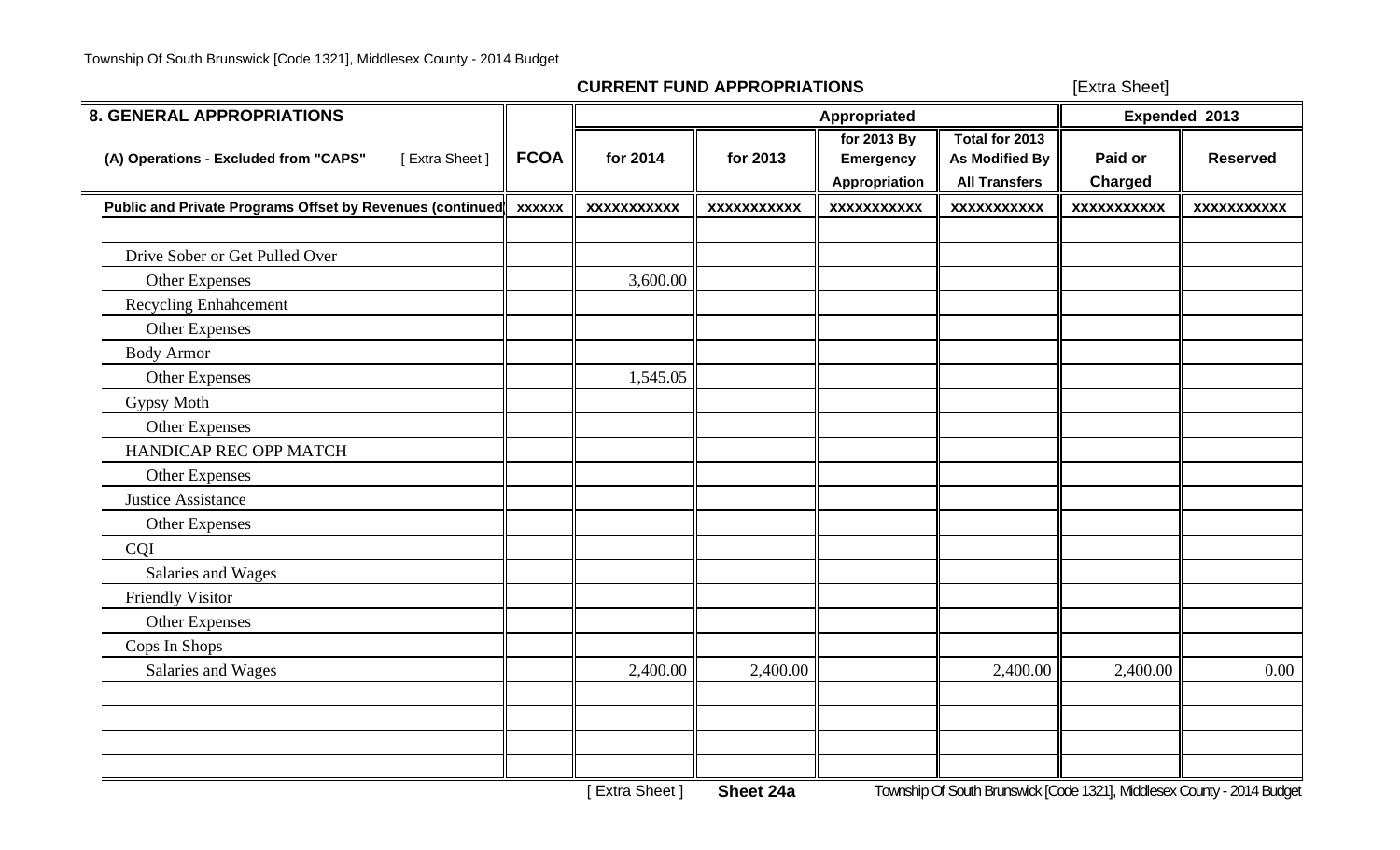**CURRENT FUND APPROPRIATIONS** [Extra Sheet]

| 8. GENERAL APPROPRIATIONS | | Appropriated | | | | Expended 2013 | |
|---|---|---|---|---|---|---|---|
| (A) Operations - Excluded from "CAPS" [ Extra Sheet ] | FCOA | for 2014 | for 2013 | for 2013 By Emergency Appropriation | Total for 2013 As Modified By All Transfers | Paid or Charged | Reserved |
| Public and Private Programs Offset by Revenues (continued) | xxxxxx | xxxxxxxxxxx | xxxxxxxxxxx | xxxxxxxxxxx | xxxxxxxxxxx | xxxxxxxxxxx | xxxxxxxxxxx |
| | | | | | | | |
| Drive Sober or Get Pulled Over | | | | | | | |
| Other Expenses | | 3,600.00 | | | | | |
| Recycling Enhahcement | | | | | | | |
| Other Expenses | | | | | | | |
| Body Armor | | | | | | | |
| Other Expenses | | 1,545.05 | | | | | |
| Gypsy Moth | | | | | | | |
| Other Expenses | | | | | | | |
| HANDICAP REC OPP MATCH | | | | | | | |
| Other Expenses | | | | | | | |
| Justice Assistance | | | | | | | |
| Other Expenses | | | | | | | |
| CQI | | | | | | | |
| Salaries and Wages | | | | | | | |
| Friendly Visitor | | | | | | | |
| Other Expenses | | | | | | | |
| Cops In Shops | | | | | | | |
| Salaries and Wages | | 2,400.00 | 2,400.00 | | 2,400.00 | 2,400.00 | 0.00 |
| | | | | | | | |
| | | | | | | | |
| | | | | | | | |
| | | | | | | | |

[ Extra Sheet ] **Sheet 24a**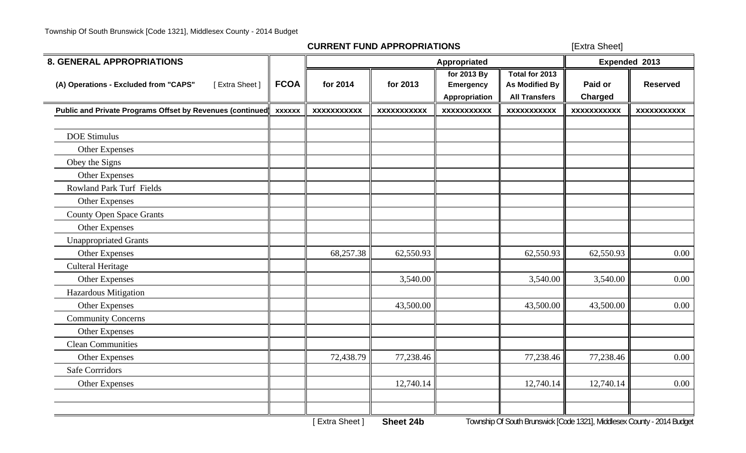**CURRENT FUND APPROPRIATIONS** [Extra Sheet]

| 8. GENERAL APPROPRIATIONS | | Appropriated | | | | Expended 2013 | |
|---|---|---|---|---|---|---|---|
| (A) Operations - Excluded from "CAPS" [ Extra Sheet ] | FCOA | for 2014 | for 2013 | for 2013 By Emergency Appropriation | Total for 2013 As Modified By All Transfers | Paid or Charged | Reserved |
| Public and Private Programs Offset by Revenues (continued) | xxxxxx | xxxxxxxxxxx | xxxxxxxxxxx | xxxxxxxxxxx | xxxxxxxxxxx | xxxxxxxxxxx | xxxxxxxxxxx |
| | | | | | | | |
| DOE Stimulus | | | | | | | |
| Other Expenses | | | | | | | |
| Obey the Signs | | | | | | | |
| Other Expenses | | | | | | | |
| Rowland Park Turf Fields | | | | | | | |
| Other Expenses | | | | | | | |
| County Open Space Grants | | | | | | | |
| Other Expenses | | | | | | | |
| Unappropriated Grants | | | | | | | |
| Other Expenses | | 68,257.38 | 62,550.93 | | 62,550.93 | 62,550.93 | 0.00 |
| Culteral Heritage | | | | | | | |
| Other Expenses | | | 3,540.00 | | 3,540.00 | 3,540.00 | 0.00 |
| Hazardous Mitigation | | | | | | | |
| Other Expenses | | | 43,500.00 | | 43,500.00 | 43,500.00 | 0.00 |
| Community Concerns | | | | | | | |
| Other Expenses | | | | | | | |
| Clean Communities | | | | | | | |
| Other Expenses | | 72,438.79 | 77,238.46 | | 77,238.46 | 77,238.46 | 0.00 |
| Safe Corrridors | | | | | | | |
| Other Expenses | | | 12,740.14 | | 12,740.14 | 12,740.14 | 0.00 |
| | | | | | | | |
| | | | | | | | |

[ Extra Sheet ] **Sheet 24b**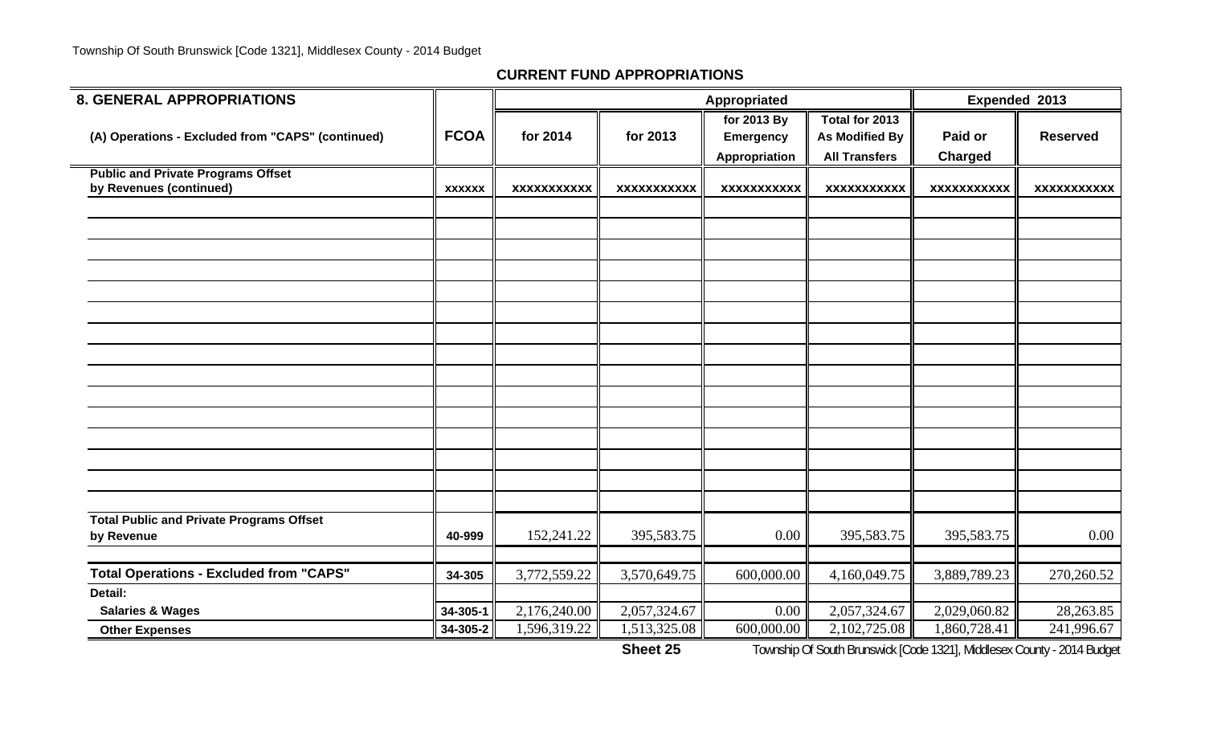## CURRENT FUND APPROPRIATIONS

| 8. GENERAL APPROPRIATIONS | | Appropriated | | | | Expended 2013 | |
|---|---|---|---|---|---|---|---|
| (A) Operations - Excluded from "CAPS" (continued) | FCOA | for 2014 | for 2013 | for 2013 By Emergency Appropriation | Total for 2013 As Modified By All Transfers | Paid or Charged | Reserved |
| **Public and Private Programs Offset by Revenues (continued)** | xxxxxx | xxxxxxxxxxx | xxxxxxxxxxx | xxxxxxxxxxx | xxxxxxxxxxx | xxxxxxxxxxx | xxxxxxxxxxx |
| | | | | | | | |
| | | | | | | | |
| | | | | | | | |
| | | | | | | | |
| | | | | | | | |
| | | | | | | | |
| | | | | | | | |
| | | | | | | | |
| | | | | | | | |
| | | | | | | | |
| | | | | | | | |
| | | | | | | | |
| | | | | | | | |
| | | | | | | | |
| | | | | | | | |
| **Total Public and Private Programs Offset by Revenue** | 40-999 | 152,241.22 | 395,583.75 | 0.00 | 395,583.75 | 395,583.75 | 0.00 |
| | | | | | | | |
| **Total Operations - Excluded from "CAPS"** | 34-305 | 3,772,559.22 | 3,570,649.75 | 600,000.00 | 4,160,049.75 | 3,889,789.23 | 270,260.52 |
| **Detail:** | | | | | | | |
| **Salaries & Wages** | 34-305-1 | 2,176,240.00 | 2,057,324.67 | 0.00 | 2,057,324.67 | 2,029,060.82 | 28,263.85 |
| **Other Expenses** | 34-305-2 | 1,596,319.22 | 1,513,325.08 | 600,000.00 | 2,102,725.08 | 1,860,728.41 | 241,996.67 |

**Sheet 25**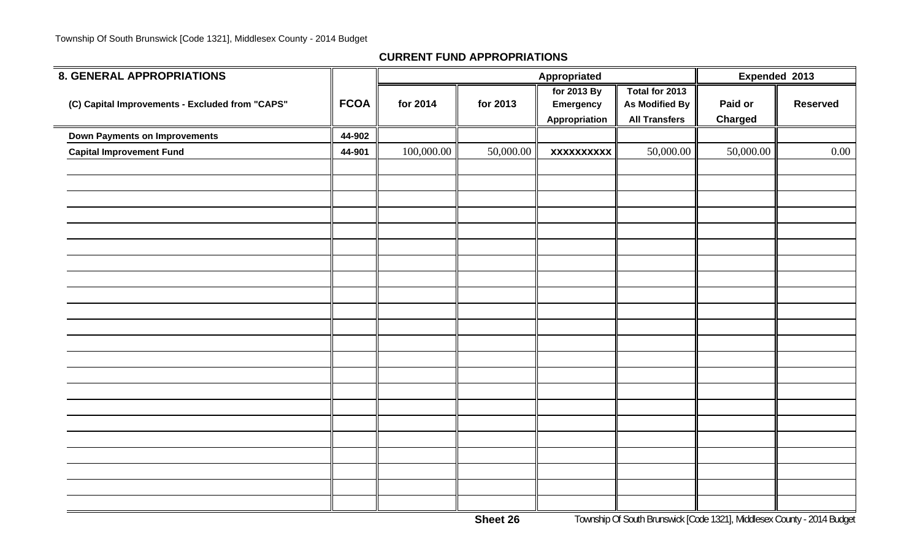## CURRENT FUND APPROPRIATIONS

| 8. GENERAL APPROPRIATIONS | | Appropriated | | | | Expended 2013 | |
|---|---|---|---|---|---|---|---|
| (C) Capital Improvements - Excluded from "CAPS" | FCOA | for 2014 | for 2013 | for 2013 By Emergency Appropriation | Total for 2013 As Modified By All Transfers | Paid or Charged | Reserved |
| **Down Payments on Improvements** | 44-902 | | | | | | |
| **Capital Improvement Fund** | 44-901 | 100,000.00 | 50,000.00 | xxxxxxxxxx | 50,000.00 | 50,000.00 | 0.00 |

Sheet 26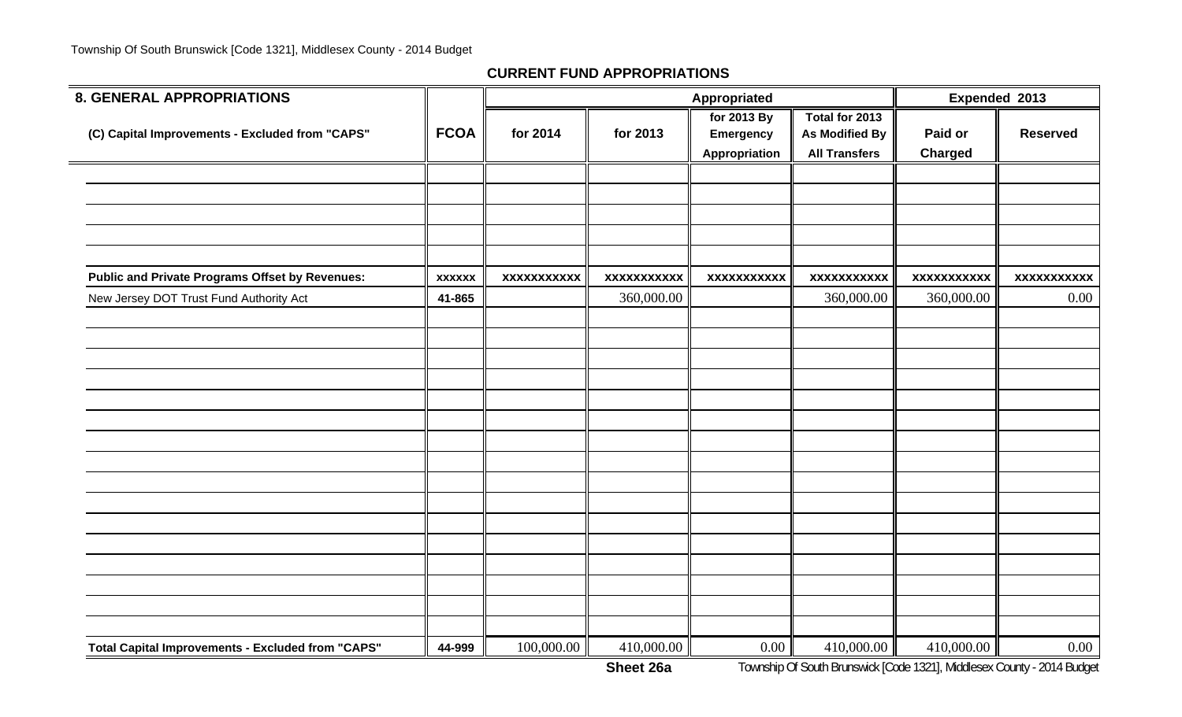## CURRENT FUND APPROPRIATIONS

| 8. GENERAL APPROPRIATIONS | | Appropriated | | | | Expended 2013 | |
|---|---|---|---|---|---|---|---|
| (C) Capital Improvements - Excluded from "CAPS" | FCOA | for 2014 | for 2013 | for 2013 By Emergency Appropriation | Total for 2013 As Modified By All Transfers | Paid or Charged | Reserved |
| | | | | | | | |
| | | | | | | | |
| | | | | | | | |
| | | | | | | | |
| | | | | | | | |
| **Public and Private Programs Offset by Revenues:** | **xxxxxx** | **xxxxxxxxxxx** | **xxxxxxxxxxx** | **xxxxxxxxxxx** | **xxxxxxxxxxx** | **xxxxxxxxxxx** | **xxxxxxxxxxx** |
| New Jersey DOT Trust Fund Authority Act | 41-865 | | 360,000.00 | | 360,000.00 | 360,000.00 | 0.00 |
| | | | | | | | |
| | | | | | | | |
| | | | | | | | |
| | | | | | | | |
| | | | | | | | |
| | | | | | | | |
| | | | | | | | |
| | | | | | | | |
| | | | | | | | |
| | | | | | | | |
| | | | | | | | |
| | | | | | | | |
| | | | | | | | |
| | | | | | | | |
| | | | | | | | |
| | | | | | | | |
| **Total Capital Improvements - Excluded from "CAPS"** | **44-999** | 100,000.00 | 410,000.00 | 0.00 | 410,000.00 | 410,000.00 | 0.00 |

**Sheet 26a**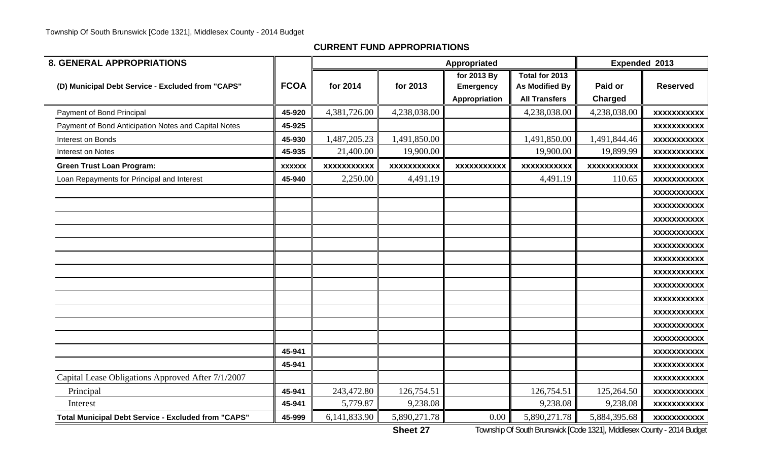## CURRENT FUND APPROPRIATIONS

| 8. GENERAL APPROPRIATIONS | | Appropriated | | | | Expended 2013 | |
|---|---|---|---|---|---|---|---|
| (D) Municipal Debt Service - Excluded from "CAPS" | FCOA | for 2014 | for 2013 | for 2013 By Emergency Appropriation | Total for 2013 As Modified By All Transfers | Paid or Charged | Reserved |
| Payment of Bond Principal | 45-920 | 4,381,726.00 | 4,238,038.00 | | 4,238,038.00 | 4,238,038.00 | xxxxxxxxxxx |
| Payment of Bond Anticipation Notes and Capital Notes | 45-925 | | | | | | xxxxxxxxxxx |
| Interest on Bonds | 45-930 | 1,487,205.23 | 1,491,850.00 | | 1,491,850.00 | 1,491,844.46 | xxxxxxxxxxx |
| Interest on Notes | 45-935 | 21,400.00 | 19,900.00 | | 19,900.00 | 19,899.99 | xxxxxxxxxxx |
| **Green Trust Loan Program:** | xxxxxx | xxxxxxxxxxx | xxxxxxxxxxx | xxxxxxxxxxx | xxxxxxxxxxx | xxxxxxxxxxx | xxxxxxxxxxx |
| Loan Repayments for Principal and Interest | 45-940 | 2,250.00 | 4,491.19 | | 4,491.19 | 110.65 | xxxxxxxxxxx |
| | | | | | | | xxxxxxxxxxx |
| | | | | | | | xxxxxxxxxxx |
| | | | | | | | xxxxxxxxxxx |
| | | | | | | | xxxxxxxxxxx |
| | | | | | | | xxxxxxxxxxx |
| | | | | | | | xxxxxxxxxxx |
| | | | | | | | xxxxxxxxxxx |
| | | | | | | | xxxxxxxxxxx |
| | | | | | | | xxxxxxxxxxx |
| | | | | | | | xxxxxxxxxxx |
| | | | | | | | xxxxxxxxxxx |
| | | | | | | | xxxxxxxxxxx |
| | 45-941 | | | | | | xxxxxxxxxxx |
| | 45-941 | | | | | | xxxxxxxxxxx |
| Capital Lease Obligations Approved After 7/1/2007 | | | | | | | xxxxxxxxxxx |
| Principal | 45-941 | 243,472.80 | 126,754.51 | | 126,754.51 | 125,264.50 | xxxxxxxxxxx |
| Interest | 45-941 | 5,779.87 | 9,238.08 | | 9,238.08 | 9,238.08 | xxxxxxxxxxx |
| **Total Municipal Debt Service - Excluded from "CAPS"** | 45-999 | 6,141,833.90 | 5,890,271.78 | 0.00 | 5,890,271.78 | 5,884,395.68 | xxxxxxxxxxx |

**Sheet 27**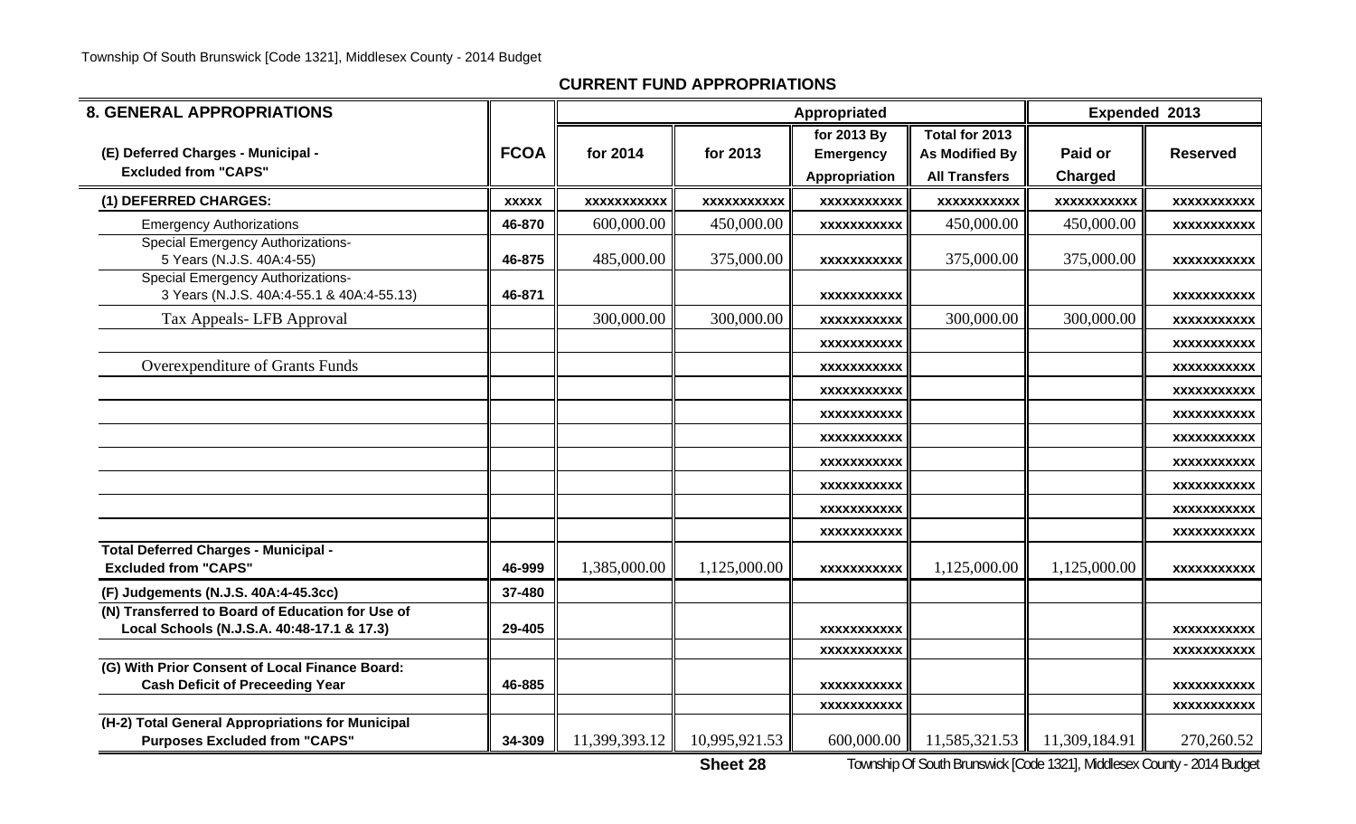## CURRENT FUND APPROPRIATIONS

| 8. GENERAL APPROPRIATIONS | | Appropriated | | | | Expended 2013 | |
|---|---|---|---|---|---|---|---|
| (E) Deferred Charges - Municipal - Excluded from "CAPS" | FCOA | for 2014 | for 2013 | for 2013 By Emergency Appropriation | Total for 2013 As Modified By All Transfers | Paid or Charged | Reserved |
| (1) DEFERRED CHARGES: | XXXXX | XXXXXXXXXXX | XXXXXXXXXXX | XXXXXXXXXXX | XXXXXXXXXXX | XXXXXXXXXXX | XXXXXXXXXXX |
| Emergency Authorizations | 46-870 | 600,000.00 | 450,000.00 | XXXXXXXXXXX | 450,000.00 | 450,000.00 | XXXXXXXXXXX |
| Special Emergency Authorizations- 5 Years (N.J.S. 40A:4-55) | 46-875 | 485,000.00 | 375,000.00 | XXXXXXXXXXX | 375,000.00 | 375,000.00 | XXXXXXXXXXX |
| Special Emergency Authorizations- 3 Years (N.J.S. 40A:4-55.1 & 40A:4-55.13) | 46-871 | | | XXXXXXXXXXX | | | XXXXXXXXXXX |
| Tax Appeals- LFB Approval | | 300,000.00 | 300,000.00 | XXXXXXXXXXX | 300,000.00 | 300,000.00 | XXXXXXXXXXX |
| | | | | XXXXXXXXXXX | | | XXXXXXXXXXX |
| Overexpenditure of Grants Funds | | | | XXXXXXXXXXX | | | XXXXXXXXXXX |
| | | | | XXXXXXXXXXX | | | XXXXXXXXXXX |
| | | | | XXXXXXXXXXX | | | XXXXXXXXXXX |
| | | | | XXXXXXXXXXX | | | XXXXXXXXXXX |
| | | | | XXXXXXXXXXX | | | XXXXXXXXXXX |
| | | | | XXXXXXXXXXX | | | XXXXXXXXXXX |
| | | | | XXXXXXXXXXX | | | XXXXXXXXXXX |
| | | | | XXXXXXXXXXX | | | XXXXXXXXXXX |
| Total Deferred Charges - Municipal - Excluded from "CAPS" | 46-999 | 1,385,000.00 | 1,125,000.00 | XXXXXXXXXXX | 1,125,000.00 | 1,125,000.00 | XXXXXXXXXXX |
| (F) Judgements (N.J.S. 40A:4-45.3cc) | 37-480 | | | | | | |
| (N) Transferred to Board of Education for Use of Local Schools (N.J.S.A. 40:48-17.1 & 17.3) | 29-405 | | | XXXXXXXXXXX | | | XXXXXXXXXXX |
| | | | | XXXXXXXXXXX | | | XXXXXXXXXXX |
| (G) With Prior Consent of Local Finance Board: Cash Deficit of Preceeding Year | 46-885 | | | XXXXXXXXXXX | | | XXXXXXXXXXX |
| | | | | XXXXXXXXXXX | | | XXXXXXXXXXX |
| (H-2) Total General Appropriations for Municipal Purposes Excluded from "CAPS" | 34-309 | 11,399,393.12 | 10,995,921.53 | 600,000.00 | 11,585,321.53 | 11,309,184.91 | 270,260.52 |

Sheet 28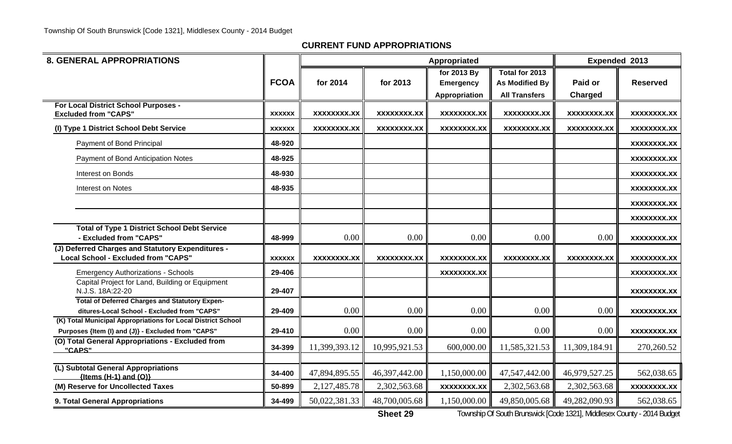## CURRENT FUND APPROPRIATIONS

| 8. GENERAL APPROPRIATIONS | FCOA | Appropriated for 2014 | Appropriated for 2013 | Appropriated for 2013 By Emergency Appropriation | Total for 2013 As Modified By All Transfers | Expended 2013 Paid or Charged | Expended 2013 Reserved |
|---|---|---|---|---|---|---|---|
| For Local District School Purposes - Excluded from "CAPS" | xxxxxx | xxxxxxxx.xx | xxxxxxxx.xx | xxxxxxxx.xx | xxxxxxxx.xx | xxxxxxxx.xx | xxxxxxxx.xx |
| (I) Type 1 District School Debt Service | xxxxxx | xxxxxxxx.xx | xxxxxxxx.xx | xxxxxxxx.xx | xxxxxxxx.xx | xxxxxxxx.xx | xxxxxxxx.xx |
| Payment of Bond Principal | 48-920 | | | | | | xxxxxxxx.xx |
| Payment of Bond Anticipation Notes | 48-925 | | | | | | xxxxxxxx.xx |
| Interest on Bonds | 48-930 | | | | | | xxxxxxxx.xx |
| Interest on Notes | 48-935 | | | | | | xxxxxxxx.xx |
| | | | | | | | xxxxxxxx.xx |
| | | | | | | | xxxxxxxx.xx |
| Total of Type 1 District School Debt Service - Excluded from "CAPS" | 48-999 | 0.00 | 0.00 | 0.00 | 0.00 | 0.00 | xxxxxxxx.xx |
| (J) Deferred Charges and Statutory Expenditures - Local School - Excluded from "CAPS" | xxxxxx | xxxxxxxx.xx | xxxxxxxx.xx | xxxxxxxx.xx | xxxxxxxx.xx | xxxxxxxx.xx | xxxxxxxx.xx |
| Emergency Authorizations - Schools | 29-406 | | | xxxxxxxx.xx | | | xxxxxxxx.xx |
| Capital Project for Land, Building or Equipment N.J.S. 18A:22-20 | 29-407 | | | | | | xxxxxxxx.xx |
| Total of Deferred Charges and Statutory Expenditures-Local School - Excluded from "CAPS" | 29-409 | 0.00 | 0.00 | 0.00 | 0.00 | 0.00 | xxxxxxxx.xx |
| (K) Total Municipal Appropriations for Local District School Purposes {Item (I) and (J)} - Excluded from "CAPS" | 29-410 | 0.00 | 0.00 | 0.00 | 0.00 | 0.00 | xxxxxxxx.xx |
| (O) Total General Appropriations - Excluded from "CAPS" | 34-399 | 11,399,393.12 | 10,995,921.53 | 600,000.00 | 11,585,321.53 | 11,309,184.91 | 270,260.52 |
| (L) Subtotal General Appropriations {Items (H-1) and (O)} | 34-400 | 47,894,895.55 | 46,397,442.00 | 1,150,000.00 | 47,547,442.00 | 46,979,527.25 | 562,038.65 |
| (M) Reserve for Uncollected Taxes | 50-899 | 2,127,485.78 | 2,302,563.68 | xxxxxxxx.xx | 2,302,563.68 | 2,302,563.68 | xxxxxxxx.xx |
| 9. Total General Appropriations | 34-499 | 50,022,381.33 | 48,700,005.68 | 1,150,000.00 | 49,850,005.68 | 49,282,090.93 | 562,038.65 |

Sheet 29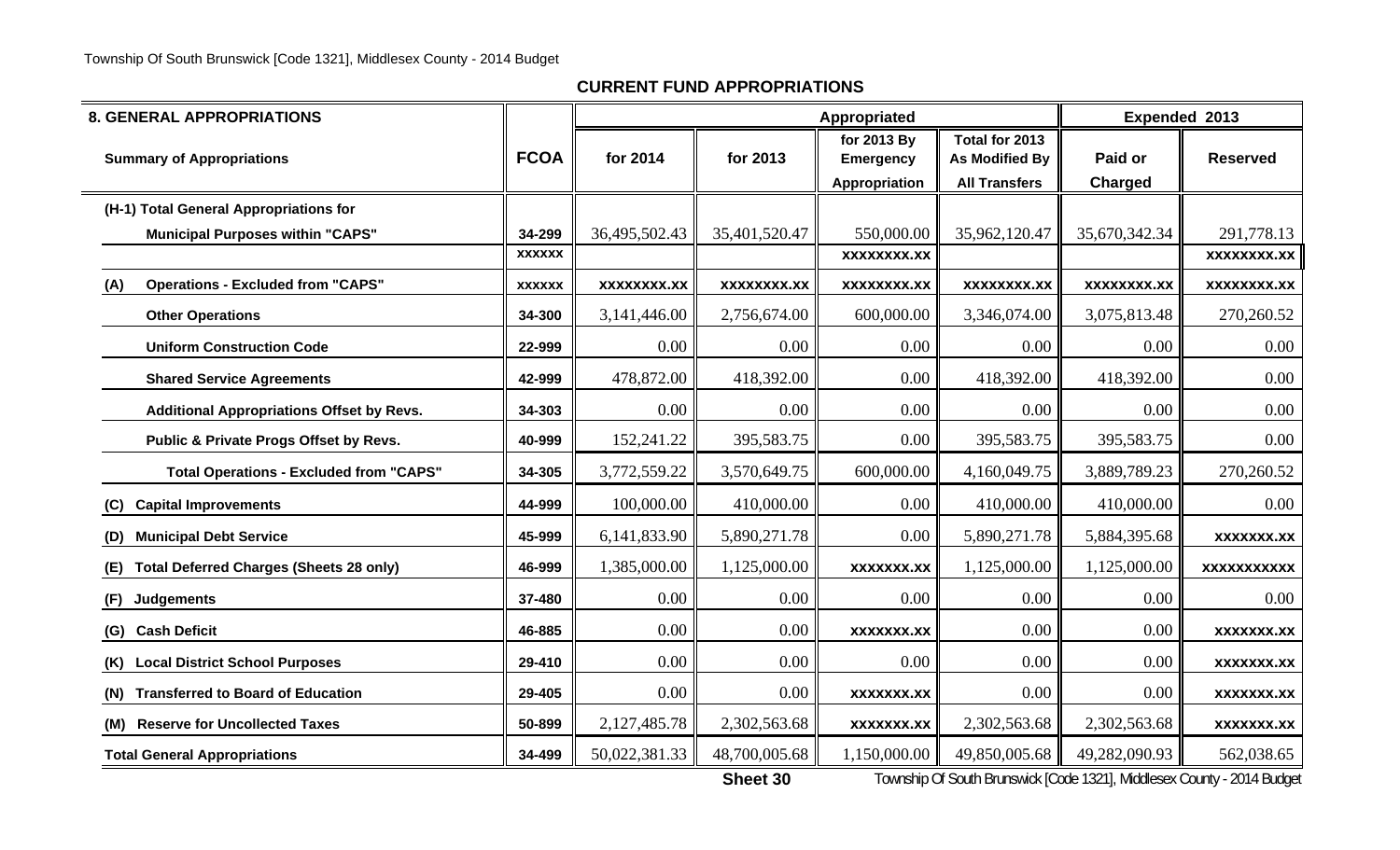## CURRENT FUND APPROPRIATIONS

| 8. GENERAL APPROPRIATIONS | FCOA | Appropriated | | | | Expended 2013 | |
|---|---|---|---|---|---|---|---|
| Summary of Appropriations | | for 2014 | for 2013 | for 2013 By Emergency Appropriation | Total for 2013 As Modified By All Transfers | Paid or Charged | Reserved |
| (H-1) Total General Appropriations for Municipal Purposes within "CAPS" | 34-299 | 36,495,502.43 | 35,401,520.47 | 550,000.00 | 35,962,120.47 | 35,670,342.34 | 291,778.13 |
| | xxxxxx | | | xxxxxxxx.xx | | | xxxxxxxx.xx |
| (A) Operations - Excluded from "CAPS" | xxxxxx | xxxxxxxx.xx | xxxxxxxx.xx | xxxxxxxx.xx | xxxxxxxx.xx | xxxxxxxx.xx | xxxxxxxx.xx |
| Other Operations | 34-300 | 3,141,446.00 | 2,756,674.00 | 600,000.00 | 3,346,074.00 | 3,075,813.48 | 270,260.52 |
| Uniform Construction Code | 22-999 | 0.00 | 0.00 | 0.00 | 0.00 | 0.00 | 0.00 |
| Shared Service Agreements | 42-999 | 478,872.00 | 418,392.00 | 0.00 | 418,392.00 | 418,392.00 | 0.00 |
| Additional Appropriations Offset by Revs. | 34-303 | 0.00 | 0.00 | 0.00 | 0.00 | 0.00 | 0.00 |
| Public & Private Progs Offset by Revs. | 40-999 | 152,241.22 | 395,583.75 | 0.00 | 395,583.75 | 395,583.75 | 0.00 |
| Total Operations - Excluded from "CAPS" | 34-305 | 3,772,559.22 | 3,570,649.75 | 600,000.00 | 4,160,049.75 | 3,889,789.23 | 270,260.52 |
| (C) Capital Improvements | 44-999 | 100,000.00 | 410,000.00 | 0.00 | 410,000.00 | 410,000.00 | 0.00 |
| (D) Municipal Debt Service | 45-999 | 6,141,833.90 | 5,890,271.78 | 0.00 | 5,890,271.78 | 5,884,395.68 | xxxxxxx.xx |
| (E) Total Deferred Charges (Sheets 28 only) | 46-999 | 1,385,000.00 | 1,125,000.00 | xxxxxxx.xx | 1,125,000.00 | 1,125,000.00 | xxxxxxxxxxx |
| (F) Judgements | 37-480 | 0.00 | 0.00 | 0.00 | 0.00 | 0.00 | 0.00 |
| (G) Cash Deficit | 46-885 | 0.00 | 0.00 | xxxxxxx.xx | 0.00 | 0.00 | xxxxxxx.xx |
| (K) Local District School Purposes | 29-410 | 0.00 | 0.00 | 0.00 | 0.00 | 0.00 | xxxxxxx.xx |
| (N) Transferred to Board of Education | 29-405 | 0.00 | 0.00 | xxxxxxx.xx | 0.00 | 0.00 | xxxxxxx.xx |
| (M) Reserve for Uncollected Taxes | 50-899 | 2,127,485.78 | 2,302,563.68 | xxxxxxx.xx | 2,302,563.68 | 2,302,563.68 | xxxxxxx.xx |
| Total General Appropriations | 34-499 | 50,022,381.33 | 48,700,005.68 | 1,150,000.00 | 49,850,005.68 | 49,282,090.93 | 562,038.65 |

Sheet 30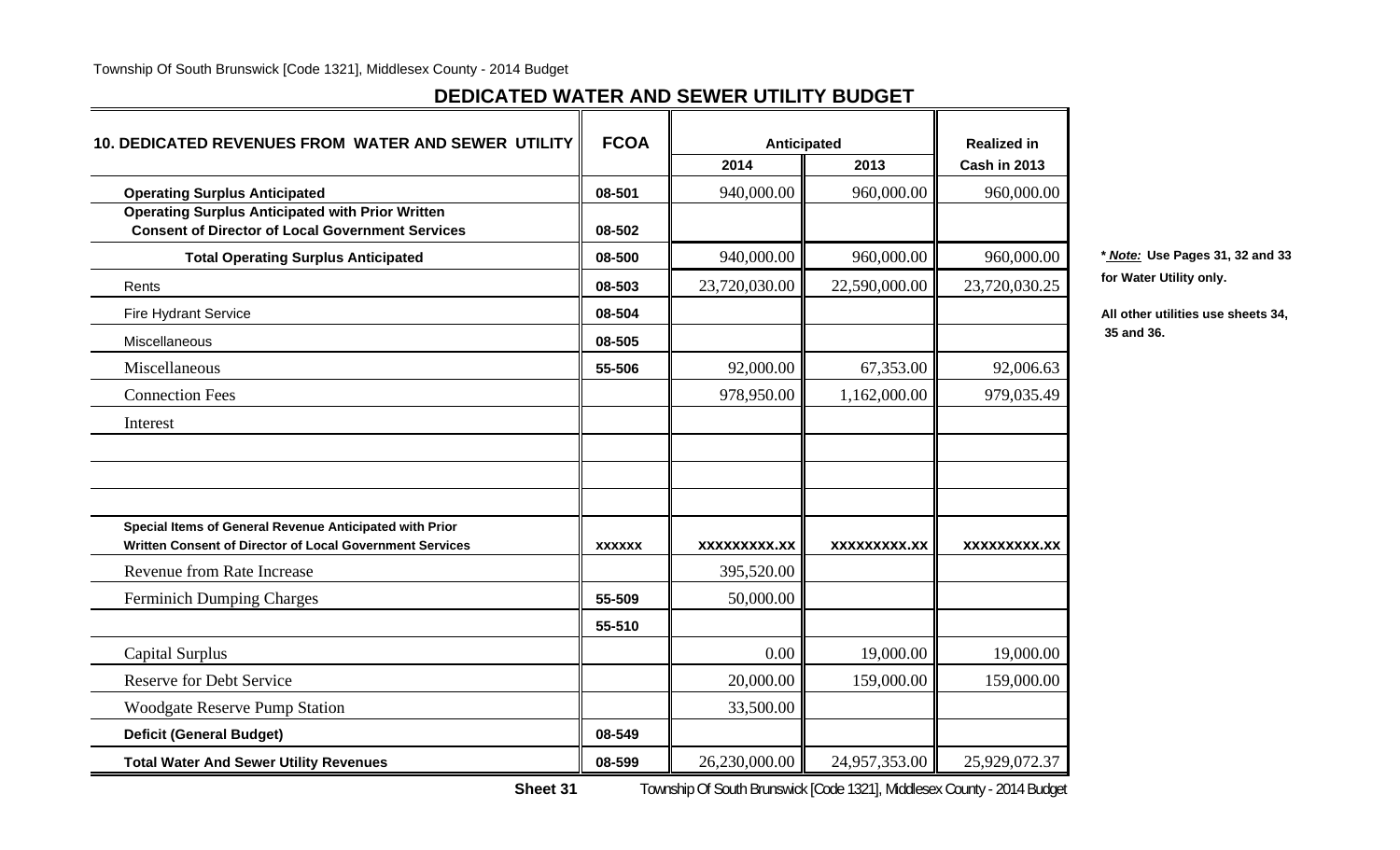## DEDICATED WATER AND SEWER UTILITY BUDGET

| 10. DEDICATED REVENUES FROM WATER AND SEWER UTILITY | FCOA | Anticipated 2014 | Anticipated 2013 | Realized in Cash in 2013 |
|---|---|---|---|---|
| **Operating Surplus Anticipated** | 08-501 | 940,000.00 | 960,000.00 | 960,000.00 |
| **Operating Surplus Anticipated with Prior Written Consent of Director of Local Government Services** | 08-502 | | | |
| **Total Operating Surplus Anticipated** | 08-500 | 940,000.00 | 960,000.00 | 960,000.00 |
| Rents | 08-503 | 23,720,030.00 | 22,590,000.00 | 23,720,030.25 |
| Fire Hydrant Service | 08-504 | | | |
| Miscellaneous | 08-505 | | | |
| Miscellaneous | 55-506 | 92,000.00 | 67,353.00 | 92,006.63 |
| Connection Fees | | 978,950.00 | 1,162,000.00 | 979,035.49 |
| Interest | | | | |
| | | | | |
| | | | | |
| | | | | |
| **Special Items of General Revenue Anticipated with Prior Written Consent of Director of Local Government Services** | xxxxxx | xxxxxxxxx.xx | xxxxxxxxx.xx | xxxxxxxxx.xx |
| Revenue from Rate Increase | | 395,520.00 | | |
| Ferminich Dumping Charges | 55-509 | 50,000.00 | | |
| | 55-510 | | | |
| Capital Surplus | | 0.00 | 19,000.00 | 19,000.00 |
| Reserve for Debt Service | | 20,000.00 | 159,000.00 | 159,000.00 |
| Woodgate Reserve Pump Station | | 33,500.00 | | |
| **Deficit (General Budget)** | 08-549 | | | |
| **Total Water And Sewer Utility Revenues** | 08-599 | 26,230,000.00 | 24,957,353.00 | 25,929,072.37 |

***Note:*** **Use Pages 31, 32 and 33 for Water Utility only.**

**All other utilities use sheets 34, 35 and 36.**

**Sheet 31**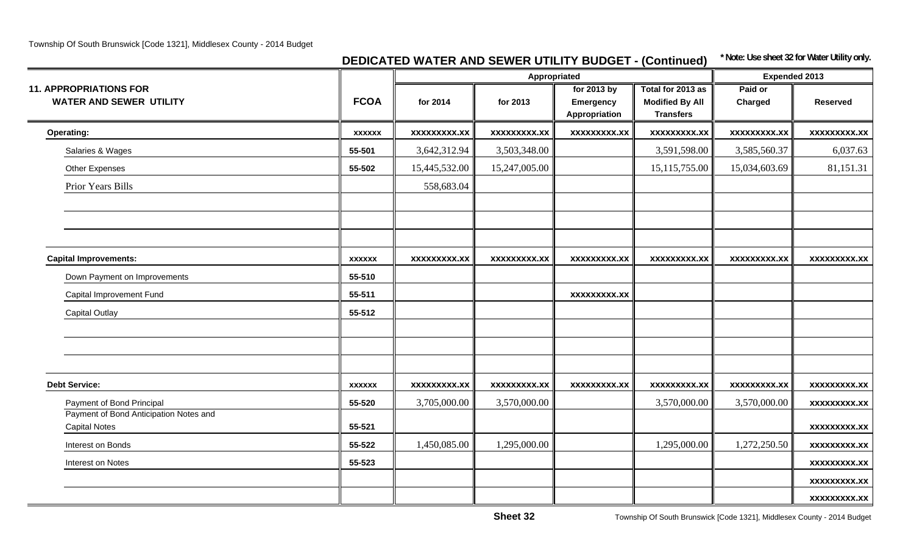## DEDICATED WATER AND SEWER UTILITY BUDGET - (Continued)

*** Note: Use sheet 32 for Water Utility only.**

| 11. APPROPRIATIONS FOR WATER AND SEWER UTILITY | FCOA | Appropriated | | | | Expended 2013 | |
|---|---|---|---|---|---|---|---|
| | | for 2014 | for 2013 | for 2013 by Emergency Appropriation | Total for 2013 as Modified By All Transfers | Paid or Charged | Reserved |
| **Operating:** | xxxxxx | xxxxxxxxx.xx | xxxxxxxxx.xx | xxxxxxxxx.xx | xxxxxxxxx.xx | xxxxxxxxx.xx | xxxxxxxxx.xx |
| Salaries & Wages | 55-501 | 3,642,312.94 | 3,503,348.00 | | 3,591,598.00 | 3,585,560.37 | 6,037.63 |
| Other Expenses | 55-502 | 15,445,532.00 | 15,247,005.00 | | 15,115,755.00 | 15,034,603.69 | 81,151.31 |
| Prior Years Bills | | 558,683.04 | | | | | |
| | | | | | | | |
| | | | | | | | |
| | | | | | | | |
| **Capital Improvements:** | xxxxxx | xxxxxxxxx.xx | xxxxxxxxx.xx | xxxxxxxxx.xx | xxxxxxxxx.xx | xxxxxxxxx.xx | xxxxxxxxx.xx |
| Down Payment on Improvements | 55-510 | | | | | | |
| Capital Improvement Fund | 55-511 | | | xxxxxxxxx.xx | | | |
| Capital Outlay | 55-512 | | | | | | |
| | | | | | | | |
| | | | | | | | |
| | | | | | | | |
| **Debt Service:** | xxxxxx | xxxxxxxxx.xx | xxxxxxxxx.xx | xxxxxxxxx.xx | xxxxxxxxx.xx | xxxxxxxxx.xx | xxxxxxxxx.xx |
| Payment of Bond Principal | 55-520 | 3,705,000.00 | 3,570,000.00 | | 3,570,000.00 | 3,570,000.00 | xxxxxxxxx.xx |
| Payment of Bond Anticipation Notes and Capital Notes | 55-521 | | | | | | xxxxxxxxx.xx |
| Interest on Bonds | 55-522 | 1,450,085.00 | 1,295,000.00 | | 1,295,000.00 | 1,272,250.50 | xxxxxxxxx.xx |
| Interest on Notes | 55-523 | | | | | | xxxxxxxxx.xx |
| | | | | | | | xxxxxxxxx.xx |
| | | | | | | | xxxxxxxxx.xx |

**Sheet 32**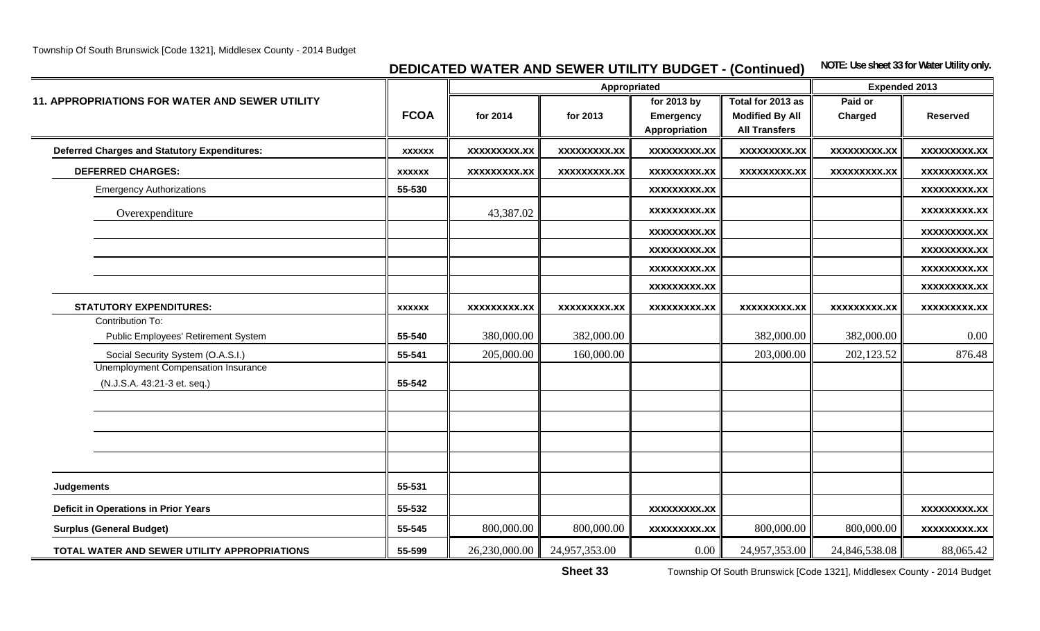## DEDICATED WATER AND SEWER UTILITY BUDGET - (Continued)

**NOTE: Use sheet 33 for Water Utility only.**

| 11. APPROPRIATIONS FOR WATER AND SEWER UTILITY | FCOA | Appropriated | | | | Expended 2013 | |
|---|---|---|---|---|---|---|---|
| | | for 2014 | for 2013 | for 2013 by Emergency Appropriation | Total for 2013 as Modified By All Transfers | Paid or Charged | Reserved |
| **Deferred Charges and Statutory Expenditures:** | xxxxxx | xxxxxxxxx.xx | xxxxxxxxx.xx | xxxxxxxxx.xx | xxxxxxxxx.xx | xxxxxxxxx.xx | xxxxxxxxx.xx |
| **DEFERRED CHARGES:** | xxxxxx | xxxxxxxxx.xx | xxxxxxxxx.xx | xxxxxxxxx.xx | xxxxxxxxx.xx | xxxxxxxxx.xx | xxxxxxxxx.xx |
| Emergency Authorizations | 55-530 | | | xxxxxxxxx.xx | | | xxxxxxxxx.xx |
| Overexpenditure | | 43,387.02 | | xxxxxxxxx.xx | | | xxxxxxxxx.xx |
| | | | | xxxxxxxxx.xx | | | xxxxxxxxx.xx |
| | | | | xxxxxxxxx.xx | | | xxxxxxxxx.xx |
| | | | | xxxxxxxxx.xx | | | xxxxxxxxx.xx |
| | | | | xxxxxxxxx.xx | | | xxxxxxxxx.xx |
| **STATUTORY EXPENDITURES:** | xxxxxx | xxxxxxxxx.xx | xxxxxxxxx.xx | xxxxxxxxx.xx | xxxxxxxxx.xx | xxxxxxxxx.xx | xxxxxxxxx.xx |
| Contribution To: | | | | | | | |
| Public Employees' Retirement System | 55-540 | 380,000.00 | 382,000.00 | | 382,000.00 | 382,000.00 | 0.00 |
| Social Security System (O.A.S.I.) | 55-541 | 205,000.00 | 160,000.00 | | 203,000.00 | 202,123.52 | 876.48 |
| Unemployment Compensation Insurance (N.J.S.A. 43:21-3 et. seq.) | 55-542 | | | | | | |
| | | | | | | | |
| | | | | | | | |
| | | | | | | | |
| | | | | | | | |
| **Judgements** | 55-531 | | | | | | |
| **Deficit in Operations in Prior Years** | 55-532 | | | xxxxxxxxx.xx | | | xxxxxxxxx.xx |
| **Surplus (General Budget)** | 55-545 | 800,000.00 | 800,000.00 | xxxxxxxxx.xx | 800,000.00 | 800,000.00 | xxxxxxxxx.xx |
| **TOTAL WATER AND SEWER UTILITY APPROPRIATIONS** | 55-599 | 26,230,000.00 | 24,957,353.00 | 0.00 | 24,957,353.00 | 24,846,538.08 | 88,065.42 |

**Sheet 33**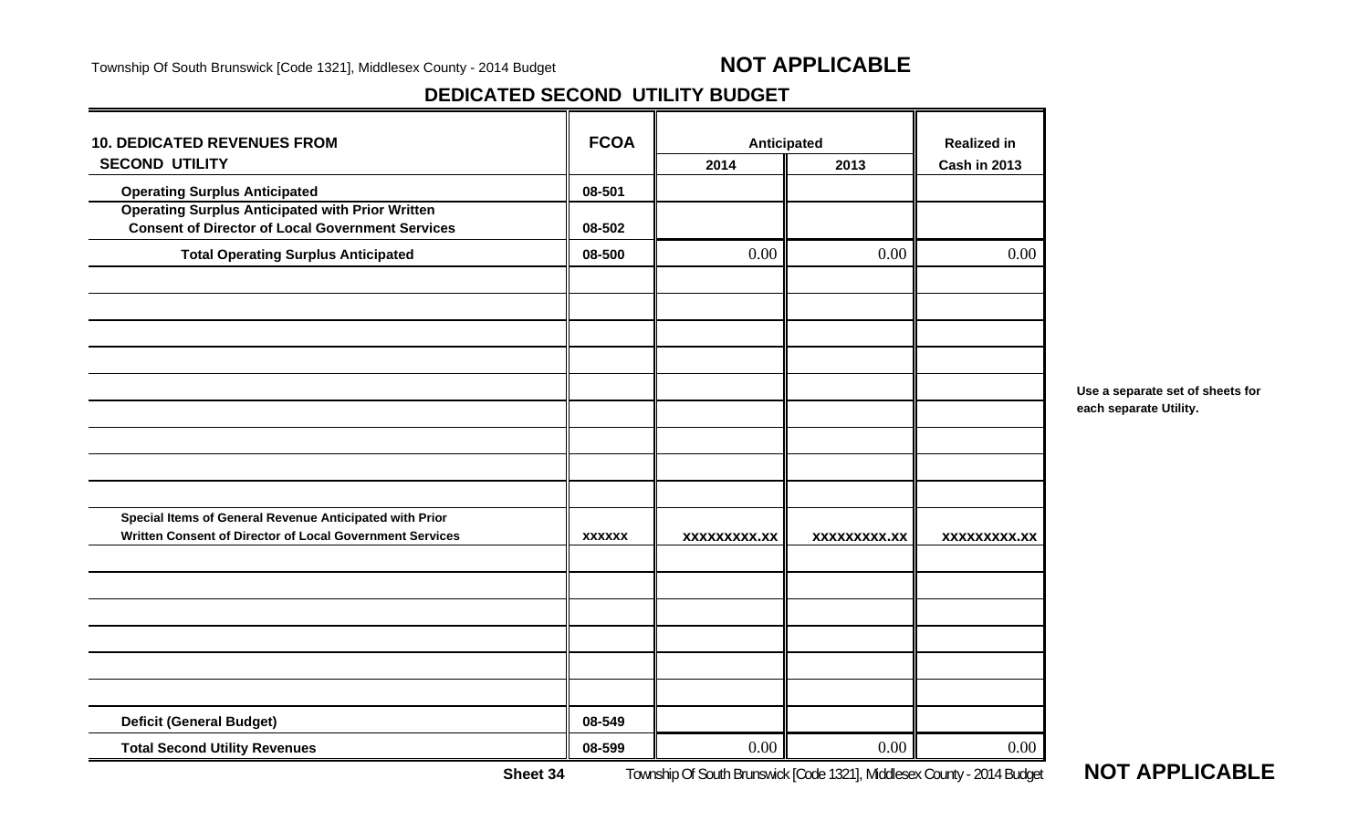**NOT APPLICABLE**

## DEDICATED SECOND UTILITY BUDGET

| 10. DEDICATED REVENUES FROM SECOND UTILITY | FCOA | Anticipated | | Realized in |
|---|---|---|---|---|
| | | 2014 | 2013 | Cash in 2013 |
| Operating Surplus Anticipated | 08-501 | | | |
| Operating Surplus Anticipated with Prior Written Consent of Director of Local Government Services | 08-502 | | | |
| Total Operating Surplus Anticipated | 08-500 | 0.00 | 0.00 | 0.00 |
| | | | | |
| | | | | |
| | | | | |
| | | | | |
| | | | | |
| | | | | |
| | | | | |
| | | | | |
| | | | | |
| Special Items of General Revenue Anticipated with Prior Written Consent of Director of Local Government Services | xxxxxx | xxxxxxxxx.xx | xxxxxxxxx.xx | xxxxxxxxx.xx |
| | | | | |
| | | | | |
| | | | | |
| | | | | |
| | | | | |
| | | | | |
| Deficit (General Budget) | 08-549 | | | |
| Total Second Utility Revenues | 08-599 | 0.00 | 0.00 | 0.00 |

**Use a separate set of sheets for each separate Utility.**

**Sheet 34**

**NOT APPLICABLE**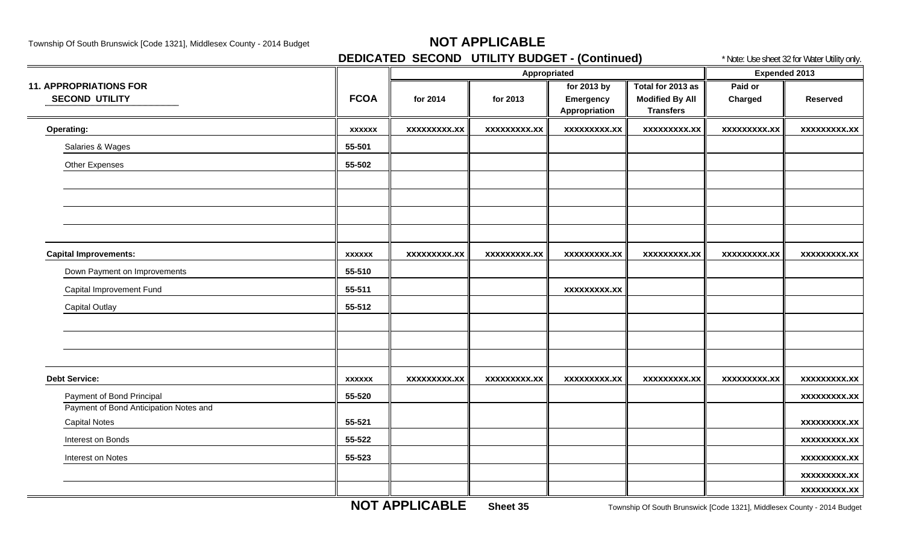# NOT APPLICABLE

## DEDICATED SECOND UTILITY BUDGET - (Continued)

\* Note: Use sheet 32 for Water Utility only.

| 11. APPROPRIATIONS FOR SECOND UTILITY | FCOA | Appropriated | | | | Expended 2013 | |
|---|---|---|---|---|---|---|---|
| | | for 2014 | for 2013 | for 2013 by Emergency Appropriation | Total for 2013 as Modified By All Transfers | Paid or Charged | Reserved |
| **Operating:** | xxxxxx | xxxxxxxxx.xx | xxxxxxxxx.xx | xxxxxxxxx.xx | xxxxxxxxx.xx | xxxxxxxxx.xx | xxxxxxxxx.xx |
| Salaries & Wages | 55-501 | | | | | | |
| Other Expenses | 55-502 | | | | | | |
| | | | | | | | |
| | | | | | | | |
| | | | | | | | |
| | | | | | | | |
| **Capital Improvements:** | xxxxxx | xxxxxxxxx.xx | xxxxxxxxx.xx | xxxxxxxxx.xx | xxxxxxxxx.xx | xxxxxxxxx.xx | xxxxxxxxx.xx |
| Down Payment on Improvements | 55-510 | | | | | | |
| Capital Improvement Fund | 55-511 | | | xxxxxxxxx.xx | | | |
| Capital Outlay | 55-512 | | | | | | |
| | | | | | | | |
| | | | | | | | |
| | | | | | | | |
| **Debt Service:** | xxxxxx | xxxxxxxxx.xx | xxxxxxxxx.xx | xxxxxxxxx.xx | xxxxxxxxx.xx | xxxxxxxxx.xx | xxxxxxxxx.xx |
| Payment of Bond Principal | 55-520 | | | | | | xxxxxxxxx.xx |
| Payment of Bond Anticipation Notes and Capital Notes | 55-521 | | | | | | xxxxxxxxx.xx |
| Interest on Bonds | 55-522 | | | | | | xxxxxxxxx.xx |
| Interest on Notes | 55-523 | | | | | | xxxxxxxxx.xx |
| | | | | | | | xxxxxxxxx.xx |
| | | | | | | | xxxxxxxxx.xx |

**NOT APPLICABLE** **Sheet 35**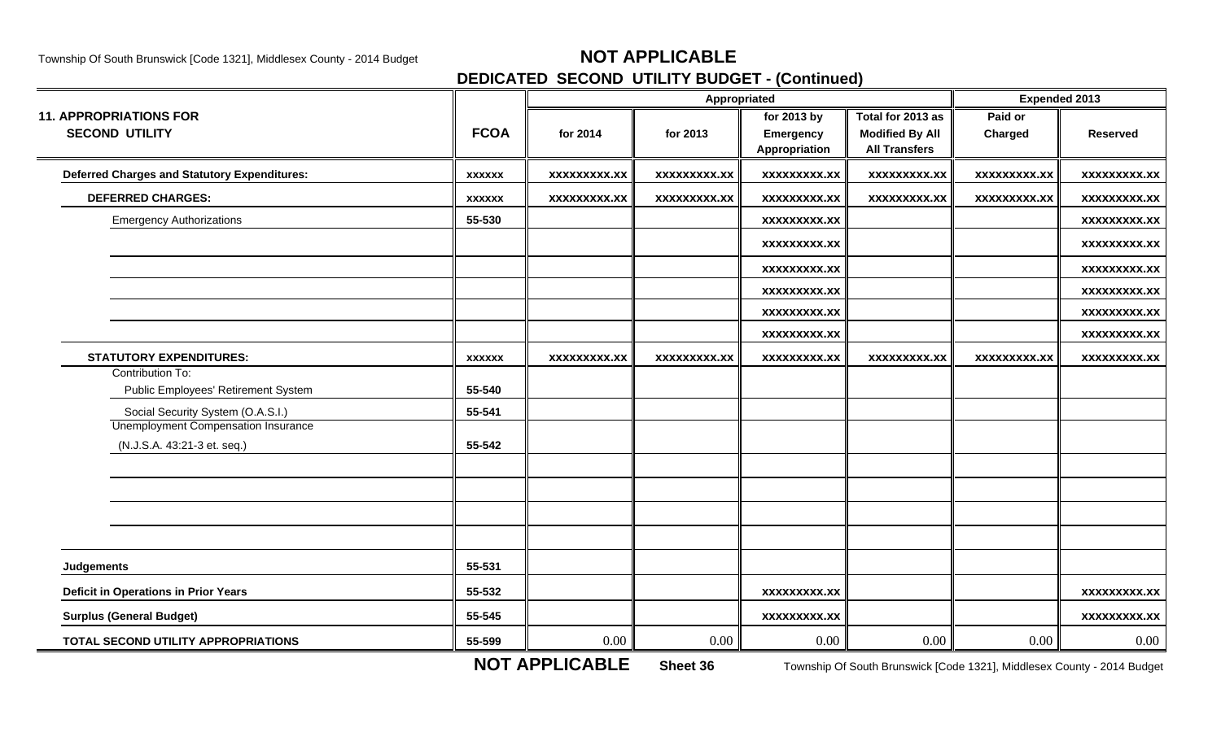# NOT APPLICABLE

## DEDICATED SECOND UTILITY BUDGET - (Continued)

| 11. APPROPRIATIONS FOR SECOND UTILITY | FCOA | Appropriated | | | | Expended 2013 | |
|---|---|---|---|---|---|---|---|
| | | for 2014 | for 2013 | for 2013 by Emergency Appropriation | Total for 2013 as Modified By All Transfers | Paid or Charged | Reserved |
| **Deferred Charges and Statutory Expenditures:** | xxxxxx | xxxxxxxxx.xx | xxxxxxxxx.xx | xxxxxxxxx.xx | xxxxxxxxx.xx | xxxxxxxxx.xx | xxxxxxxxx.xx |
| **DEFERRED CHARGES:** | xxxxxx | xxxxxxxxx.xx | xxxxxxxxx.xx | xxxxxxxxx.xx | xxxxxxxxx.xx | xxxxxxxxx.xx | xxxxxxxxx.xx |
| Emergency Authorizations | 55-530 | | | xxxxxxxxx.xx | | | xxxxxxxxx.xx |
| | | | | xxxxxxxxx.xx | | | xxxxxxxxx.xx |
| | | | | xxxxxxxxx.xx | | | xxxxxxxxx.xx |
| | | | | xxxxxxxxx.xx | | | xxxxxxxxx.xx |
| | | | | xxxxxxxxx.xx | | | xxxxxxxxx.xx |
| | | | | xxxxxxxxx.xx | | | xxxxxxxxx.xx |
| **STATUTORY EXPENDITURES:** | xxxxxx | xxxxxxxxx.xx | xxxxxxxxx.xx | xxxxxxxxx.xx | xxxxxxxxx.xx | xxxxxxxxx.xx | xxxxxxxxx.xx |
| Contribution To: Public Employees' Retirement System | 55-540 | | | | | | |
| Social Security System (O.A.S.I.) | 55-541 | | | | | | |
| Unemployment Compensation Insurance (N.J.S.A. 43:21-3 et. seq.) | 55-542 | | | | | | |
| | | | | | | | |
| | | | | | | | |
| | | | | | | | |
| | | | | | | | |
| **Judgements** | 55-531 | | | | | | |
| **Deficit in Operations in Prior Years** | 55-532 | | | xxxxxxxxx.xx | | | xxxxxxxxx.xx |
| **Surplus (General Budget)** | 55-545 | | | xxxxxxxxx.xx | | | xxxxxxxxx.xx |
| **TOTAL SECOND UTILITY APPROPRIATIONS** | 55-599 | 0.00 | 0.00 | 0.00 | 0.00 | 0.00 | 0.00 |

**NOT APPLICABLE** **Sheet 36**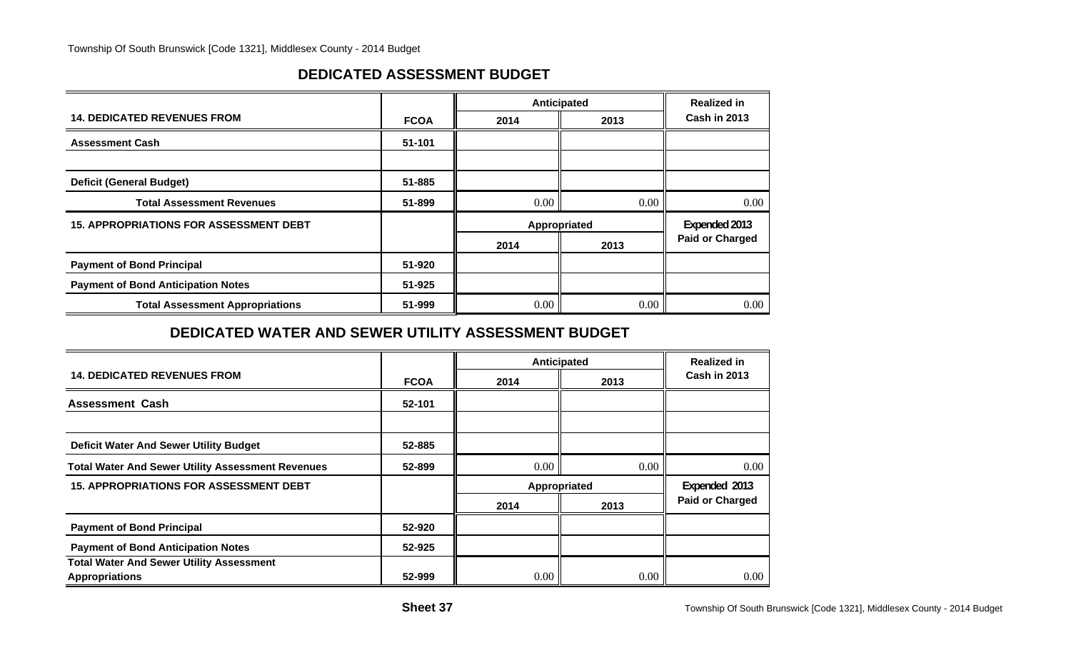## DEDICATED ASSESSMENT BUDGET

| 14. DEDICATED REVENUES FROM | FCOA | Anticipated 2014 | Anticipated 2013 | Realized in Cash in 2013 |
|---|---|---|---|---|
| Assessment Cash | 51-101 | | | |
| | | | | |
| Deficit (General Budget) | 51-885 | | | |
| Total Assessment Revenues | 51-899 | 0.00 | 0.00 | 0.00 |
| **15. APPROPRIATIONS FOR ASSESSMENT DEBT** | | **Appropriated 2014** | **Appropriated 2013** | **Expended 2013 Paid or Charged** |
| Payment of Bond Principal | 51-920 | | | |
| Payment of Bond Anticipation Notes | 51-925 | | | |
| Total Assessment Appropriations | 51-999 | 0.00 | 0.00 | 0.00 |

## DEDICATED WATER AND SEWER UTILITY ASSESSMENT BUDGET

| 14. DEDICATED REVENUES FROM | FCOA | Anticipated 2014 | Anticipated 2013 | Realized in Cash in 2013 |
|---|---|---|---|---|
| Assessment Cash | 52-101 | | | |
| | | | | |
| Deficit Water And Sewer Utility Budget | 52-885 | | | |
| Total Water And Sewer Utility Assessment Revenues | 52-899 | 0.00 | 0.00 | 0.00 |
| **15. APPROPRIATIONS FOR ASSESSMENT DEBT** | | **Appropriated 2014** | **Appropriated 2013** | **Expended 2013 Paid or Charged** |
| Payment of Bond Principal | 52-920 | | | |
| Payment of Bond Anticipation Notes | 52-925 | | | |
| Total Water And Sewer Utility Assessment Appropriations | 52-999 | 0.00 | 0.00 | 0.00 |

Sheet 37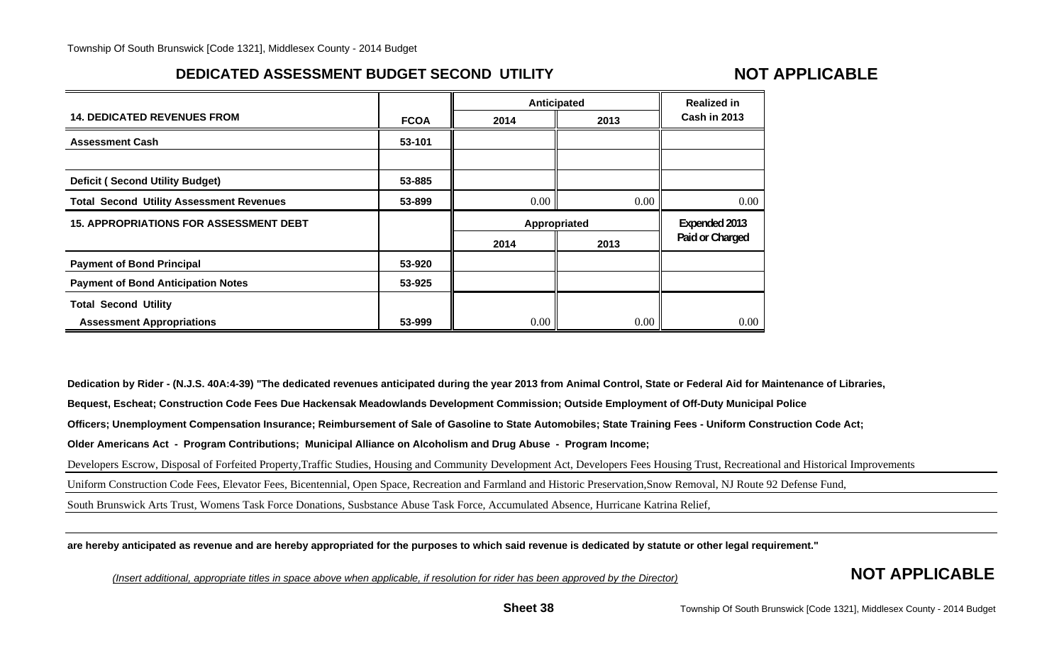## DEDICATED ASSESSMENT BUDGET SECOND UTILITY

**NOT APPLICABLE**

| 14. DEDICATED REVENUES FROM | FCOA | Anticipated 2014 | Anticipated 2013 | Realized in Cash in 2013 |
|---|---|---|---|---|
| Assessment Cash | 53-101 | | | |
| | | | | |
| Deficit ( Second Utility Budget) | 53-885 | | | |
| Total Second Utility Assessment Revenues | 53-899 | 0.00 | 0.00 | 0.00 |
| **15. APPROPRIATIONS FOR ASSESSMENT DEBT** | | **Appropriated 2014** | **Appropriated 2013** | **Expended 2013 Paid or Charged** |
| Payment of Bond Principal | 53-920 | | | |
| Payment of Bond Anticipation Notes | 53-925 | | | |
| Total Second Utility Assessment Appropriations | 53-999 | 0.00 | 0.00 | 0.00 |

**Dedication by Rider - (N.J.S. 40A:4-39) "The dedicated revenues anticipated during the year 2013 from Animal Control, State or Federal Aid for Maintenance of Libraries, Bequest, Escheat; Construction Code Fees Due Hackensak Meadowlands Development Commission; Outside Employment of Off-Duty Municipal Police Officers; Unemployment Compensation Insurance; Reimbursement of Sale of Gasoline to State Automobiles; State Training Fees - Uniform Construction Code Act; Older Americans Act - Program Contributions; Municipal Alliance on Alcoholism and Drug Abuse - Program Income;**

Developers Escrow, Disposal of Forfeited Property,Traffic Studies, Housing and Community Development Act, Developers Fees Housing Trust, Recreational and Historical Improvements

Uniform Construction Code Fees, Elevator Fees, Bicentennial, Open Space, Recreation and Farmland and Historic Preservation,Snow Removal, NJ Route 92 Defense Fund,

South Brunswick Arts Trust, Womens Task Force Donations, Susbstance Abuse Task Force, Accumulated Absence, Hurricane Katrina Relief,

**are hereby anticipated as revenue and are hereby appropriated for the purposes to which said revenue is dedicated by statute or other legal requirement."**

*(Insert additional, appropriate titles in space above when applicable, if resolution for rider has been approved by the Director)*

**NOT APPLICABLE**

**Sheet 38**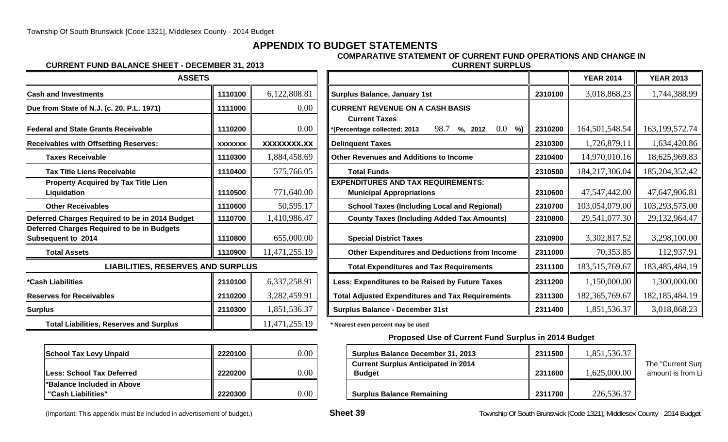# APPENDIX TO BUDGET STATEMENTS

## CURRENT FUND BALANCE SHEET - DECEMBER 31, 2013

| ASSETS | | |
|---|---|---|
| Cash and Investments | 1110100 | 6,122,808.81 |
| Due from State of N.J. (c. 20, P.L. 1971) | 1111000 | 0.00 |
| Federal and State Grants Receivable | 1110200 | 0.00 |
| Receivables with Offsetting Reserves: | XXXXXXX | XXXXXXXX.XX |
| Taxes Receivable | 1110300 | 1,884,458.69 |
| Tax Title Liens Receivable | 1110400 | 575,766.05 |
| Property Acquired by Tax Title Lien Liquidation | 1110500 | 771,640.00 |
| Other Receivables | 1110600 | 50,595.17 |
| Deferred Charges Required to be in 2014 Budget | 1110700 | 1,410,986.47 |
| Deferred Charges Required to be in Budgets Subsequent to 2014 | 1110800 | 655,000.00 |
| Total Assets | 1110900 | 11,471,255.19 |
| **LIABILITIES, RESERVES AND SURPLUS** | | |
| *Cash Liabilities | 2110100 | 6,337,258.91 |
| Reserves for Receivables | 2110200 | 3,282,459.91 |
| Surplus | 2110300 | 1,851,536.37 |
| Total Liabilities, Reserves and Surplus | | 11,471,255.19 |

| | | |
|---|---|---|
| School Tax Levy Unpaid | 2220100 | 0.00 |
| Less: School Tax Deferred | 2220200 | 0.00 |
| *Balance Included in Above "Cash Liabilities" | 2220300 | 0.00 |

(Important: This appendix must be included in advertisement of budget.)

## COMPARATIVE STATEMENT OF CURRENT FUND OPERATIONS AND CHANGE IN CURRENT SURPLUS

| | | YEAR 2014 | YEAR 2013 |
|---|---|---|---|
| Surplus Balance, January 1st | 2310100 | 3,018,868.23 | 1,744,388.99 |
| CURRENT REVENUE ON A CASH BASIS | | | |
| Current Taxes *(Percentage collected: 2013 98.7 %, 2012 0.0 %) | 2310200 | 164,501,548.54 | 163,199,572.74 |
| Delinquent Taxes | 2310300 | 1,726,879.11 | 1,634,420.86 |
| Other Revenues and Additions to Income | 2310400 | 14,970,010.16 | 18,625,969.83 |
| Total Funds | 2310500 | 184,217,306.04 | 185,204,352.42 |
| EXPENDITURES AND TAX REQUIREMENTS: | | | |
| Municipal Appropriations | 2310600 | 47,547,442.00 | 47,647,906.81 |
| School Taxes (Including Local and Regional) | 2310700 | 103,054,079.00 | 103,293,575.00 |
| County Taxes (Including Added Tax Amounts) | 2310800 | 29,541,077.30 | 29,132,964.47 |
| Special District Taxes | 2310900 | 3,302,817.52 | 3,298,100.00 |
| Other Expenditures and Deductions from Income | 2311000 | 70,353.85 | 112,937.91 |
| Total Expenditures and Tax Requirements | 2311100 | 183,515,769.67 | 183,485,484.19 |
| Less: Expenditures to be Raised by Future Taxes | 2311200 | 1,150,000.00 | 1,300,000.00 |
| Total Adjusted Expenditures and Tax Requirements | 2311300 | 182,365,769.67 | 182,185,484.19 |
| Surplus Balance - December 31st | 2311400 | 1,851,536.37 | 3,018,868.23 |

\* Nearest even percent may be used

### Proposed Use of Current Fund Surplus in 2014 Budget

| | | |
|---|---|---|
| Surplus Balance December 31, 2013 | 2311500 | 1,851,536.37 |
| Current Surplus Anticipated in 2014 Budget | 2311600 | 1,625,000.00 |
| Surplus Balance Remaining | 2311700 | 226,536.37 |

The "Current Surp amount is from Li

Sheet 39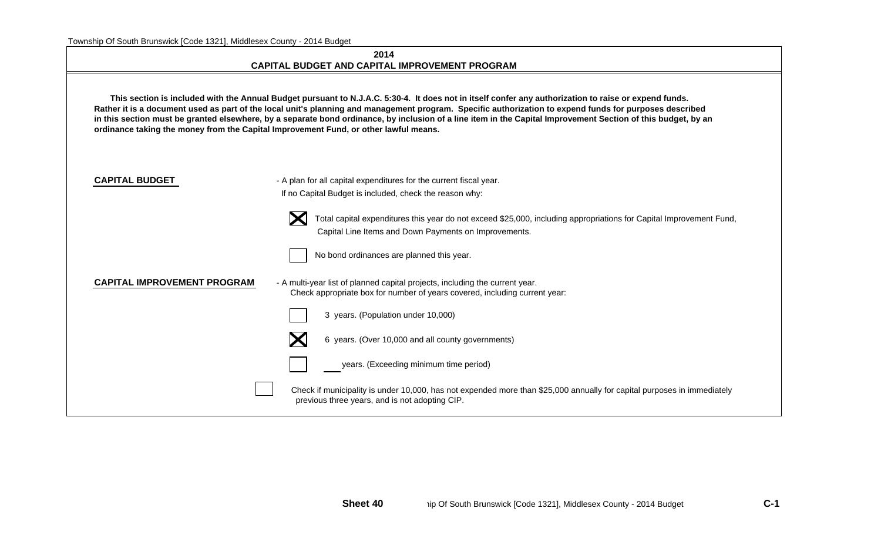# 2014
## CAPITAL BUDGET AND CAPITAL IMPROVEMENT PROGRAM

**This section is included with the Annual Budget pursuant to N.J.A.C. 5:30-4. It does not in itself confer any authorization to raise or expend funds. Rather it is a document used as part of the local unit's planning and management program. Specific authorization to expend funds for purposes described in this section must be granted elsewhere, by a separate bond ordinance, by inclusion of a line item in the Capital Improvement Section of this budget, by an ordinance taking the money from the Capital Improvement Fund, or other lawful means.**

**CAPITAL BUDGET** - A plan for all capital expenditures for the current fiscal year.

If no Capital Budget is included, check the reason why:

- [X] Total capital expenditures this year do not exceed $25,000, including appropriations for Capital Improvement Fund, Capital Line Items and Down Payments on Improvements.
- [ ] No bond ordinances are planned this year.

**CAPITAL IMPROVEMENT PROGRAM** - A multi-year list of planned capital projects, including the current year.

Check appropriate box for number of years covered, including current year:

- [ ] 3 years. (Population under 10,000)
- [X] 6 years. (Over 10,000 and all county governments)
- [ ] ___ years. (Exceeding minimum time period)

- [ ] Check if municipality is under 10,000, has not expended more than $25,000 annually for capital purposes in immediately previous three years, and is not adopting CIP.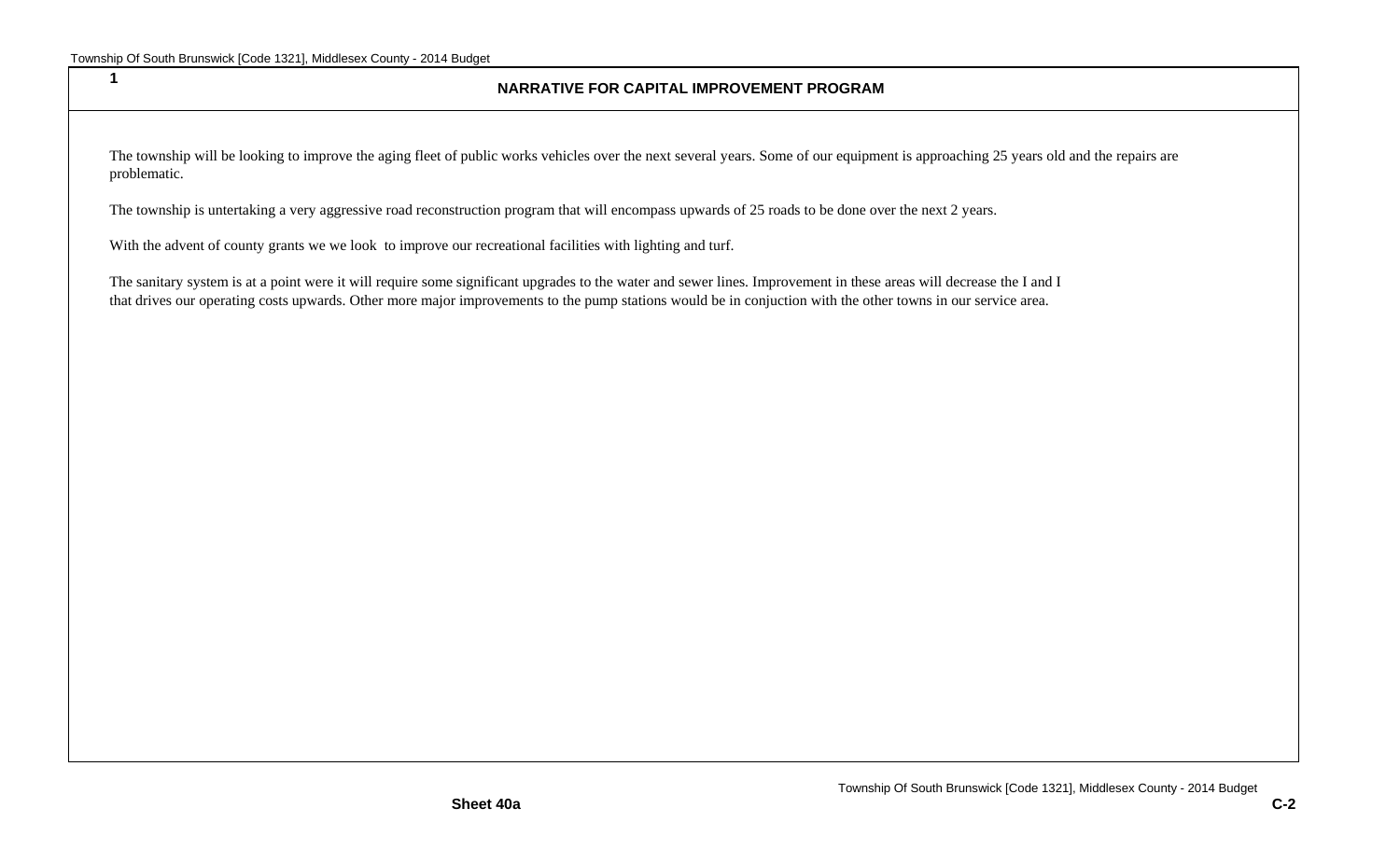1

## NARRATIVE FOR CAPITAL IMPROVEMENT PROGRAM

The township will be looking to improve the aging fleet of public works vehicles over the next several years. Some of our equipment is approaching 25 years old and the repairs are problematic.

The township is untertaking a very aggressive road reconstruction program that will encompass upwards of 25 roads to be done over the next 2 years.

With the advent of county grants we we look  to improve our recreational facilities with lighting and turf.

The sanitary system is at a point were it will require some significant upgrades to the water and sewer lines. Improvement in these areas will decrease the I and I that drives our operating costs upwards. Other more major improvements to the pump stations would be in conjuction with the other towns in our service area.

**Sheet 40a**

**C-2**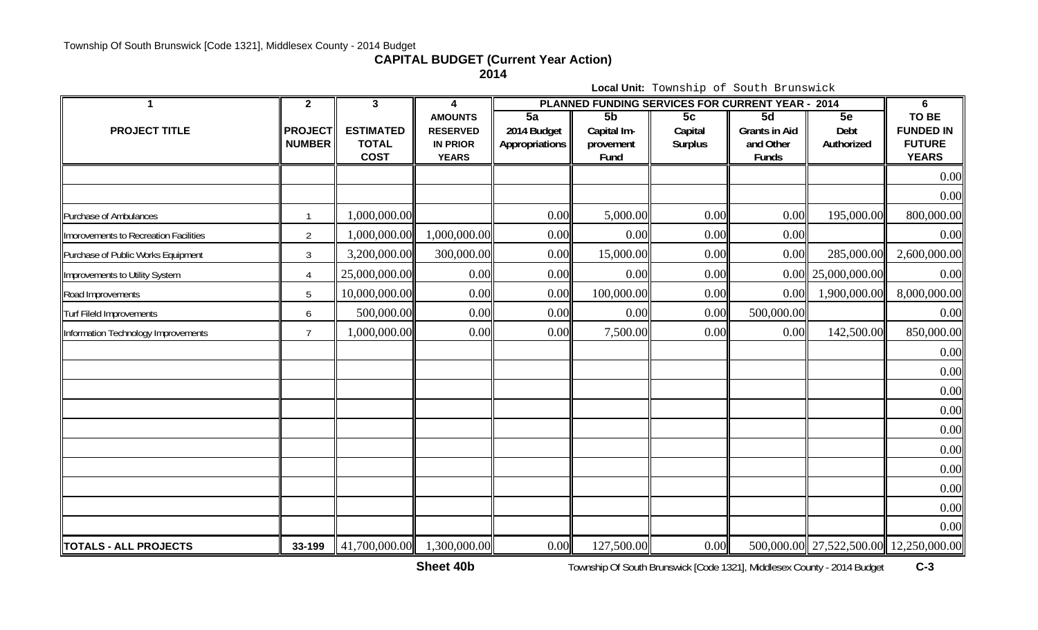Township Of South Brunswick [Code 1321], Middlesex County - 2014 Budget

## CAPITAL BUDGET (Current Year Action)

### 2014

**Local Unit:** Township of South Brunswick

| 1 | 2 | 3 | 4 | PLANNED FUNDING SERVICES FOR CURRENT YEAR - 2014 | | | | | 6 |
|---|---|---|---|---|---|---|---|---|---|
| PROJECT TITLE | PROJECT NUMBER | ESTIMATED TOTAL COST | AMOUNTS RESERVED IN PRIOR YEARS | 5a 2014 Budget Appropriations | 5b Capital Improvement Fund | 5c Capital Surplus | 5d Grants in Aid and Other Funds | 5e Debt Authorized | TO BE FUNDED IN FUTURE YEARS |
| | | | | | | | | | 0.00 |
| | | | | | | | | | 0.00 |
| Purchase of Ambulances | 1 | 1,000,000.00 | | 0.00 | 5,000.00 | 0.00 | 0.00 | 195,000.00 | 800,000.00 |
| Imorovements to Recreation Facilities | 2 | 1,000,000.00 | 1,000,000.00 | 0.00 | 0.00 | 0.00 | 0.00 | | 0.00 |
| Purchase of Public Works Equipment | 3 | 3,200,000.00 | 300,000.00 | 0.00 | 15,000.00 | 0.00 | 0.00 | 285,000.00 | 2,600,000.00 |
| Improvements to Utility System | 4 | 25,000,000.00 | 0.00 | 0.00 | 0.00 | 0.00 | 0.00 | 25,000,000.00 | 0.00 |
| Road Improvements | 5 | 10,000,000.00 | 0.00 | 0.00 | 100,000.00 | 0.00 | 0.00 | 1,900,000.00 | 8,000,000.00 |
| Turf Fileld Improvements | 6 | 500,000.00 | 0.00 | 0.00 | 0.00 | 0.00 | 500,000.00 | | 0.00 |
| Information Technology Improvements | 7 | 1,000,000.00 | 0.00 | 0.00 | 7,500.00 | 0.00 | 0.00 | 142,500.00 | 850,000.00 |
| | | | | | | | | | 0.00 |
| | | | | | | | | | 0.00 |
| | | | | | | | | | 0.00 |
| | | | | | | | | | 0.00 |
| | | | | | | | | | 0.00 |
| | | | | | | | | | 0.00 |
| | | | | | | | | | 0.00 |
| | | | | | | | | | 0.00 |
| | | | | | | | | | 0.00 |
| | | | | | | | | | 0.00 |
| **TOTALS - ALL PROJECTS** | 33-199 | 41,700,000.00 | 1,300,000.00 | 0.00 | 127,500.00 | 0.00 | 500,000.00 | 27,522,500.00 | 12,250,000.00 |

Sheet 40b

C-3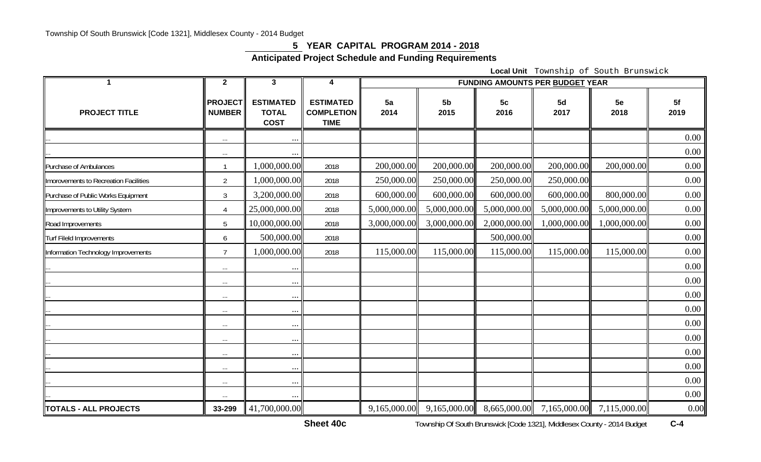Township Of South Brunswick [Code 1321], Middlesex County - 2014 Budget

## 5 YEAR CAPITAL PROGRAM 2014 - 2018

### Anticipated Project Schedule and Funding Requirements

**Local Unit** Township of South Brunswick

| 1 | 2 | 3 | 4 | FUNDING AMOUNTS PER BUDGET YEAR | | | | | |
|---|---|---|---|---|---|---|---|---|---|
| **PROJECT TITLE** | **PROJECT NUMBER** | **ESTIMATED TOTAL COST** | **ESTIMATED COMPLETION TIME** | **5a 2014** | **5b 2015** | **5c 2016** | **5d 2017** | **5e 2018** | **5f 2019** |
| ... | ... | ... | | | | | | | 0.00 |
| ... | ... | ... | | | | | | | 0.00 |
| Purchase of Ambulances | 1 | 1,000,000.00 | 2018 | 200,000.00 | 200,000.00 | 200,000.00 | 200,000.00 | 200,000.00 | 0.00 |
| Imorovements to Recreation Facilities | 2 | 1,000,000.00 | 2018 | 250,000.00 | 250,000.00 | 250,000.00 | 250,000.00 | | 0.00 |
| Purchase of Public Works Equipment | 3 | 3,200,000.00 | 2018 | 600,000.00 | 600,000.00 | 600,000.00 | 600,000.00 | 800,000.00 | 0.00 |
| Improvements to Utility System | 4 | 25,000,000.00 | 2018 | 5,000,000.00 | 5,000,000.00 | 5,000,000.00 | 5,000,000.00 | 5,000,000.00 | 0.00 |
| Road Improvements | 5 | 10,000,000.00 | 2018 | 3,000,000.00 | 3,000,000.00 | 2,000,000.00 | 1,000,000.00 | 1,000,000.00 | 0.00 |
| Turf Fileld Improvements | 6 | 500,000.00 | 2018 | | | 500,000.00 | | | 0.00 |
| Information Technology Improvements | 7 | 1,000,000.00 | 2018 | 115,000.00 | 115,000.00 | 115,000.00 | 115,000.00 | 115,000.00 | 0.00 |
| ... | ... | ... | | | | | | | 0.00 |
| ... | ... | ... | | | | | | | 0.00 |
| ... | ... | ... | | | | | | | 0.00 |
| ... | ... | ... | | | | | | | 0.00 |
| ... | ... | ... | | | | | | | 0.00 |
| ... | ... | ... | | | | | | | 0.00 |
| ... | ... | ... | | | | | | | 0.00 |
| ... | ... | ... | | | | | | | 0.00 |
| ... | ... | ... | | | | | | | 0.00 |
| ... | ... | ... | | | | | | | 0.00 |
| **TOTALS - ALL PROJECTS** | **33-299** | 41,700,000.00 | | 9,165,000.00 | 9,165,000.00 | 8,665,000.00 | 7,165,000.00 | 7,115,000.00 | 0.00 |

**Sheet 40c**

**C-4**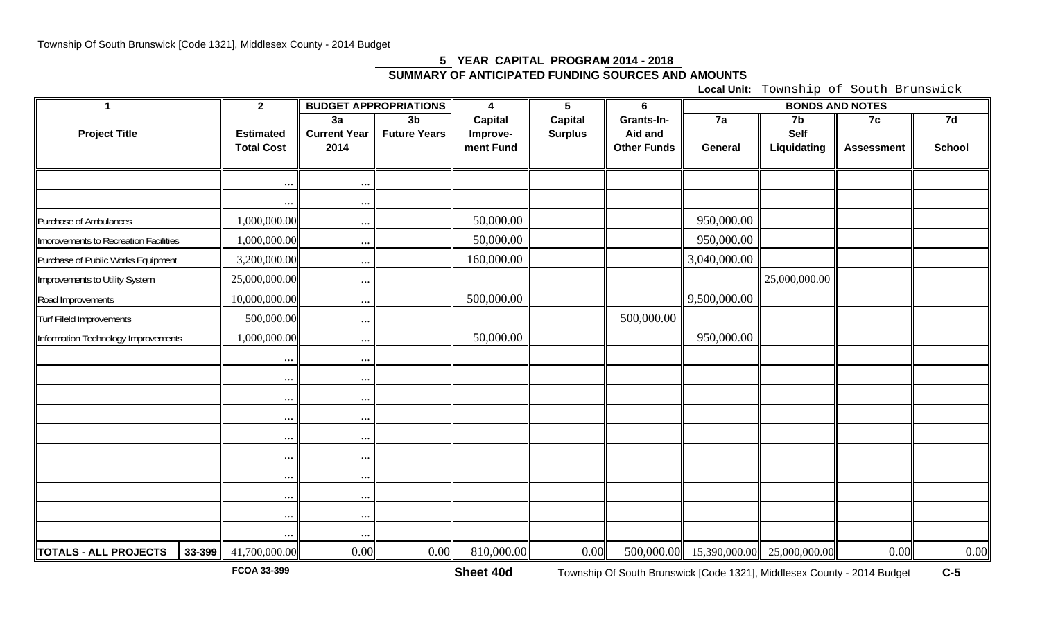## 5 YEAR CAPITAL PROGRAM 2014 - 2018

### SUMMARY OF ANTICIPATED FUNDING SOURCES AND AMOUNTS

**Local Unit:** Township of South Brunswick

| 1 | | 2 | BUDGET APPROPRIATIONS | | 4 | 5 | 6 | BONDS AND NOTES | | | |
|---|---|---|---|---|---|---|---|---|---|---|---|
| Project Title | | Estimated Total Cost | 3a Current Year 2014 | 3b Future Years | Capital Improve-ment Fund | Capital Surplus | Grants-In-Aid and Other Funds | 7a General | 7b Self Liquidating | 7c Assessment | 7d School |
| | | ... | ... | | | | | | | | |
| | | ... | ... | | | | | | | | |
| Purchase of Ambulances | | 1,000,000.00 | ... | | 50,000.00 | | | 950,000.00 | | | |
| Improvements to Recreation Facilities | | 1,000,000.00 | ... | | 50,000.00 | | | 950,000.00 | | | |
| Purchase of Public Works Equipment | | 3,200,000.00 | ... | | 160,000.00 | | | 3,040,000.00 | | | |
| Improvements to Utility System | | 25,000,000.00 | ... | | | | | | 25,000,000.00 | | |
| Road Improvements | | 10,000,000.00 | ... | | 500,000.00 | | | 9,500,000.00 | | | |
| Turf Fileld Improvements | | 500,000.00 | ... | | | | 500,000.00 | | | | |
| Information Technology Improvements | | 1,000,000.00 | ... | | 50,000.00 | | | 950,000.00 | | | |
| | | ... | ... | | | | | | | | |
| | | ... | ... | | | | | | | | |
| | | ... | ... | | | | | | | | |
| | | ... | ... | | | | | | | | |
| | | ... | ... | | | | | | | | |
| | | ... | ... | | | | | | | | |
| | | ... | ... | | | | | | | | |
| | | ... | ... | | | | | | | | |
| | | ... | ... | | | | | | | | |
| | | ... | ... | | | | | | | | |
| **TOTALS - ALL PROJECTS** | 33-399 | 41,700,000.00 | 0.00 | 0.00 | 810,000.00 | 0.00 | 500,000.00 | 15,390,000.00 | 25,000,000.00 | 0.00 | 0.00 |

FCOA 33-399

**Sheet 40d**

C-5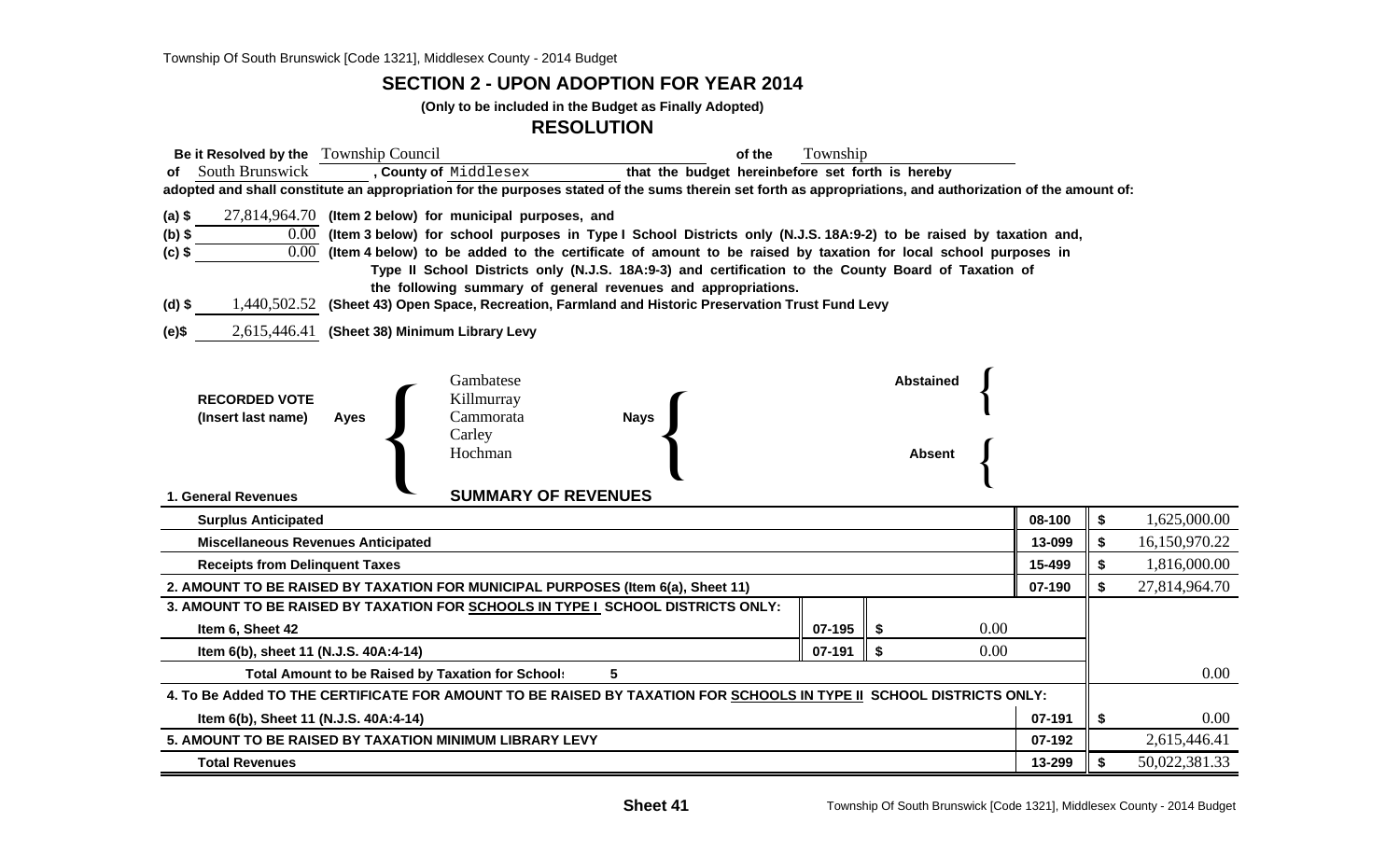## SECTION 2 - UPON ADOPTION FOR YEAR 2014

**(Only to be included in the Budget as Finally Adopted)**

## RESOLUTION

**Be it Resolved by the** Township Council **of the** Township **of** South Brunswick **, County of** Middlesex **that the budget hereinbefore set forth is hereby adopted and shall constitute an appropriation for the purposes stated of the sums therein set forth as appropriations, and authorization of the amount of:**

**(a) $** 27,814,964.70 **(Item 2 below) for municipal purposes, and**

**(b) $** 0.00 **(Item 3 below) for school purposes in Type I School Districts only (N.J.S. 18A:9-2) to be raised by taxation and,**

**(c) $** 0.00 **(Item 4 below) to be added to the certificate of amount to be raised by taxation for local school purposes in Type II School Districts only (N.J.S. 18A:9-3) and certification to the County Board of Taxation of the following summary of general revenues and appropriations.**

**(d) $** 1,440,502.52 **(Sheet 43) Open Space, Recreation, Farmland and Historic Preservation Trust Fund Levy**

**(e)$** 2,615,446.41 **(Sheet 38) Minimum Library Levy**

**RECORDED VOTE (Insert last name)**

**Ayes:** Gambatese, Killmurray, Cammorata, Carley, Hochman

**Nays:**

**Abstained:**

**Absent:**

### SUMMARY OF REVENUES

| | | | | |
|---|---|---|---|---|
| **1. General Revenues** | | | | |
| **Surplus Anticipated** | | | **08-100** | **$** 1,625,000.00 |
| **Miscellaneous Revenues Anticipated** | | | **13-099** | **$** 16,150,970.22 |
| **Receipts from Delinquent Taxes** | | | **15-499** | **$** 1,816,000.00 |
| **2. AMOUNT TO BE RAISED BY TAXATION FOR MUNICIPAL PURPOSES (Item 6(a), Sheet 11)** | | | **07-190** | **$** 27,814,964.70 |
| **3. AMOUNT TO BE RAISED BY TAXATION FOR SCHOOLS IN TYPE I SCHOOL DISTRICTS ONLY:** | | | | |
| **Item 6, Sheet 42** | **07-195** | **$** 0.00 | | |
| **Item 6(b), sheet 11 (N.J.S. 40A:4-14)** | **07-191** | **$** 0.00 | | |
| **Total Amount to be Raised by Taxation for Schools 5** | | | | 0.00 |
| **4. To Be Added TO THE CERTIFICATE FOR AMOUNT TO BE RAISED BY TAXATION FOR SCHOOLS IN TYPE II SCHOOL DISTRICTS ONLY:** | | | | |
| **Item 6(b), Sheet 11 (N.J.S. 40A:4-14)** | | | **07-191** | **$** 0.00 |
| **5. AMOUNT TO BE RAISED BY TAXATION MINIMUM LIBRARY LEVY** | | | **07-192** | 2,615,446.41 |
| **Total Revenues** | | | **13-299** | **$** 50,022,381.33 |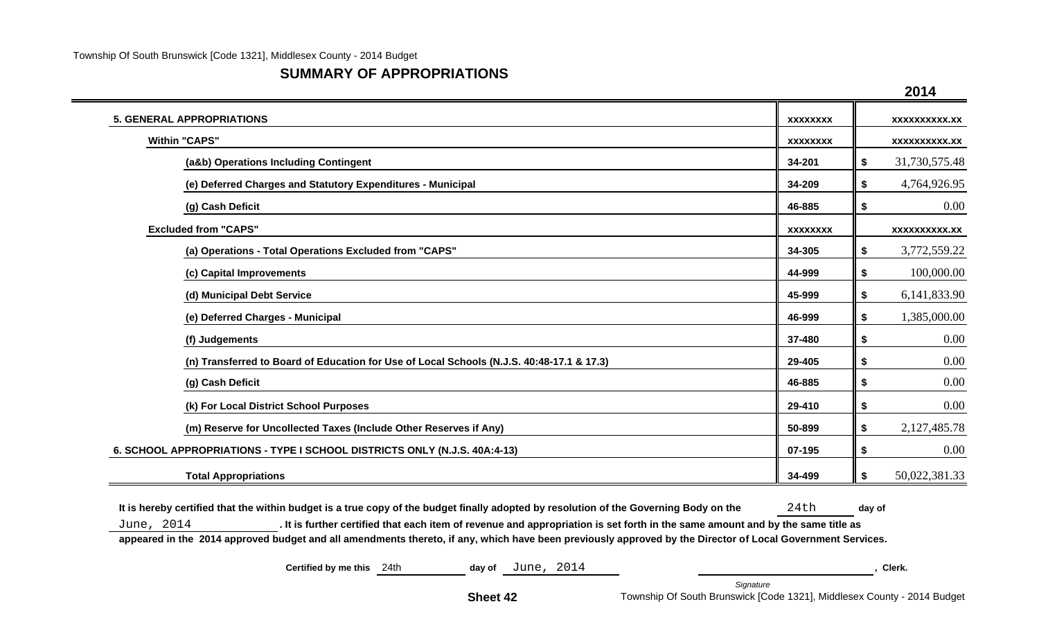## SUMMARY OF APPROPRIATIONS

| | | 2014 |
|---|---|---|
| **5. GENERAL APPROPRIATIONS** | xxxxxxxx | xxxxxxxxxx.xx |
| **Within "CAPS"** | xxxxxxxx | xxxxxxxxxx.xx |
| **(a&b) Operations Including Contingent** | 34-201 | $ 31,730,575.48 |
| **(e) Deferred Charges and Statutory Expenditures - Municipal** | 34-209 | $ 4,764,926.95 |
| **(g) Cash Deficit** | 46-885 | $ 0.00 |
| **Excluded from "CAPS"** | xxxxxxxx | xxxxxxxxxx.xx |
| **(a) Operations - Total Operations Excluded from "CAPS"** | 34-305 | $ 3,772,559.22 |
| **(c) Capital Improvements** | 44-999 | $ 100,000.00 |
| **(d) Municipal Debt Service** | 45-999 | $ 6,141,833.90 |
| **(e) Deferred Charges - Municipal** | 46-999 | $ 1,385,000.00 |
| **(f) Judgements** | 37-480 | $ 0.00 |
| **(n) Transferred to Board of Education for Use of Local Schools (N.J.S. 40:48-17.1 & 17.3)** | 29-405 | $ 0.00 |
| **(g) Cash Deficit** | 46-885 | $ 0.00 |
| **(k) For Local District School Purposes** | 29-410 | $ 0.00 |
| **(m) Reserve for Uncollected Taxes (Include Other Reserves if Any)** | 50-899 | $ 2,127,485.78 |
| **6. SCHOOL APPROPRIATIONS - TYPE I SCHOOL DISTRICTS ONLY (N.J.S. 40A:4-13)** | 07-195 | $ 0.00 |
| **Total Appropriations** | 34-499 | $ 50,022,381.33 |

**It is hereby certified that the within budget is a true copy of the budget finally adopted by resolution of the Governing Body on the** 24th **day of** June, 2014 **. It is further certified that each item of revenue and appropriation is set forth in the same amount and by the same title as appeared in the 2014 approved budget and all amendments thereto, if any, which have been previously approved by the Director of Local Government Services.**

**Certified by me this** 24th **day of** June, 2014 ________________________ **, Clerk.**

*Signature*

**Sheet 42**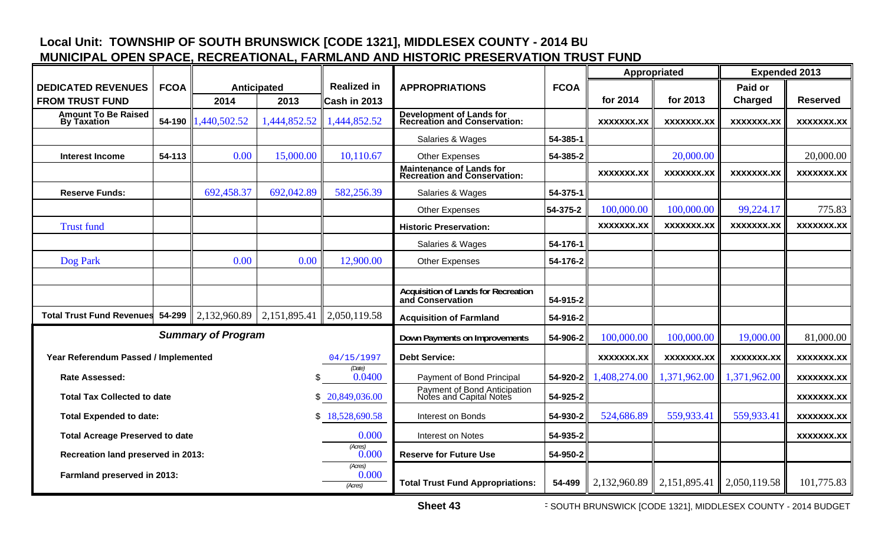## Local Unit: TOWNSHIP OF SOUTH BRUNSWICK [CODE 1321], MIDDLESEX COUNTY - 2014 BU

## MUNICIPAL OPEN SPACE, RECREATIONAL, FARMLAND AND HISTORIC PRESERVATION TRUST FUND

| DEDICATED REVENUES FROM TRUST FUND | FCOA | Anticipated 2014 | Anticipated 2013 | Realized in Cash in 2013 | APPROPRIATIONS | FCOA | Appropriated for 2014 | Appropriated for 2013 | Expended 2013 Paid or Charged | Expended 2013 Reserved |
|---|---|---|---|---|---|---|---|---|---|---|
| Amount To Be Raised By Taxation | 54-190 | 1,440,502.52 | 1,444,852.52 | 1,444,852.52 | Development of Lands for Recreation and Conservation: | | xxxxxxx.xx | xxxxxxx.xx | xxxxxxx.xx | xxxxxxx.xx |
| | | | | | Salaries & Wages | 54-385-1 | | | | |
| Interest Income | 54-113 | 0.00 | 15,000.00 | 10,110.67 | Other Expenses | 54-385-2 | | 20,000.00 | | 20,000.00 |
| | | | | | Maintenance of Lands for Recreation and Conservation: | | xxxxxxx.xx | xxxxxxx.xx | xxxxxxx.xx | xxxxxxx.xx |
| Reserve Funds: | | 692,458.37 | 692,042.89 | 582,256.39 | Salaries & Wages | 54-375-1 | | | | |
| | | | | | Other Expenses | 54-375-2 | 100,000.00 | 100,000.00 | 99,224.17 | 775.83 |
| Trust fund | | | | | Historic Preservation: | | xxxxxxx.xx | xxxxxxx.xx | xxxxxxx.xx | xxxxxxx.xx |
| | | | | | Salaries & Wages | 54-176-1 | | | | |
| Dog Park | | 0.00 | 0.00 | 12,900.00 | Other Expenses | 54-176-2 | | | | |
| | | | | | | | | | | |
| | | | | | Acquisition of Lands for Recreation and Conservation | 54-915-2 | | | | |
| Total Trust Fund Revenues | 54-299 | 2,132,960.89 | 2,151,895.41 | 2,050,119.58 | Acquisition of Farmland | 54-916-2 | | | | |
| ***Summary of Program*** | | | | | Down Payments on Improvements | 54-906-2 | 100,000.00 | 100,000.00 | 19,000.00 | 81,000.00 |
| Year Referendum Passed / Implemented | | | | 04/15/1997 (Date) | Debt Service: | | xxxxxxx.xx | xxxxxxx.xx | xxxxxxx.xx | xxxxxxx.xx |
| Rate Assessed: | | | | $ 0.0400 | Payment of Bond Principal | 54-920-2 | 1,408,274.00 | 1,371,962.00 | 1,371,962.00 | xxxxxxx.xx |
| Total Tax Collected to date | | | | $ 20,849,036.00 | Payment of Bond Anticipation Notes and Capital Notes | 54-925-2 | | | | xxxxxxx.xx |
| Total Expended to date: | | | | $ 18,528,690.58 | Interest on Bonds | 54-930-2 | 524,686.89 | 559,933.41 | 559,933.41 | xxxxxxx.xx |
| Total Acreage Preserved to date | | | | 0.000 (Acres) | Interest on Notes | 54-935-2 | | | | xxxxxxx.xx |
| Recreation land preserved in 2013: | | | | 0.000 (Acres) | Reserve for Future Use | 54-950-2 | | | | |
| Farmland preserved in 2013: | | | | 0.000 (Acres) | Total Trust Fund Appropriations: | 54-499 | 2,132,960.89 | 2,151,895.41 | 2,050,119.58 | 101,775.83 |

**Sheet 43**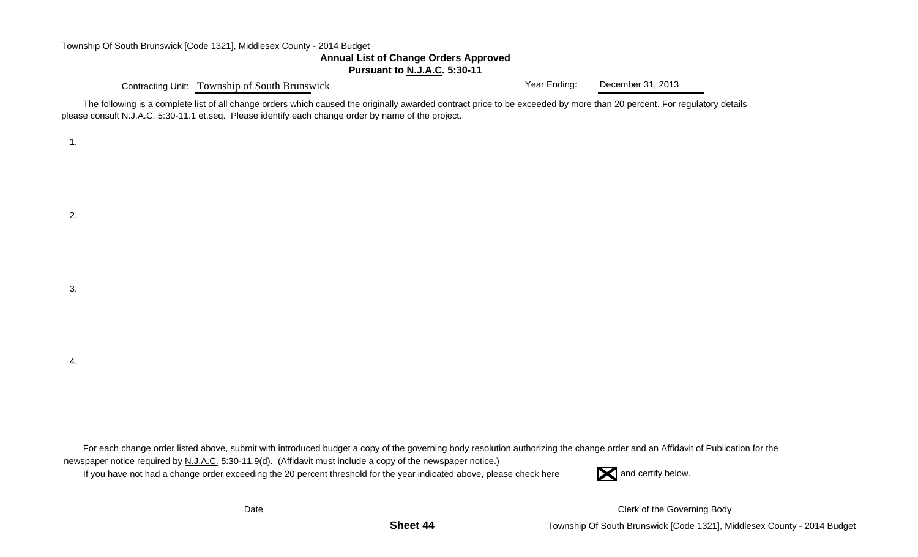## Annual List of Change Orders Approved
## Pursuant to N.J.A.C. 5:30-11

Contracting Unit: Township of South Brunswick                                        Year Ending: December 31, 2013

The following is a complete list of all change orders which caused the originally awarded contract price to be exceeded by more than 20 percent. For regulatory details please consult N.J.A.C. 5:30-11.1 et.seq. Please identify each change order by name of the project.

1.

2.

3.

4.

For each change order listed above, submit with introduced budget a copy of the governing body resolution authorizing the change order and an Affidavit of Publication for the newspaper notice required by N.J.A.C. 5:30-11.9(d). (Affidavit must include a copy of the newspaper notice.)

If you have not had a change order exceeding the 20 percent threshold for the year indicated above, please check here ☒ and certify below.

Date                                                                                                        Clerk of the Governing Body

**Sheet 44**